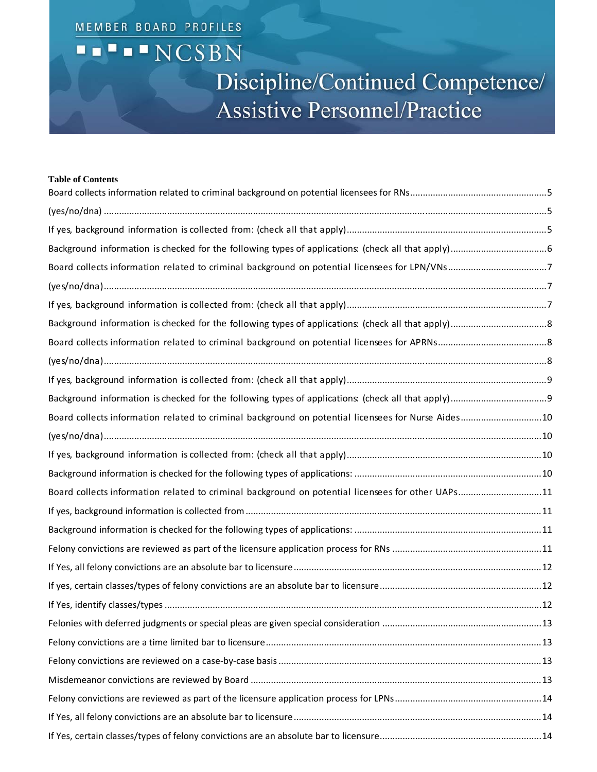MEMBER BOARD PROFILES

NCSBN

# Discipline/Continued Competence/ Assistive Personnel/Practice

**Table of Contents**

Board collects information related to criminal background on potential licensees for RNs.....5

(yes/no/dna).....5

If yes, background information is collected from: (check all that apply).....5

Background information is checked for the following types of applications: (check all that apply).....6

Board collects information related to criminal background on potential licensees for LPN/VNs.....7

(yes/no/dna).....7

If yes, background information is collected from: (check all that apply).....7

Background information is checked for the following types of applications: (check all that apply).....8

Board collects information related to criminal background on potential licensees for APRNs.....8

(yes/no/dna).....8

If yes, background information is collected from: (check all that apply).....9

Background information is checked for the following types of applications: (check all that apply).....9

Board collects information related to criminal background on potential licensees for Nurse Aides.....10

(yes/no/dna).....10

If yes, background information is collected from: (check all that apply).....10

Background information is checked for the following types of applications: .....10

Board collects information related to criminal background on potential licensees for other UAPs.....11

If yes, background information is collected from.....11

Background information is checked for the following types of applications: .....11

Felony convictions are reviewed as part of the licensure application process for RNs .....11

If Yes, all felony convictions are an absolute bar to licensure.....12

If yes, certain classes/types of felony convictions are an absolute bar to licensure.....12

If Yes, identify classes/types .....12

Felonies with deferred judgments or special pleas are given special consideration .....13

Felony convictions are a time limited bar to licensure.....13

Felony convictions are reviewed on a case-by-case basis.....13

Misdemeanor convictions are reviewed by Board .....13

Felony convictions are reviewed as part of the licensure application process for LPNs.....14

If Yes, all felony convictions are an absolute bar to licensure.....14

If Yes, certain classes/types of felony convictions are an absolute bar to licensure.....14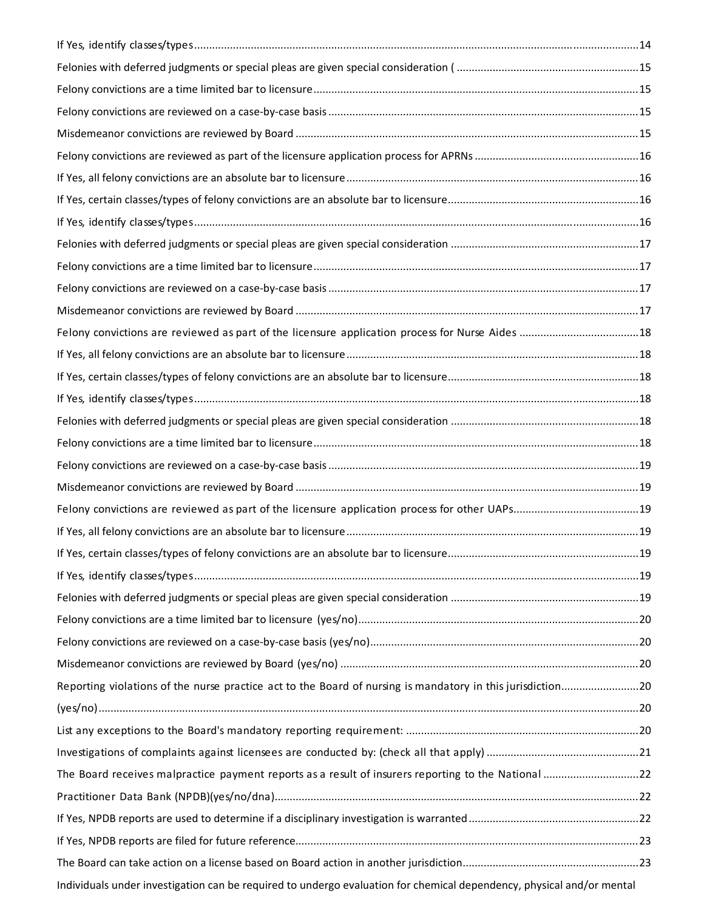If Yes, identify classes/types ........................................................................................................................................ 14

Felonies with deferred judgments or special pleas are given special consideration ( .............................................................. 15

Felony convictions are a time limited bar to licensure ............................................................................................................... 15

Felony convictions are reviewed on a case-by-case basis .......................................................................................................... 15

Misdemeanor convictions are reviewed by Board ..................................................................................................................... 15

Felony convictions are reviewed as part of the licensure application process for APRNs ........................................................ 16

If Yes, all felony convictions are an absolute bar to licensure .................................................................................................... 16

If Yes, certain classes/types of felony convictions are an absolute bar to licensure ................................................................. 16

If Yes, identify classes/types ........................................................................................................................................ 16

Felonies with deferred judgments or special pleas are given special consideration ................................................................ 17

Felony convictions are a time limited bar to licensure ............................................................................................................... 17

Felony convictions are reviewed on a case-by-case basis .......................................................................................................... 17

Misdemeanor convictions are reviewed by Board ..................................................................................................................... 17

Felony convictions are reviewed as part of the licensure application process for Nurse Aides ................................................ 18

If Yes, all felony convictions are an absolute bar to licensure .................................................................................................... 18

If Yes, certain classes/types of felony convictions are an absolute bar to licensure ................................................................. 18

If Yes, identify classes/types ........................................................................................................................................ 18

Felonies with deferred judgments or special pleas are given special consideration ................................................................ 18

Felony convictions are a time limited bar to licensure ............................................................................................................... 18

Felony convictions are reviewed on a case-by-case basis .......................................................................................................... 19

Misdemeanor convictions are reviewed by Board ..................................................................................................................... 19

Felony convictions are reviewed as part of the licensure application process for other UAPs ................................................. 19

If Yes, all felony convictions are an absolute bar to licensure .................................................................................................... 19

If Yes, certain classes/types of felony convictions are an absolute bar to licensure ................................................................. 19

If Yes, identify classes/types ........................................................................................................................................ 19

Felonies with deferred judgments or special pleas are given special consideration ................................................................ 19

Felony convictions are a time limited bar to licensure (yes/no) ................................................................................................. 20

Felony convictions are reviewed on a case-by-case basis (yes/no) ............................................................................................ 20

Misdemeanor convictions are reviewed by Board (yes/no) ....................................................................................................... 20

Reporting violations of the nurse practice act to the Board of nursing is mandatory in this jurisdiction .................................. 20

(yes/no) ........................................................................................................................................................................ 20

List any exceptions to the Board's mandatory reporting requirement: ..................................................................................... 20

Investigations of complaints against licensees are conducted by: (check all that apply) .......................................................... 21

The Board receives malpractice payment reports as a result of insurers reporting to the National ......................................... 22

Practitioner Data Bank (NPDB)(yes/no/dna) ............................................................................................................................... 22

If Yes, NPDB reports are used to determine if a disciplinary investigation is warranted ........................................................... 22

If Yes, NPDB reports are filed for future reference ..................................................................................................................... 23

The Board can take action on a license based on Board action in another jurisdiction ............................................................. 23

Individuals under investigation can be required to undergo evaluation for chemical dependency, physical and/or mental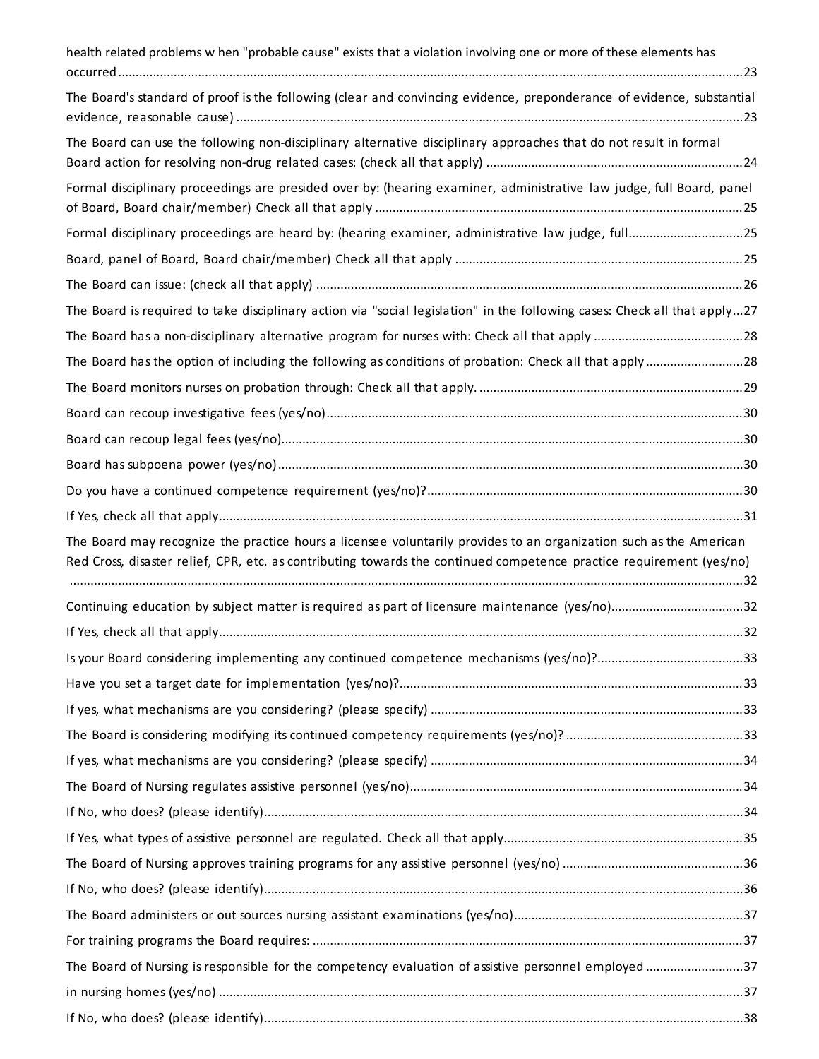health related problems w hen "probable cause" exists that a violation involving one or more of these elements has occurred ........................................................................................................................................................................23

The Board's standard of proof is the following (clear and convincing evidence, preponderance of evidence, substantial evidence, reasonable cause) ................................................................................................................................23

The Board can use the following non-disciplinary alternative disciplinary approaches that do not result in formal Board action for resolving non-drug related cases: (check all that apply) ..........................................................................24

Formal disciplinary proceedings are presided over by: (hearing examiner, administrative law judge, full Board, panel of Board, Board chair/member) Check all that apply ..........................................................................................25

Formal disciplinary proceedings are heard by: (hearing examiner, administrative law judge, full.................................25

Board, panel of Board, Board chair/member) Check all that apply ...................................................................................25

The Board can issue: (check all that apply) ..........................................................................................................................26

The Board is required to take disciplinary action via "social legislation" in the following cases: Check all that apply...27

The Board has a non-disciplinary alternative program for nurses with: Check all that apply ...........................................28

The Board has the option of including the following as conditions of probation: Check all that apply ............................28

The Board monitors nurses on probation through: Check all that apply. ............................................................................29

Board can recoup investigative fees (yes/no).......................................................................................................................30

Board can recoup legal fees (yes/no)....................................................................................................................................30

Board has subpoena power (yes/no).....................................................................................................................................30

Do you have a continued competence requirement (yes/no)?...........................................................................................30

If Yes, check all that apply......................................................................................................................................................31

The Board may recognize the practice hours a licensee voluntarily provides to an organization such as the American Red Cross, disaster relief, CPR, etc. as contributing towards the continued competence practice requirement (yes/no) ..............................................................................................................................................................................32

Continuing education by subject matter is required as part of licensure maintenance (yes/no)......................................32

If Yes, check all that apply......................................................................................................................................................32

Is your Board considering implementing any continued competence mechanisms (yes/no)?..........................................33

Have you set a target date for implementation (yes/no)?..................................................................................................33

If yes, what mechanisms are you considering? (please specify) .........................................................................................33

The Board is considering modifying its continued competency requirements (yes/no)? ...................................................33

If yes, what mechanisms are you considering? (please specify) .........................................................................................34

The Board of Nursing regulates assistive personnel (yes/no)...............................................................................................34

If No, who does? (please identify)........................................................................................................................................34

If Yes, what types of assistive personnel are regulated. Check all that apply....................................................................35

The Board of Nursing approves training programs for any assistive personnel (yes/no) ....................................................36

If No, who does? (please identify)........................................................................................................................................36

The Board administers or out sources nursing assistant examinations (yes/no).................................................................37

For training programs the Board requires: ..........................................................................................................................37

The Board of Nursing is responsible for the competency evaluation of assistive personnel employed ...........................37

in nursing homes (yes/no) .....................................................................................................................................................37

If No, who does? (please identify)........................................................................................................................................38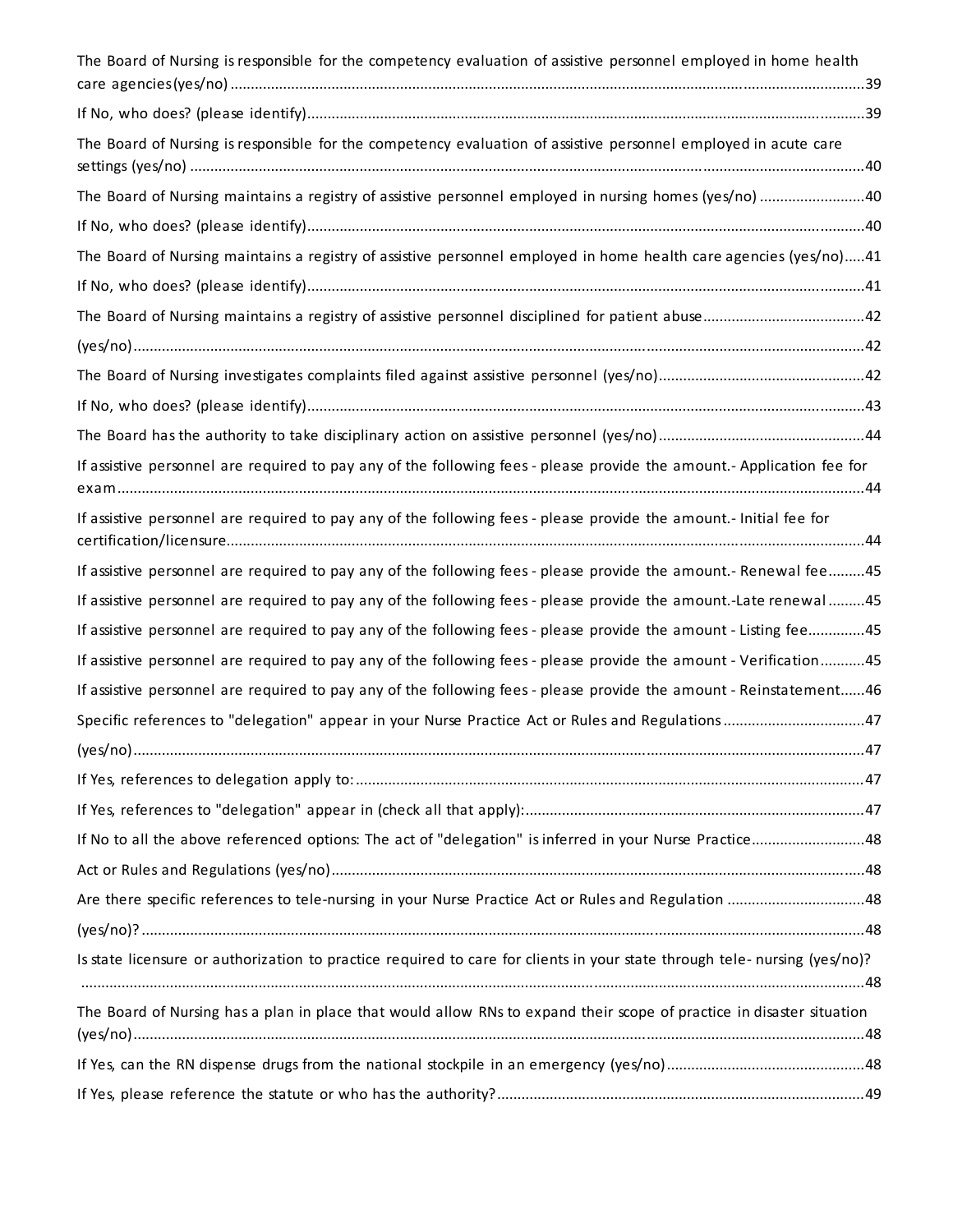The Board of Nursing is responsible for the competency evaluation of assistive personnel employed in home health care agencies(yes/no) ........................................................................................................................................39

If No, who does? (please identify).......................................................................................................................39

The Board of Nursing is responsible for the competency evaluation of assistive personnel employed in acute care settings (yes/no) ....................................................................................................................................40

The Board of Nursing maintains a registry of assistive personnel employed in nursing homes (yes/no) ..........................40

If No, who does? (please identify).......................................................................................................................40

The Board of Nursing maintains a registry of assistive personnel employed in home health care agencies (yes/no).....41

If No, who does? (please identify).......................................................................................................................41

The Board of Nursing maintains a registry of assistive personnel disciplined for patient abuse........................................42

(yes/no)..................................................................................................................................................42

The Board of Nursing investigates complaints filed against assistive personnel (yes/no)..................................................42

If No, who does? (please identify).......................................................................................................................43

The Board has the authority to take disciplinary action on assistive personnel (yes/no)..................................................44

If assistive personnel are required to pay any of the following fees - please provide the amount.- Application fee for exam....................................................................................................................................................44

If assistive personnel are required to pay any of the following fees - please provide the amount.- Initial fee for certification/licensure...........................................................................................................................44

If assistive personnel are required to pay any of the following fees - please provide the amount.- Renewal fee.........45

If assistive personnel are required to pay any of the following fees - please provide the amount.-Late renewal .........45

If assistive personnel are required to pay any of the following fees - please provide the amount - Listing fee.............45

If assistive personnel are required to pay any of the following fees - please provide the amount - Verification...........45

If assistive personnel are required to pay any of the following fees - please provide the amount - Reinstatement......46

Specific references to "delegation" appear in your Nurse Practice Act or Rules and Regulations ...................................47

(yes/no)..................................................................................................................................................47

If Yes, references to delegation apply to:............................................................................................................47

If Yes, references to "delegation" appear in (check all that apply):...................................................................................47

If No to all the above referenced options: The act of "delegation" is inferred in your Nurse Practice...........................48

Act or Rules and Regulations (yes/no).................................................................................................................48

Are there specific references to tele-nursing in your Nurse Practice Act or Rules and Regulation .................................48

(yes/no)?.................................................................................................................................................48

Is state licensure or authorization to practice required to care for clients in your state through tele- nursing (yes/no)? ..............................................................................................................................................................48

The Board of Nursing has a plan in place that would allow RNs to expand their scope of practice in disaster situation (yes/no)...................................................................................................................................................48

If Yes, can the RN dispense drugs from the national stockpile in an emergency (yes/no)................................................48

If Yes, please reference the statute or who has the authority?..........................................................................................49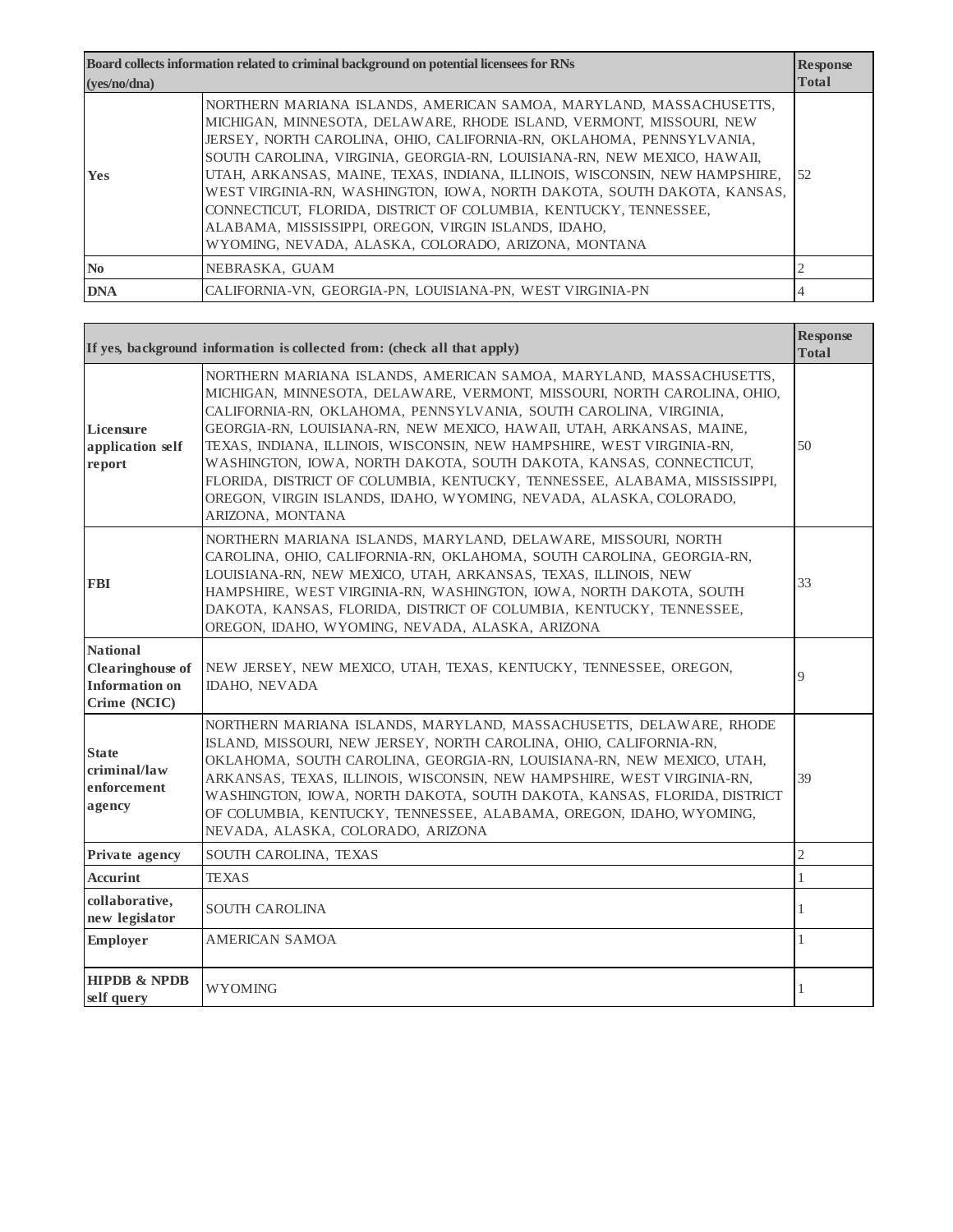| Board collects information related to criminal background on potential licensees for RNs (yes/no/dna) | | Response Total |
|---|---|---|
| Yes | NORTHERN MARIANA ISLANDS, AMERICAN SAMOA, MARYLAND, MASSACHUSETTS, MICHIGAN, MINNESOTA, DELAWARE, RHODE ISLAND, VERMONT, MISSOURI, NEW JERSEY, NORTH CAROLINA, OHIO, CALIFORNIA-RN, OKLAHOMA, PENNSYLVANIA, SOUTH CAROLINA, VIRGINIA, GEORGIA-RN, LOUISIANA-RN, NEW MEXICO, HAWAII, UTAH, ARKANSAS, MAINE, TEXAS, INDIANA, ILLINOIS, WISCONSIN, NEW HAMPSHIRE, WEST VIRGINIA-RN, WASHINGTON, IOWA, NORTH DAKOTA, SOUTH DAKOTA, KANSAS, CONNECTICUT, FLORIDA, DISTRICT OF COLUMBIA, KENTUCKY, TENNESSEE, ALABAMA, MISSISSIPPI, OREGON, VIRGIN ISLANDS, IDAHO, WYOMING, NEVADA, ALASKA, COLORADO, ARIZONA, MONTANA | 52 |
| No | NEBRASKA, GUAM | 2 |
| DNA | CALIFORNIA-VN, GEORGIA-PN, LOUISIANA-PN, WEST VIRGINIA-PN | 4 |

| If yes, background information is collected from: (check all that apply) | | Response Total |
|---|---|---|
| Licensure application self report | NORTHERN MARIANA ISLANDS, AMERICAN SAMOA, MARYLAND, MASSACHUSETTS, MICHIGAN, MINNESOTA, DELAWARE, VERMONT, MISSOURI, NORTH CAROLINA, OHIO, CALIFORNIA-RN, OKLAHOMA, PENNSYLVANIA, SOUTH CAROLINA, VIRGINIA, GEORGIA-RN, LOUISIANA-RN, NEW MEXICO, HAWAII, UTAH, ARKANSAS, MAINE, TEXAS, INDIANA, ILLINOIS, WISCONSIN, NEW HAMPSHIRE, WEST VIRGINIA-RN, WASHINGTON, IOWA, NORTH DAKOTA, SOUTH DAKOTA, KANSAS, CONNECTICUT, FLORIDA, DISTRICT OF COLUMBIA, KENTUCKY, TENNESSEE, ALABAMA, MISSISSIPPI, OREGON, VIRGIN ISLANDS, IDAHO, WYOMING, NEVADA, ALASKA, COLORADO, ARIZONA, MONTANA | 50 |
| FBI | NORTHERN MARIANA ISLANDS, MARYLAND, DELAWARE, MISSOURI, NORTH CAROLINA, OHIO, CALIFORNIA-RN, OKLAHOMA, SOUTH CAROLINA, GEORGIA-RN, LOUISIANA-RN, NEW MEXICO, UTAH, ARKANSAS, TEXAS, ILLINOIS, NEW HAMPSHIRE, WEST VIRGINIA-RN, WASHINGTON, IOWA, NORTH DAKOTA, SOUTH DAKOTA, KANSAS, FLORIDA, DISTRICT OF COLUMBIA, KENTUCKY, TENNESSEE, OREGON, IDAHO, WYOMING, NEVADA, ALASKA, ARIZONA | 33 |
| National Clearinghouse of Information on Crime (NCIC) | NEW JERSEY, NEW MEXICO, UTAH, TEXAS, KENTUCKY, TENNESSEE, OREGON, IDAHO, NEVADA | 9 |
| State criminal/law enforcement agency | NORTHERN MARIANA ISLANDS, MARYLAND, MASSACHUSETTS, DELAWARE, RHODE ISLAND, MISSOURI, NEW JERSEY, NORTH CAROLINA, OHIO, CALIFORNIA-RN, OKLAHOMA, SOUTH CAROLINA, GEORGIA-RN, LOUISIANA-RN, NEW MEXICO, UTAH, ARKANSAS, TEXAS, ILLINOIS, WISCONSIN, NEW HAMPSHIRE, WEST VIRGINIA-RN, WASHINGTON, IOWA, NORTH DAKOTA, SOUTH DAKOTA, KANSAS, FLORIDA, DISTRICT OF COLUMBIA, KENTUCKY, TENNESSEE, ALABAMA, OREGON, IDAHO, WYOMING, NEVADA, ALASKA, COLORADO, ARIZONA | 39 |
| Private agency | SOUTH CAROLINA, TEXAS | 2 |
| Accurint | TEXAS | 1 |
| collaborative, new legislator | SOUTH CAROLINA | 1 |
| Employer | AMERICAN SAMOA | 1 |
| HIPDB & NPDB self query | WYOMING | 1 |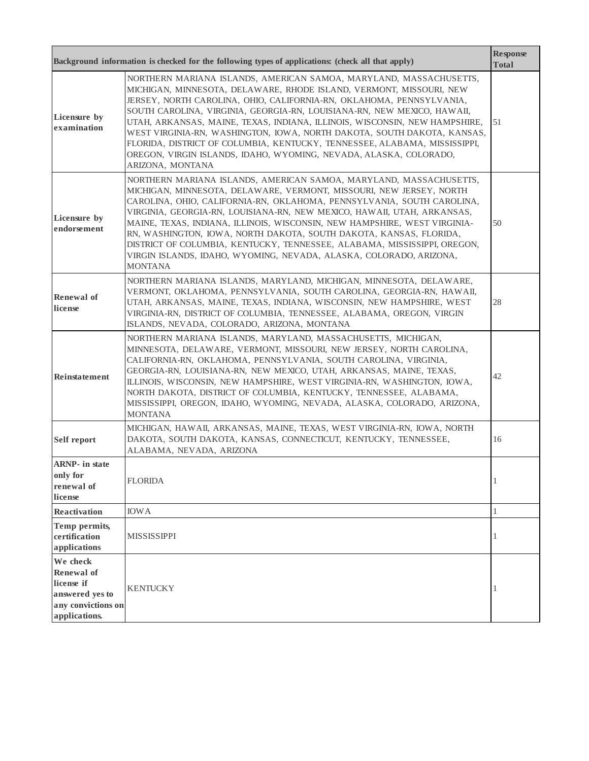| Background information is checked for the following types of applications: (check all that apply) | | Response Total |
|---|---|---|
| **Licensure by examination** | NORTHERN MARIANA ISLANDS, AMERICAN SAMOA, MARYLAND, MASSACHUSETTS, MICHIGAN, MINNESOTA, DELAWARE, RHODE ISLAND, VERMONT, MISSOURI, NEW JERSEY, NORTH CAROLINA, OHIO, CALIFORNIA-RN, OKLAHOMA, PENNSYLVANIA, SOUTH CAROLINA, VIRGINIA, GEORGIA-RN, LOUISIANA-RN, NEW MEXICO, HAWAII, UTAH, ARKANSAS, MAINE, TEXAS, INDIANA, ILLINOIS, WISCONSIN, NEW HAMPSHIRE, WEST VIRGINIA-RN, WASHINGTON, IOWA, NORTH DAKOTA, SOUTH DAKOTA, KANSAS, FLORIDA, DISTRICT OF COLUMBIA, KENTUCKY, TENNESSEE, ALABAMA, MISSISSIPPI, OREGON, VIRGIN ISLANDS, IDAHO, WYOMING, NEVADA, ALASKA, COLORADO, ARIZONA, MONTANA | 51 |
| **Licensure by endorsement** | NORTHERN MARIANA ISLANDS, AMERICAN SAMOA, MARYLAND, MASSACHUSETTS, MICHIGAN, MINNESOTA, DELAWARE, VERMONT, MISSOURI, NEW JERSEY, NORTH CAROLINA, OHIO, CALIFORNIA-RN, OKLAHOMA, PENNSYLVANIA, SOUTH CAROLINA, VIRGINIA, GEORGIA-RN, LOUISIANA-RN, NEW MEXICO, HAWAII, UTAH, ARKANSAS, MAINE, TEXAS, INDIANA, ILLINOIS, WISCONSIN, NEW HAMPSHIRE, WEST VIRGINIA-RN, WASHINGTON, IOWA, NORTH DAKOTA, SOUTH DAKOTA, KANSAS, FLORIDA, DISTRICT OF COLUMBIA, KENTUCKY, TENNESSEE, ALABAMA, MISSISSIPPI, OREGON, VIRGIN ISLANDS, IDAHO, WYOMING, NEVADA, ALASKA, COLORADO, ARIZONA, MONTANA | 50 |
| **Renewal of license** | NORTHERN MARIANA ISLANDS, MARYLAND, MICHIGAN, MINNESOTA, DELAWARE, VERMONT, OKLAHOMA, PENNSYLVANIA, SOUTH CAROLINA, GEORGIA-RN, HAWAII, UTAH, ARKANSAS, MAINE, TEXAS, INDIANA, WISCONSIN, NEW HAMPSHIRE, WEST VIRGINIA-RN, DISTRICT OF COLUMBIA, TENNESSEE, ALABAMA, OREGON, VIRGIN ISLANDS, NEVADA, COLORADO, ARIZONA, MONTANA | 28 |
| **Reinstatement** | NORTHERN MARIANA ISLANDS, MARYLAND, MASSACHUSETTS, MICHIGAN, MINNESOTA, DELAWARE, VERMONT, MISSOURI, NEW JERSEY, NORTH CAROLINA, CALIFORNIA-RN, OKLAHOMA, PENNSYLVANIA, SOUTH CAROLINA, VIRGINIA, GEORGIA-RN, LOUISIANA-RN, NEW MEXICO, UTAH, ARKANSAS, MAINE, TEXAS, ILLINOIS, WISCONSIN, NEW HAMPSHIRE, WEST VIRGINIA-RN, WASHINGTON, IOWA, NORTH DAKOTA, DISTRICT OF COLUMBIA, KENTUCKY, TENNESSEE, ALABAMA, MISSISSIPPI, OREGON, IDAHO, WYOMING, NEVADA, ALASKA, COLORADO, ARIZONA, MONTANA | 42 |
| **Self report** | MICHIGAN, HAWAII, ARKANSAS, MAINE, TEXAS, WEST VIRGINIA-RN, IOWA, NORTH DAKOTA, SOUTH DAKOTA, KANSAS, CONNECTICUT, KENTUCKY, TENNESSEE, ALABAMA, NEVADA, ARIZONA | 16 |
| **ARNP- in state only for renewal of license** | FLORIDA | 1 |
| **Reactivation** | IOWA | 1 |
| **Temp permits, certification applications** | MISSISSIPPI | 1 |
| **We check Renewal of license if answered yes to any convictions on applications.** | KENTUCKY | 1 |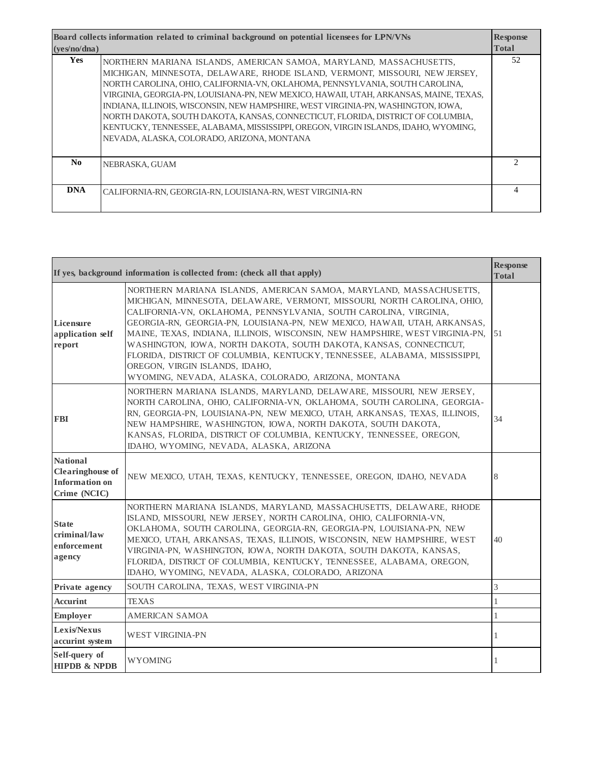| Board collects information related to criminal background on potential licensees for LPN/VNs (yes/no/dna) | | Response Total |
|---|---|---|
| Yes | NORTHERN MARIANA ISLANDS, AMERICAN SAMOA, MARYLAND, MASSACHUSETTS, MICHIGAN, MINNESOTA, DELAWARE, RHODE ISLAND, VERMONT, MISSOURI, NEW JERSEY, NORTH CAROLINA, OHIO, CALIFORNIA-VN, OKLAHOMA, PENNSYLVANIA, SOUTH CAROLINA, VIRGINIA, GEORGIA-PN, LOUISIANA-PN, NEW MEXICO, HAWAII, UTAH, ARKANSAS, MAINE, TEXAS, INDIANA, ILLINOIS, WISCONSIN, NEW HAMPSHIRE, WEST VIRGINIA-PN, WASHINGTON, IOWA, NORTH DAKOTA, SOUTH DAKOTA, KANSAS, CONNECTICUT, FLORIDA, DISTRICT OF COLUMBIA, KENTUCKY, TENNESSEE, ALABAMA, MISSISSIPPI, OREGON, VIRGIN ISLANDS, IDAHO, WYOMING, NEVADA, ALASKA, COLORADO, ARIZONA, MONTANA | 52 |
| No | NEBRASKA, GUAM | 2 |
| DNA | CALIFORNIA-RN, GEORGIA-RN, LOUISIANA-RN, WEST VIRGINIA-RN | 4 |

| If yes, background information is collected from: (check all that apply) | | Response Total |
|---|---|---|
| Licensure application self report | NORTHERN MARIANA ISLANDS, AMERICAN SAMOA, MARYLAND, MASSACHUSETTS, MICHIGAN, MINNESOTA, DELAWARE, VERMONT, MISSOURI, NORTH CAROLINA, OHIO, CALIFORNIA-VN, OKLAHOMA, PENNSYLVANIA, SOUTH CAROLINA, VIRGINIA, GEORGIA-RN, GEORGIA-PN, LOUISIANA-PN, NEW MEXICO, HAWAII, UTAH, ARKANSAS, MAINE, TEXAS, INDIANA, ILLINOIS, WISCONSIN, NEW HAMPSHIRE, WEST VIRGINIA-PN, WASHINGTON, IOWA, NORTH DAKOTA, SOUTH DAKOTA, KANSAS, CONNECTICUT, FLORIDA, DISTRICT OF COLUMBIA, KENTUCKY, TENNESSEE, ALABAMA, MISSISSIPPI, OREGON, VIRGIN ISLANDS, IDAHO, WYOMING, NEVADA, ALASKA, COLORADO, ARIZONA, MONTANA | 51 |
| FBI | NORTHERN MARIANA ISLANDS, MARYLAND, DELAWARE, MISSOURI, NEW JERSEY, NORTH CAROLINA, OHIO, CALIFORNIA-VN, OKLAHOMA, SOUTH CAROLINA, GEORGIA-RN, GEORGIA-PN, LOUISIANA-PN, NEW MEXICO, UTAH, ARKANSAS, TEXAS, ILLINOIS, NEW HAMPSHIRE, WASHINGTON, IOWA, NORTH DAKOTA, SOUTH DAKOTA, KANSAS, FLORIDA, DISTRICT OF COLUMBIA, KENTUCKY, TENNESSEE, OREGON, IDAHO, WYOMING, NEVADA, ALASKA, ARIZONA | 34 |
| National Clearinghouse of Information on Crime (NCIC) | NEW MEXICO, UTAH, TEXAS, KENTUCKY, TENNESSEE, OREGON, IDAHO, NEVADA | 8 |
| State criminal/law enforcement agency | NORTHERN MARIANA ISLANDS, MARYLAND, MASSACHUSETTS, DELAWARE, RHODE ISLAND, MISSOURI, NEW JERSEY, NORTH CAROLINA, OHIO, CALIFORNIA-VN, OKLAHOMA, SOUTH CAROLINA, GEORGIA-RN, GEORGIA-PN, LOUISIANA-PN, NEW MEXICO, UTAH, ARKANSAS, TEXAS, ILLINOIS, WISCONSIN, NEW HAMPSHIRE, WEST VIRGINIA-PN, WASHINGTON, IOWA, NORTH DAKOTA, SOUTH DAKOTA, KANSAS, FLORIDA, DISTRICT OF COLUMBIA, KENTUCKY, TENNESSEE, ALABAMA, OREGON, IDAHO, WYOMING, NEVADA, ALASKA, COLORADO, ARIZONA | 40 |
| Private agency | SOUTH CAROLINA, TEXAS, WEST VIRGINIA-PN | 3 |
| Accurint | TEXAS | 1 |
| Employer | AMERICAN SAMOA | 1 |
| Lexis/Nexus accurint system | WEST VIRGINIA-PN | 1 |
| Self-query of HIPDB & NPDB | WYOMING | 1 |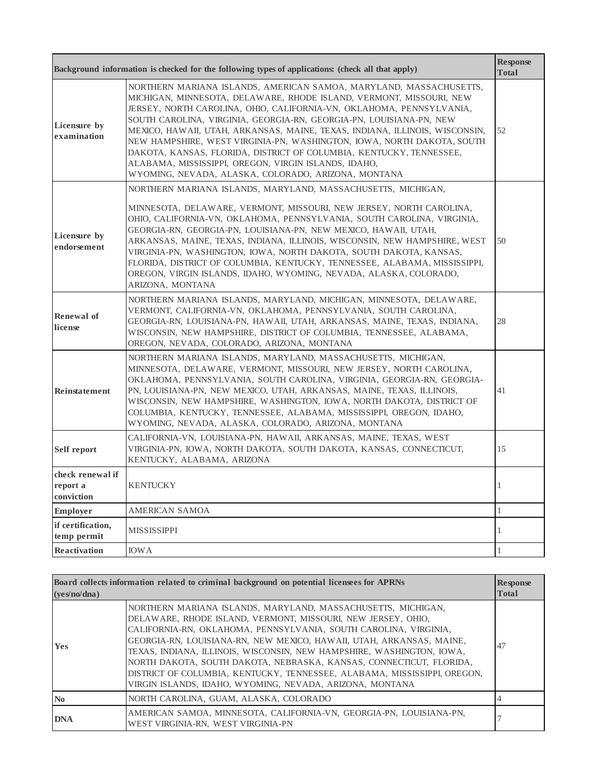| Background information is checked for the following types of applications: (check all that apply) | | Response Total |
|---|---|---|
| **Licensure by examination** | NORTHERN MARIANA ISLANDS, AMERICAN SAMOA, MARYLAND, MASSACHUSETTS, MICHIGAN, MINNESOTA, DELAWARE, RHODE ISLAND, VERMONT, MISSOURI, NEW JERSEY, NORTH CAROLINA, OHIO, CALIFORNIA-VN, OKLAHOMA, PENNSYLVANIA, SOUTH CAROLINA, VIRGINIA, GEORGIA-RN, GEORGIA-PN, LOUISIANA-PN, NEW MEXICO, HAWAII, UTAH, ARKANSAS, MAINE, TEXAS, INDIANA, ILLINOIS, WISCONSIN, NEW HAMPSHIRE, WEST VIRGINIA-PN, WASHINGTON, IOWA, NORTH DAKOTA, SOUTH DAKOTA, KANSAS, FLORIDA, DISTRICT OF COLUMBIA, KENTUCKY, TENNESSEE, ALABAMA, MISSISSIPPI, OREGON, VIRGIN ISLANDS, IDAHO, WYOMING, NEVADA, ALASKA, COLORADO, ARIZONA, MONTANA | 52 |
| **Licensure by endorsement** | NORTHERN MARIANA ISLANDS, MARYLAND, MASSACHUSETTS, MICHIGAN, MINNESOTA, DELAWARE, VERMONT, MISSOURI, NEW JERSEY, NORTH CAROLINA, OHIO, CALIFORNIA-VN, OKLAHOMA, PENNSYLVANIA, SOUTH CAROLINA, VIRGINIA, GEORGIA-RN, GEORGIA-PN, LOUISIANA-PN, NEW MEXICO, HAWAII, UTAH, ARKANSAS, MAINE, TEXAS, INDIANA, ILLINOIS, WISCONSIN, NEW HAMPSHIRE, WEST VIRGINIA-PN, WASHINGTON, IOWA, NORTH DAKOTA, SOUTH DAKOTA, KANSAS, FLORIDA, DISTRICT OF COLUMBIA, KENTUCKY, TENNESSEE, ALABAMA, MISSISSIPPI, OREGON, VIRGIN ISLANDS, IDAHO, WYOMING, NEVADA, ALASKA, COLORADO, ARIZONA, MONTANA | 50 |
| **Renewal of license** | NORTHERN MARIANA ISLANDS, MARYLAND, MICHIGAN, MINNESOTA, DELAWARE, VERMONT, CALIFORNIA-VN, OKLAHOMA, PENNSYLVANIA, SOUTH CAROLINA, GEORGIA-RN, LOUISIANA-PN, HAWAII, UTAH, ARKANSAS, MAINE, TEXAS, INDIANA, WISCONSIN, NEW HAMPSHIRE, DISTRICT OF COLUMBIA, TENNESSEE, ALABAMA, OREGON, NEVADA, COLORADO, ARIZONA, MONTANA | 28 |
| **Reinstatement** | NORTHERN MARIANA ISLANDS, MARYLAND, MASSACHUSETTS, MICHIGAN, MINNESOTA, DELAWARE, VERMONT, MISSOURI, NEW JERSEY, NORTH CAROLINA, OKLAHOMA, PENNSYLVANIA, SOUTH CAROLINA, VIRGINIA, GEORGIA-RN, GEORGIA-PN, LOUISIANA-PN, NEW MEXICO, UTAH, ARKANSAS, MAINE, TEXAS, ILLINOIS, WISCONSIN, NEW HAMPSHIRE, WASHINGTON, IOWA, NORTH DAKOTA, DISTRICT OF COLUMBIA, KENTUCKY, TENNESSEE, ALABAMA, MISSISSIPPI, OREGON, IDAHO, WYOMING, NEVADA, ALASKA, COLORADO, ARIZONA, MONTANA | 41 |
| **Self report** | CALIFORNIA-VN, LOUISIANA-PN, HAWAII, ARKANSAS, MAINE, TEXAS, WEST VIRGINIA-PN, IOWA, NORTH DAKOTA, SOUTH DAKOTA, KANSAS, CONNECTICUT, KENTUCKY, ALABAMA, ARIZONA | 15 |
| **check renewal if report a conviction** | KENTUCKY | 1 |
| **Employer** | AMERICAN SAMOA | 1 |
| **if certification, temp permit** | MISSISSIPPI | 1 |
| **Reactivation** | IOWA | 1 |

| Board collects information related to criminal background on potential licensees for APRNs (yes/no/dna) | | Response Total |
|---|---|---|
| **Yes** | NORTHERN MARIANA ISLANDS, MARYLAND, MASSACHUSETTS, MICHIGAN, DELAWARE, RHODE ISLAND, VERMONT, MISSOURI, NEW JERSEY, OHIO, CALIFORNIA-RN, OKLAHOMA, PENNSYLVANIA, SOUTH CAROLINA, VIRGINIA, GEORGIA-RN, LOUISIANA-RN, NEW MEXICO, HAWAII, UTAH, ARKANSAS, MAINE, TEXAS, INDIANA, ILLINOIS, WISCONSIN, NEW HAMPSHIRE, WASHINGTON, IOWA, NORTH DAKOTA, SOUTH DAKOTA, NEBRASKA, KANSAS, CONNECTICUT, FLORIDA, DISTRICT OF COLUMBIA, KENTUCKY, TENNESSEE, ALABAMA, MISSISSIPPI, OREGON, VIRGIN ISLANDS, IDAHO, WYOMING, NEVADA, ARIZONA, MONTANA | 47 |
| **No** | NORTH CAROLINA, GUAM, ALASKA, COLORADO | 4 |
| **DNA** | AMERICAN SAMOA, MINNESOTA, CALIFORNIA-VN, GEORGIA-PN, LOUISIANA-PN, WEST VIRGINIA-RN, WEST VIRGINIA-PN | 7 |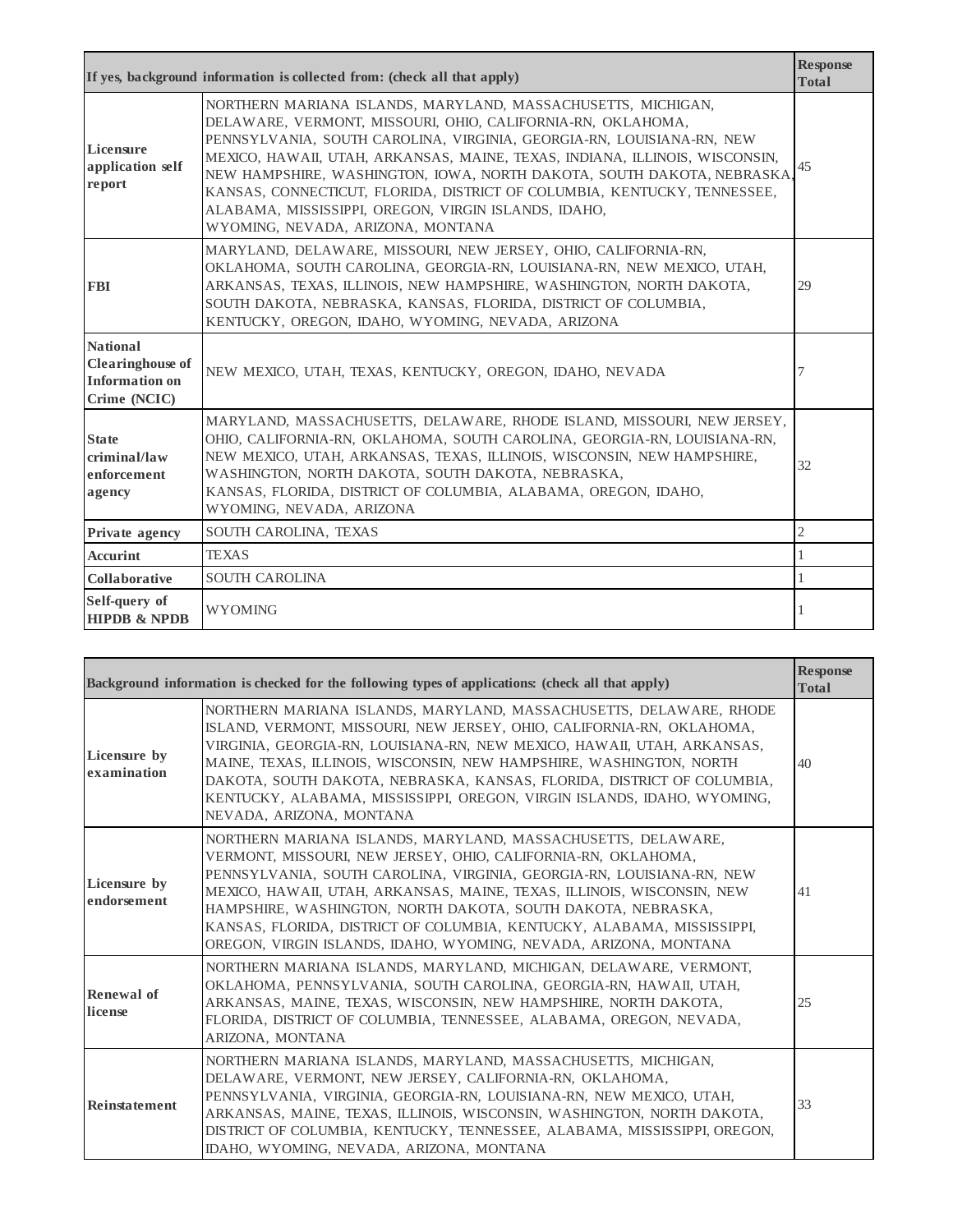| If yes, background information is collected from: (check all that apply) | | Response Total |
|---|---|---|
| Licensure application self report | NORTHERN MARIANA ISLANDS, MARYLAND, MASSACHUSETTS, MICHIGAN, DELAWARE, VERMONT, MISSOURI, OHIO, CALIFORNIA-RN, OKLAHOMA, PENNSYLVANIA, SOUTH CAROLINA, VIRGINIA, GEORGIA-RN, LOUISIANA-RN, NEW MEXICO, HAWAII, UTAH, ARKANSAS, MAINE, TEXAS, INDIANA, ILLINOIS, WISCONSIN, NEW HAMPSHIRE, WASHINGTON, IOWA, NORTH DAKOTA, SOUTH DAKOTA, NEBRASKA, KANSAS, CONNECTICUT, FLORIDA, DISTRICT OF COLUMBIA, KENTUCKY, TENNESSEE, ALABAMA, MISSISSIPPI, OREGON, VIRGIN ISLANDS, IDAHO, WYOMING, NEVADA, ARIZONA, MONTANA | 45 |
| FBI | MARYLAND, DELAWARE, MISSOURI, NEW JERSEY, OHIO, CALIFORNIA-RN, OKLAHOMA, SOUTH CAROLINA, GEORGIA-RN, LOUISIANA-RN, NEW MEXICO, UTAH, ARKANSAS, TEXAS, ILLINOIS, NEW HAMPSHIRE, WASHINGTON, NORTH DAKOTA, SOUTH DAKOTA, NEBRASKA, KANSAS, FLORIDA, DISTRICT OF COLUMBIA, KENTUCKY, OREGON, IDAHO, WYOMING, NEVADA, ARIZONA | 29 |
| National Clearinghouse of Information on Crime (NCIC) | NEW MEXICO, UTAH, TEXAS, KENTUCKY, OREGON, IDAHO, NEVADA | 7 |
| State criminal/law enforcement agency | MARYLAND, MASSACHUSETTS, DELAWARE, RHODE ISLAND, MISSOURI, NEW JERSEY, OHIO, CALIFORNIA-RN, OKLAHOMA, SOUTH CAROLINA, GEORGIA-RN, LOUISIANA-RN, NEW MEXICO, UTAH, ARKANSAS, TEXAS, ILLINOIS, WISCONSIN, NEW HAMPSHIRE, WASHINGTON, NORTH DAKOTA, SOUTH DAKOTA, NEBRASKA, KANSAS, FLORIDA, DISTRICT OF COLUMBIA, ALABAMA, OREGON, IDAHO, WYOMING, NEVADA, ARIZONA | 32 |
| Private agency | SOUTH CAROLINA, TEXAS | 2 |
| Accurint | TEXAS | 1 |
| Collaborative | SOUTH CAROLINA | 1 |
| Self-query of HIPDB & NPDB | WYOMING | 1 |

| Background information is checked for the following types of applications: (check all that apply) | | Response Total |
|---|---|---|
| Licensure by examination | NORTHERN MARIANA ISLANDS, MARYLAND, MASSACHUSETTS, DELAWARE, RHODE ISLAND, VERMONT, MISSOURI, NEW JERSEY, OHIO, CALIFORNIA-RN, OKLAHOMA, VIRGINIA, GEORGIA-RN, LOUISIANA-RN, NEW MEXICO, HAWAII, UTAH, ARKANSAS, MAINE, TEXAS, ILLINOIS, WISCONSIN, NEW HAMPSHIRE, WASHINGTON, NORTH DAKOTA, SOUTH DAKOTA, NEBRASKA, KANSAS, FLORIDA, DISTRICT OF COLUMBIA, KENTUCKY, ALABAMA, MISSISSIPPI, OREGON, VIRGIN ISLANDS, IDAHO, WYOMING, NEVADA, ARIZONA, MONTANA | 40 |
| Licensure by endorsement | NORTHERN MARIANA ISLANDS, MARYLAND, MASSACHUSETTS, DELAWARE, VERMONT, MISSOURI, NEW JERSEY, OHIO, CALIFORNIA-RN, OKLAHOMA, PENNSYLVANIA, SOUTH CAROLINA, VIRGINIA, GEORGIA-RN, LOUISIANA-RN, NEW MEXICO, HAWAII, UTAH, ARKANSAS, MAINE, TEXAS, ILLINOIS, WISCONSIN, NEW HAMPSHIRE, WASHINGTON, NORTH DAKOTA, SOUTH DAKOTA, NEBRASKA, KANSAS, FLORIDA, DISTRICT OF COLUMBIA, KENTUCKY, ALABAMA, MISSISSIPPI, OREGON, VIRGIN ISLANDS, IDAHO, WYOMING, NEVADA, ARIZONA, MONTANA | 41 |
| Renewal of license | NORTHERN MARIANA ISLANDS, MARYLAND, MICHIGAN, DELAWARE, VERMONT, OKLAHOMA, PENNSYLVANIA, SOUTH CAROLINA, GEORGIA-RN, HAWAII, UTAH, ARKANSAS, MAINE, TEXAS, WISCONSIN, NEW HAMPSHIRE, NORTH DAKOTA, FLORIDA, DISTRICT OF COLUMBIA, TENNESSEE, ALABAMA, OREGON, NEVADA, ARIZONA, MONTANA | 25 |
| Reinstatement | NORTHERN MARIANA ISLANDS, MARYLAND, MASSACHUSETTS, MICHIGAN, DELAWARE, VERMONT, NEW JERSEY, CALIFORNIA-RN, OKLAHOMA, PENNSYLVANIA, VIRGINIA, GEORGIA-RN, LOUISIANA-RN, NEW MEXICO, UTAH, ARKANSAS, MAINE, TEXAS, ILLINOIS, WISCONSIN, WASHINGTON, NORTH DAKOTA, DISTRICT OF COLUMBIA, KENTUCKY, TENNESSEE, ALABAMA, MISSISSIPPI, OREGON, IDAHO, WYOMING, NEVADA, ARIZONA, MONTANA | 33 |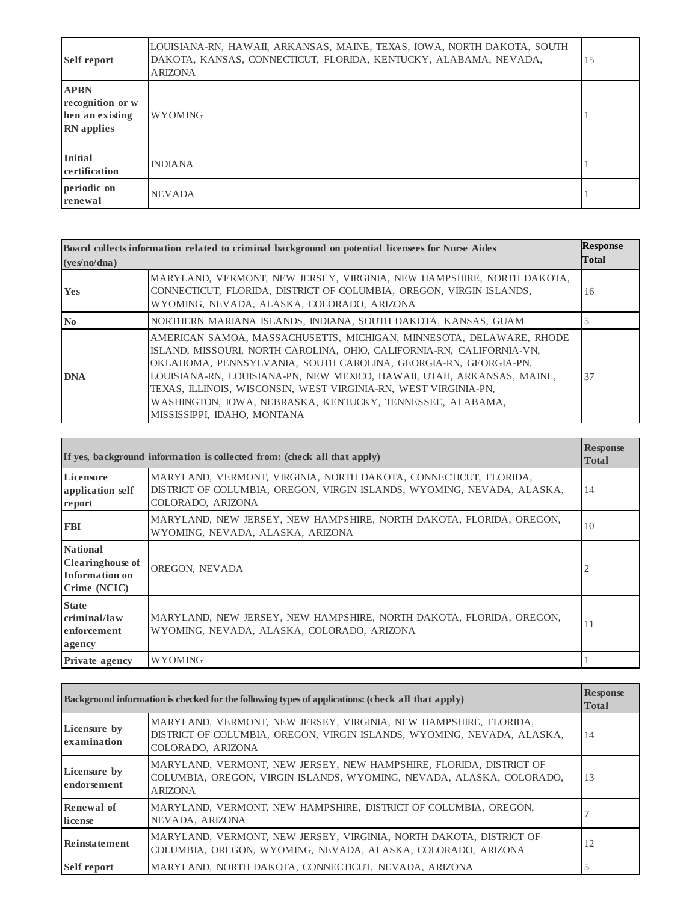| | | |
|---|---|---|
| **Self report** | LOUISIANA-RN, HAWAII, ARKANSAS, MAINE, TEXAS, IOWA, NORTH DAKOTA, SOUTH DAKOTA, KANSAS, CONNECTICUT, FLORIDA, KENTUCKY, ALABAMA, NEVADA, ARIZONA | 15 |
| **APRN recognition or when an existing RN applies** | WYOMING | 1 |
| **Initial certification** | INDIANA | 1 |
| **periodic on renewal** | NEVADA | 1 |

| **Board collects information related to criminal background on potential licensees for Nurse Aides (yes/no/dna)** | | **Response Total** |
|---|---|---|
| **Yes** | MARYLAND, VERMONT, NEW JERSEY, VIRGINIA, NEW HAMPSHIRE, NORTH DAKOTA, CONNECTICUT, FLORIDA, DISTRICT OF COLUMBIA, OREGON, VIRGIN ISLANDS, WYOMING, NEVADA, ALASKA, COLORADO, ARIZONA | 16 |
| **No** | NORTHERN MARIANA ISLANDS, INDIANA, SOUTH DAKOTA, KANSAS, GUAM | 5 |
| **DNA** | AMERICAN SAMOA, MASSACHUSETTS, MICHIGAN, MINNESOTA, DELAWARE, RHODE ISLAND, MISSOURI, NORTH CAROLINA, OHIO, CALIFORNIA-RN, CALIFORNIA-VN, OKLAHOMA, PENNSYLVANIA, SOUTH CAROLINA, GEORGIA-RN, GEORGIA-PN, LOUISIANA-RN, LOUISIANA-PN, NEW MEXICO, HAWAII, UTAH, ARKANSAS, MAINE, TEXAS, ILLINOIS, WISCONSIN, WEST VIRGINIA-RN, WEST VIRGINIA-PN, WASHINGTON, IOWA, NEBRASKA, KENTUCKY, TENNESSEE, ALABAMA, MISSISSIPPI, IDAHO, MONTANA | 37 |

| **If yes, background information is collected from: (check all that apply)** | | **Response Total** |
|---|---|---|
| **Licensure application self report** | MARYLAND, VERMONT, VIRGINIA, NORTH DAKOTA, CONNECTICUT, FLORIDA, DISTRICT OF COLUMBIA, OREGON, VIRGIN ISLANDS, WYOMING, NEVADA, ALASKA, COLORADO, ARIZONA | 14 |
| **FBI** | MARYLAND, NEW JERSEY, NEW HAMPSHIRE, NORTH DAKOTA, FLORIDA, OREGON, WYOMING, NEVADA, ALASKA, ARIZONA | 10 |
| **National Clearinghouse of Information on Crime (NCIC)** | OREGON, NEVADA | 2 |
| **State criminal/law enforcement agency** | MARYLAND, NEW JERSEY, NEW HAMPSHIRE, NORTH DAKOTA, FLORIDA, OREGON, WYOMING, NEVADA, ALASKA, COLORADO, ARIZONA | 11 |
| **Private agency** | WYOMING | 1 |

| **Background information is checked for the following types of applications: (check all that apply)** | | **Response Total** |
|---|---|---|
| **Licensure by examination** | MARYLAND, VERMONT, NEW JERSEY, VIRGINIA, NEW HAMPSHIRE, FLORIDA, DISTRICT OF COLUMBIA, OREGON, VIRGIN ISLANDS, WYOMING, NEVADA, ALASKA, COLORADO, ARIZONA | 14 |
| **Licensure by endorsement** | MARYLAND, VERMONT, NEW JERSEY, NEW HAMPSHIRE, FLORIDA, DISTRICT OF COLUMBIA, OREGON, VIRGIN ISLANDS, WYOMING, NEVADA, ALASKA, COLORADO, ARIZONA | 13 |
| **Renewal of license** | MARYLAND, VERMONT, NEW HAMPSHIRE, DISTRICT OF COLUMBIA, OREGON, NEVADA, ARIZONA | 7 |
| **Reinstatement** | MARYLAND, VERMONT, NEW JERSEY, VIRGINIA, NORTH DAKOTA, DISTRICT OF COLUMBIA, OREGON, WYOMING, NEVADA, ALASKA, COLORADO, ARIZONA | 12 |
| **Self report** | MARYLAND, NORTH DAKOTA, CONNECTICUT, NEVADA, ARIZONA | 5 |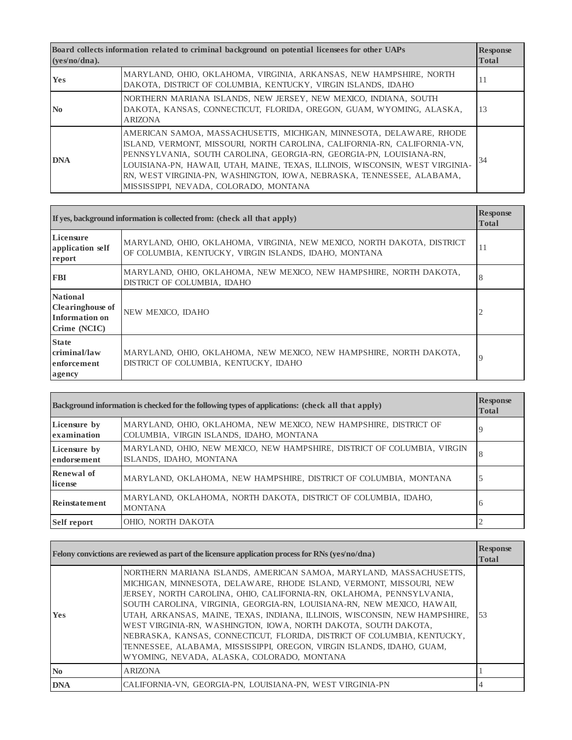| Board collects information related to criminal background on potential licensees for other UAPs (yes/no/dna). | | Response Total |
|---|---|---|
| Yes | MARYLAND, OHIO, OKLAHOMA, VIRGINIA, ARKANSAS, NEW HAMPSHIRE, NORTH DAKOTA, DISTRICT OF COLUMBIA, KENTUCKY, VIRGIN ISLANDS, IDAHO | 11 |
| No | NORTHERN MARIANA ISLANDS, NEW JERSEY, NEW MEXICO, INDIANA, SOUTH DAKOTA, KANSAS, CONNECTICUT, FLORIDA, OREGON, GUAM, WYOMING, ALASKA, ARIZONA | 13 |
| DNA | AMERICAN SAMOA, MASSACHUSETTS, MICHIGAN, MINNESOTA, DELAWARE, RHODE ISLAND, VERMONT, MISSOURI, NORTH CAROLINA, CALIFORNIA-RN, CALIFORNIA-VN, PENNSYLVANIA, SOUTH CAROLINA, GEORGIA-RN, GEORGIA-PN, LOUISIANA-RN, LOUISIANA-PN, HAWAII, UTAH, MAINE, TEXAS, ILLINOIS, WISCONSIN, WEST VIRGINIA-RN, WEST VIRGINIA-PN, WASHINGTON, IOWA, NEBRASKA, TENNESSEE, ALABAMA, MISSISSIPPI, NEVADA, COLORADO, MONTANA | 34 |

| If yes, background information is collected from: (check all that apply) | | Response Total |
|---|---|---|
| Licensure application self report | MARYLAND, OHIO, OKLAHOMA, VIRGINIA, NEW MEXICO, NORTH DAKOTA, DISTRICT OF COLUMBIA, KENTUCKY, VIRGIN ISLANDS, IDAHO, MONTANA | 11 |
| FBI | MARYLAND, OHIO, OKLAHOMA, NEW MEXICO, NEW HAMPSHIRE, NORTH DAKOTA, DISTRICT OF COLUMBIA, IDAHO | 8 |
| National Clearinghouse of Information on Crime (NCIC) | NEW MEXICO, IDAHO | 2 |
| State criminal/law enforcement agency | MARYLAND, OHIO, OKLAHOMA, NEW MEXICO, NEW HAMPSHIRE, NORTH DAKOTA, DISTRICT OF COLUMBIA, KENTUCKY, IDAHO | 9 |

| Background information is checked for the following types of applications: (check all that apply) | | Response Total |
|---|---|---|
| Licensure by examination | MARYLAND, OHIO, OKLAHOMA, NEW MEXICO, NEW HAMPSHIRE, DISTRICT OF COLUMBIA, VIRGIN ISLANDS, IDAHO, MONTANA | 9 |
| Licensure by endorsement | MARYLAND, OHIO, NEW MEXICO, NEW HAMPSHIRE, DISTRICT OF COLUMBIA, VIRGIN ISLANDS, IDAHO, MONTANA | 8 |
| Renewal of license | MARYLAND, OKLAHOMA, NEW HAMPSHIRE, DISTRICT OF COLUMBIA, MONTANA | 5 |
| Reinstatement | MARYLAND, OKLAHOMA, NORTH DAKOTA, DISTRICT OF COLUMBIA, IDAHO, MONTANA | 6 |
| Self report | OHIO, NORTH DAKOTA | 2 |

| Felony convictions are reviewed as part of the licensure application process for RNs (yes/no/dna) | | Response Total |
|---|---|---|
| Yes | NORTHERN MARIANA ISLANDS, AMERICAN SAMOA, MARYLAND, MASSACHUSETTS, MICHIGAN, MINNESOTA, DELAWARE, RHODE ISLAND, VERMONT, MISSOURI, NEW JERSEY, NORTH CAROLINA, OHIO, CALIFORNIA-RN, OKLAHOMA, PENNSYLVANIA, SOUTH CAROLINA, VIRGINIA, GEORGIA-RN, LOUISIANA-RN, NEW MEXICO, HAWAII, UTAH, ARKANSAS, MAINE, TEXAS, INDIANA, ILLINOIS, WISCONSIN, NEW HAMPSHIRE, WEST VIRGINIA-RN, WASHINGTON, IOWA, NORTH DAKOTA, SOUTH DAKOTA, NEBRASKA, KANSAS, CONNECTICUT, FLORIDA, DISTRICT OF COLUMBIA, KENTUCKY, TENNESSEE, ALABAMA, MISSISSIPPI, OREGON, VIRGIN ISLANDS, IDAHO, GUAM, WYOMING, NEVADA, ALASKA, COLORADO, MONTANA | 53 |
| No | ARIZONA | 1 |
| DNA | CALIFORNIA-VN, GEORGIA-PN, LOUISIANA-PN, WEST VIRGINIA-PN | 4 |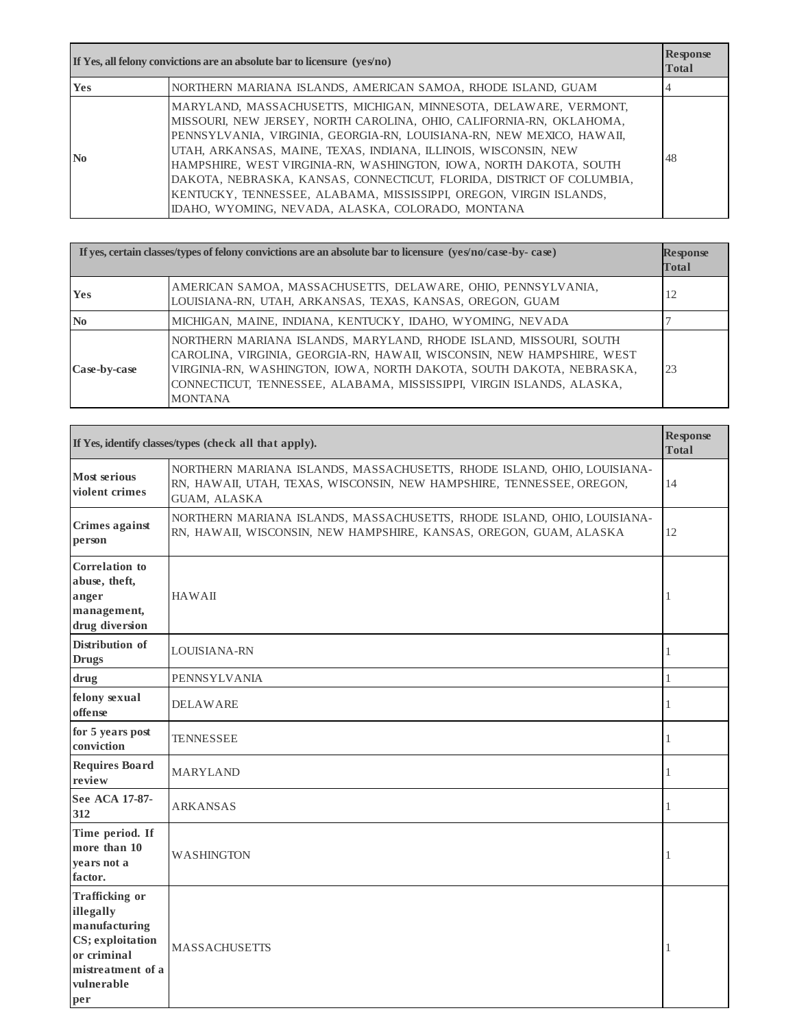| If Yes, all felony convictions are an absolute bar to licensure (yes/no) | | Response Total |
|---|---|---|
| Yes | NORTHERN MARIANA ISLANDS, AMERICAN SAMOA, RHODE ISLAND, GUAM | 4 |
| No | MARYLAND, MASSACHUSETTS, MICHIGAN, MINNESOTA, DELAWARE, VERMONT, MISSOURI, NEW JERSEY, NORTH CAROLINA, OHIO, CALIFORNIA-RN, OKLAHOMA, PENNSYLVANIA, VIRGINIA, GEORGIA-RN, LOUISIANA-RN, NEW MEXICO, HAWAII, UTAH, ARKANSAS, MAINE, TEXAS, INDIANA, ILLINOIS, WISCONSIN, NEW HAMPSHIRE, WEST VIRGINIA-RN, WASHINGTON, IOWA, NORTH DAKOTA, SOUTH DAKOTA, NEBRASKA, KANSAS, CONNECTICUT, FLORIDA, DISTRICT OF COLUMBIA, KENTUCKY, TENNESSEE, ALABAMA, MISSISSIPPI, OREGON, VIRGIN ISLANDS, IDAHO, WYOMING, NEVADA, ALASKA, COLORADO, MONTANA | 48 |

| If yes, certain classes/types of felony convictions are an absolute bar to licensure (yes/no/case-by- case) | | Response Total |
|---|---|---|
| Yes | AMERICAN SAMOA, MASSACHUSETTS, DELAWARE, OHIO, PENNSYLVANIA, LOUISIANA-RN, UTAH, ARKANSAS, TEXAS, KANSAS, OREGON, GUAM | 12 |
| No | MICHIGAN, MAINE, INDIANA, KENTUCKY, IDAHO, WYOMING, NEVADA | 7 |
| Case-by-case | NORTHERN MARIANA ISLANDS, MARYLAND, RHODE ISLAND, MISSOURI, SOUTH CAROLINA, VIRGINIA, GEORGIA-RN, HAWAII, WISCONSIN, NEW HAMPSHIRE, WEST VIRGINIA-RN, WASHINGTON, IOWA, NORTH DAKOTA, SOUTH DAKOTA, NEBRASKA, CONNECTICUT, TENNESSEE, ALABAMA, MISSISSIPPI, VIRGIN ISLANDS, ALASKA, MONTANA | 23 |

| If Yes, identify classes/types (check all that apply). | | Response Total |
|---|---|---|
| Most serious violent crimes | NORTHERN MARIANA ISLANDS, MASSACHUSETTS, RHODE ISLAND, OHIO, LOUISIANA-RN, HAWAII, UTAH, TEXAS, WISCONSIN, NEW HAMPSHIRE, TENNESSEE, OREGON, GUAM, ALASKA | 14 |
| Crimes against person | NORTHERN MARIANA ISLANDS, MASSACHUSETTS, RHODE ISLAND, OHIO, LOUISIANA-RN, HAWAII, WISCONSIN, NEW HAMPSHIRE, KANSAS, OREGON, GUAM, ALASKA | 12 |
| Correlation to abuse, theft, anger management, drug diversion | HAWAII | 1 |
| Distribution of Drugs | LOUISIANA-RN | 1 |
| drug | PENNSYLVANIA | 1 |
| felony sexual offense | DELAWARE | 1 |
| for 5 years post conviction | TENNESSEE | 1 |
| Requires Board review | MARYLAND | 1 |
| See ACA 17-87-312 | ARKANSAS | 1 |
| Time period. If more than 10 years not a factor. | WASHINGTON | 1 |
| Trafficking or illegally manufacturing CS; exploitation or criminal mistreatment of a vulnerable per | MASSACHUSETTS | 1 |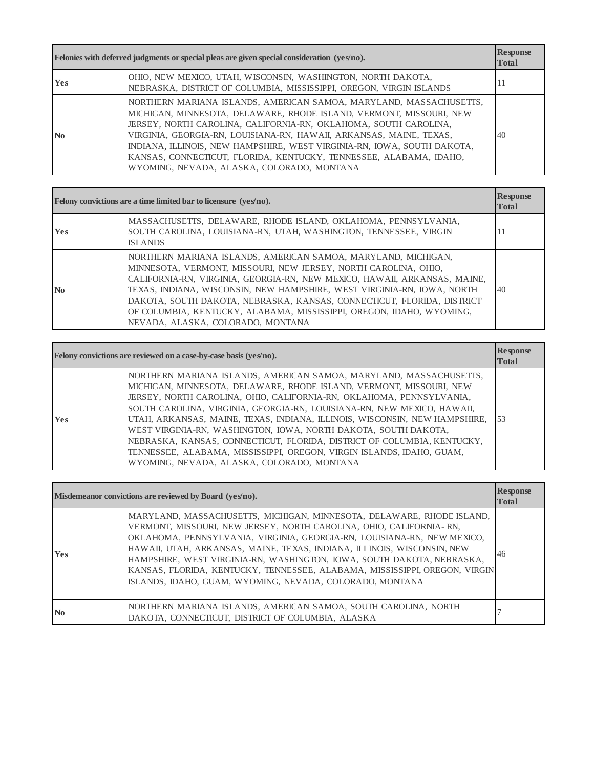| Felonies with deferred judgments or special pleas are given special consideration (yes/no). | | Response Total |
|---|---|---|
| **Yes** | OHIO, NEW MEXICO, UTAH, WISCONSIN, WASHINGTON, NORTH DAKOTA, NEBRASKA, DISTRICT OF COLUMBIA, MISSISSIPPI, OREGON, VIRGIN ISLANDS | 11 |
| **No** | NORTHERN MARIANA ISLANDS, AMERICAN SAMOA, MARYLAND, MASSACHUSETTS, MICHIGAN, MINNESOTA, DELAWARE, RHODE ISLAND, VERMONT, MISSOURI, NEW JERSEY, NORTH CAROLINA, CALIFORNIA-RN, OKLAHOMA, SOUTH CAROLINA, VIRGINIA, GEORGIA-RN, LOUISIANA-RN, HAWAII, ARKANSAS, MAINE, TEXAS, INDIANA, ILLINOIS, NEW HAMPSHIRE, WEST VIRGINIA-RN, IOWA, SOUTH DAKOTA, KANSAS, CONNECTICUT, FLORIDA, KENTUCKY, TENNESSEE, ALABAMA, IDAHO, WYOMING, NEVADA, ALASKA, COLORADO, MONTANA | 40 |

| Felony convictions are a time limited bar to licensure (yes/no). | | Response Total |
|---|---|---|
| **Yes** | MASSACHUSETTS, DELAWARE, RHODE ISLAND, OKLAHOMA, PENNSYLVANIA, SOUTH CAROLINA, LOUISIANA-RN, UTAH, WASHINGTON, TENNESSEE, VIRGIN ISLANDS | 11 |
| **No** | NORTHERN MARIANA ISLANDS, AMERICAN SAMOA, MARYLAND, MICHIGAN, MINNESOTA, VERMONT, MISSOURI, NEW JERSEY, NORTH CAROLINA, OHIO, CALIFORNIA-RN, VIRGINIA, GEORGIA-RN, NEW MEXICO, HAWAII, ARKANSAS, MAINE, TEXAS, INDIANA, WISCONSIN, NEW HAMPSHIRE, WEST VIRGINIA-RN, IOWA, NORTH DAKOTA, SOUTH DAKOTA, NEBRASKA, KANSAS, CONNECTICUT, FLORIDA, DISTRICT OF COLUMBIA, KENTUCKY, ALABAMA, MISSISSIPPI, OREGON, IDAHO, WYOMING, NEVADA, ALASKA, COLORADO, MONTANA | 40 |

| Felony convictions are reviewed on a case-by-case basis (yes/no). | | Response Total |
|---|---|---|
| **Yes** | NORTHERN MARIANA ISLANDS, AMERICAN SAMOA, MARYLAND, MASSACHUSETTS, MICHIGAN, MINNESOTA, DELAWARE, RHODE ISLAND, VERMONT, MISSOURI, NEW JERSEY, NORTH CAROLINA, OHIO, CALIFORNIA-RN, OKLAHOMA, PENNSYLVANIA, SOUTH CAROLINA, VIRGINIA, GEORGIA-RN, LOUISIANA-RN, NEW MEXICO, HAWAII, UTAH, ARKANSAS, MAINE, TEXAS, INDIANA, ILLINOIS, WISCONSIN, NEW HAMPSHIRE, WEST VIRGINIA-RN, WASHINGTON, IOWA, NORTH DAKOTA, SOUTH DAKOTA, NEBRASKA, KANSAS, CONNECTICUT, FLORIDA, DISTRICT OF COLUMBIA, KENTUCKY, TENNESSEE, ALABAMA, MISSISSIPPI, OREGON, VIRGIN ISLANDS, IDAHO, GUAM, WYOMING, NEVADA, ALASKA, COLORADO, MONTANA | 53 |

| Misdemeanor convictions are reviewed by Board (yes/no). | | Response Total |
|---|---|---|
| **Yes** | MARYLAND, MASSACHUSETTS, MICHIGAN, MINNESOTA, DELAWARE, RHODE ISLAND, VERMONT, MISSOURI, NEW JERSEY, NORTH CAROLINA, OHIO, CALIFORNIA- RN, OKLAHOMA, PENNSYLVANIA, VIRGINIA, GEORGIA-RN, LOUISIANA-RN, NEW MEXICO, HAWAII, UTAH, ARKANSAS, MAINE, TEXAS, INDIANA, ILLINOIS, WISCONSIN, NEW HAMPSHIRE, WEST VIRGINIA-RN, WASHINGTON, IOWA, SOUTH DAKOTA, NEBRASKA, KANSAS, FLORIDA, KENTUCKY, TENNESSEE, ALABAMA, MISSISSIPPI, OREGON, VIRGIN ISLANDS, IDAHO, GUAM, WYOMING, NEVADA, COLORADO, MONTANA | 46 |
| **No** | NORTHERN MARIANA ISLANDS, AMERICAN SAMOA, SOUTH CAROLINA, NORTH DAKOTA, CONNECTICUT, DISTRICT OF COLUMBIA, ALASKA | 7 |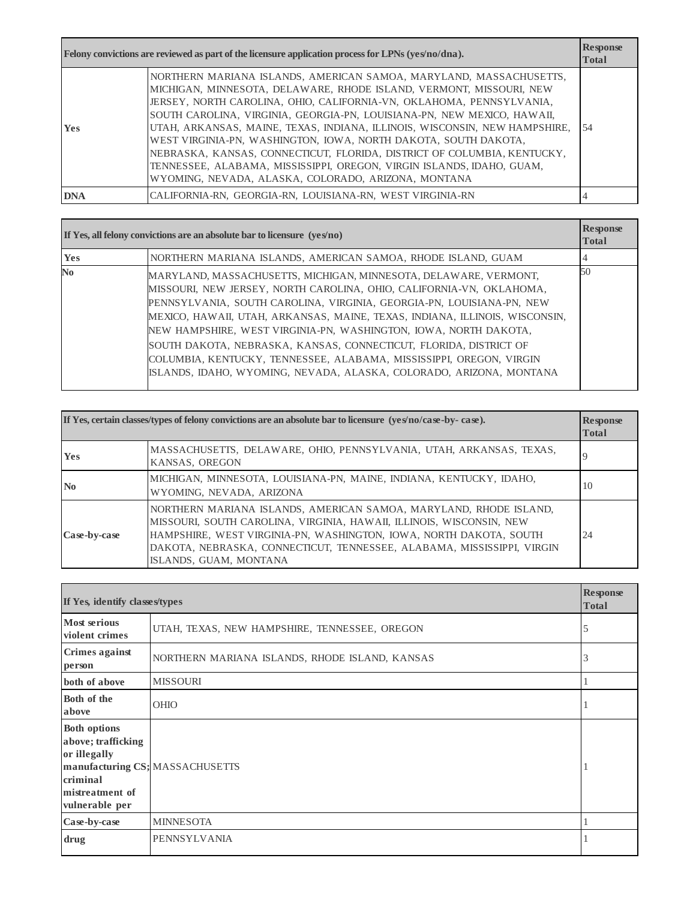| Felony convictions are reviewed as part of the licensure application process for LPNs (yes/no/dna). | | Response Total |
|---|---|---|
| Yes | NORTHERN MARIANA ISLANDS, AMERICAN SAMOA, MARYLAND, MASSACHUSETTS, MICHIGAN, MINNESOTA, DELAWARE, RHODE ISLAND, VERMONT, MISSOURI, NEW JERSEY, NORTH CAROLINA, OHIO, CALIFORNIA-VN, OKLAHOMA, PENNSYLVANIA, SOUTH CAROLINA, VIRGINIA, GEORGIA-PN, LOUISIANA-PN, NEW MEXICO, HAWAII, UTAH, ARKANSAS, MAINE, TEXAS, INDIANA, ILLINOIS, WISCONSIN, NEW HAMPSHIRE, WEST VIRGINIA-PN, WASHINGTON, IOWA, NORTH DAKOTA, SOUTH DAKOTA, NEBRASKA, KANSAS, CONNECTICUT, FLORIDA, DISTRICT OF COLUMBIA, KENTUCKY, TENNESSEE, ALABAMA, MISSISSIPPI, OREGON, VIRGIN ISLANDS, IDAHO, GUAM, WYOMING, NEVADA, ALASKA, COLORADO, ARIZONA, MONTANA | 54 |
| DNA | CALIFORNIA-RN, GEORGIA-RN, LOUISIANA-RN, WEST VIRGINIA-RN | 4 |

| If Yes, all felony convictions are an absolute bar to licensure (yes/no) | | Response Total |
|---|---|---|
| Yes | NORTHERN MARIANA ISLANDS, AMERICAN SAMOA, RHODE ISLAND, GUAM | 4 |
| No | MARYLAND, MASSACHUSETTS, MICHIGAN, MINNESOTA, DELAWARE, VERMONT, MISSOURI, NEW JERSEY, NORTH CAROLINA, OHIO, CALIFORNIA-VN, OKLAHOMA, PENNSYLVANIA, SOUTH CAROLINA, VIRGINIA, GEORGIA-PN, LOUISIANA-PN, NEW MEXICO, HAWAII, UTAH, ARKANSAS, MAINE, TEXAS, INDIANA, ILLINOIS, WISCONSIN, NEW HAMPSHIRE, WEST VIRGINIA-PN, WASHINGTON, IOWA, NORTH DAKOTA, SOUTH DAKOTA, NEBRASKA, KANSAS, CONNECTICUT, FLORIDA, DISTRICT OF COLUMBIA, KENTUCKY, TENNESSEE, ALABAMA, MISSISSIPPI, OREGON, VIRGIN ISLANDS, IDAHO, WYOMING, NEVADA, ALASKA, COLORADO, ARIZONA, MONTANA | 50 |

| If Yes, certain classes/types of felony convictions are an absolute bar to licensure (yes/no/case-by- case). | | Response Total |
|---|---|---|
| Yes | MASSACHUSETTS, DELAWARE, OHIO, PENNSYLVANIA, UTAH, ARKANSAS, TEXAS, KANSAS, OREGON | 9 |
| No | MICHIGAN, MINNESOTA, LOUISIANA-PN, MAINE, INDIANA, KENTUCKY, IDAHO, WYOMING, NEVADA, ARIZONA | 10 |
| Case-by-case | NORTHERN MARIANA ISLANDS, AMERICAN SAMOA, MARYLAND, RHODE ISLAND, MISSOURI, SOUTH CAROLINA, VIRGINIA, HAWAII, ILLINOIS, WISCONSIN, NEW HAMPSHIRE, WEST VIRGINIA-PN, WASHINGTON, IOWA, NORTH DAKOTA, SOUTH DAKOTA, NEBRASKA, CONNECTICUT, TENNESSEE, ALABAMA, MISSISSIPPI, VIRGIN ISLANDS, GUAM, MONTANA | 24 |

| If Yes, identify classes/types | | Response Total |
|---|---|---|
| Most serious violent crimes | UTAH, TEXAS, NEW HAMPSHIRE, TENNESSEE, OREGON | 5 |
| Crimes against person | NORTHERN MARIANA ISLANDS, RHODE ISLAND, KANSAS | 3 |
| both of above | MISSOURI | 1 |
| Both of the above | OHIO | 1 |
| Both options above; trafficking or illegally manufacturing CS; criminal mistreatment of vulnerable per | MASSACHUSETTS | 1 |
| Case-by-case | MINNESOTA | 1 |
| drug | PENNSYLVANIA | 1 |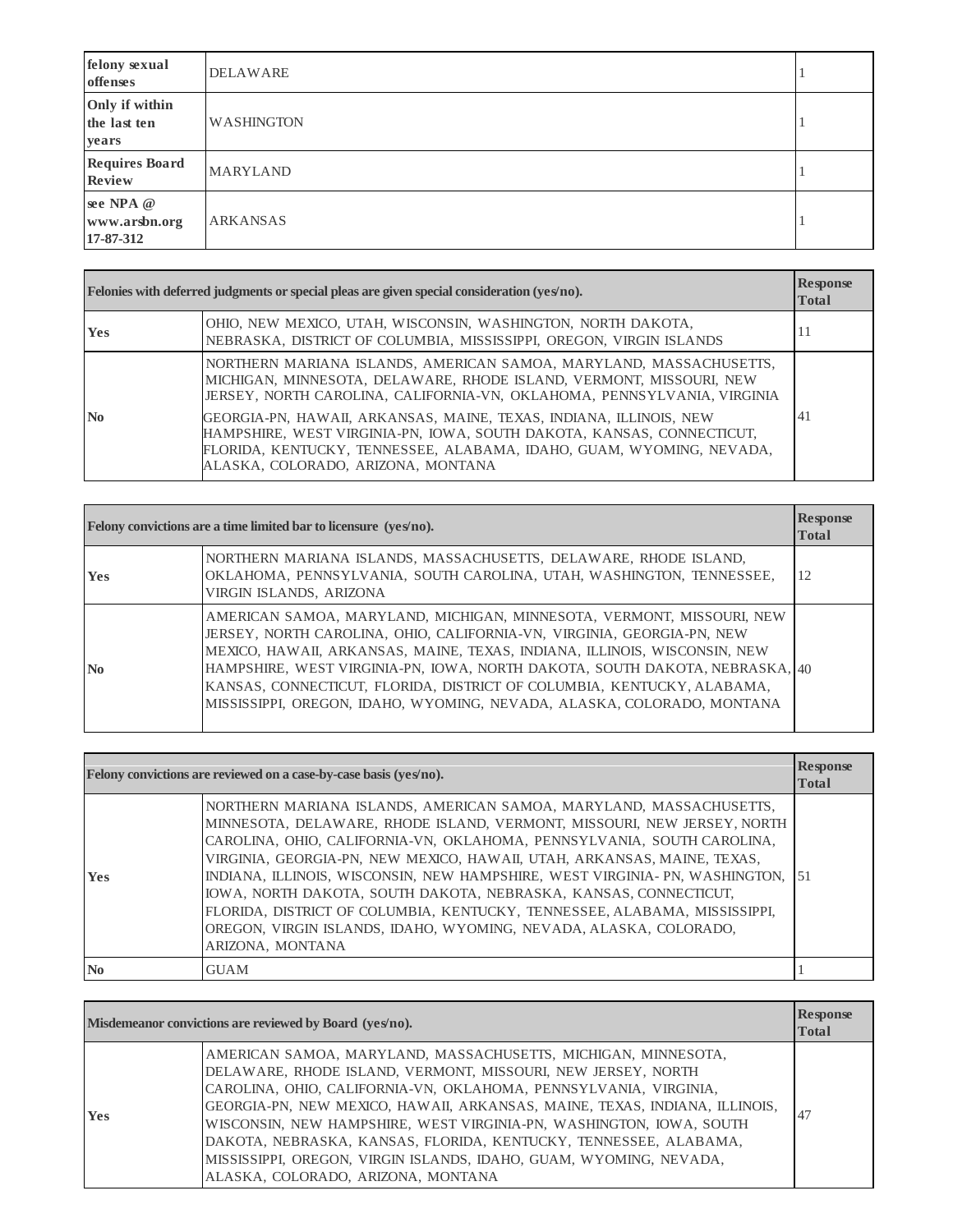| | | |
|---|---|---|
| **felony sexual offenses** | DELAWARE | 1 |
| **Only if within the last ten years** | WASHINGTON | 1 |
| **Requires Board Review** | MARYLAND | 1 |
| **see NPA @ www.arsbn.org 17-87-312** | ARKANSAS | 1 |

| **Felonies with deferred judgments or special pleas are given special consideration (yes/no).** | | **Response Total** |
|---|---|---|
| **Yes** | OHIO, NEW MEXICO, UTAH, WISCONSIN, WASHINGTON, NORTH DAKOTA, NEBRASKA, DISTRICT OF COLUMBIA, MISSISSIPPI, OREGON, VIRGIN ISLANDS | 11 |
| **No** | NORTHERN MARIANA ISLANDS, AMERICAN SAMOA, MARYLAND, MASSACHUSETTS, MICHIGAN, MINNESOTA, DELAWARE, RHODE ISLAND, VERMONT, MISSOURI, NEW JERSEY, NORTH CAROLINA, CALIFORNIA-VN, OKLAHOMA, PENNSYLVANIA, VIRGINIA GEORGIA-PN, HAWAII, ARKANSAS, MAINE, TEXAS, INDIANA, ILLINOIS, NEW HAMPSHIRE, WEST VIRGINIA-PN, IOWA, SOUTH DAKOTA, KANSAS, CONNECTICUT, FLORIDA, KENTUCKY, TENNESSEE, ALABAMA, IDAHO, GUAM, WYOMING, NEVADA, ALASKA, COLORADO, ARIZONA, MONTANA | 41 |

| **Felony convictions are a time limited bar to licensure (yes/no).** | | **Response Total** |
|---|---|---|
| **Yes** | NORTHERN MARIANA ISLANDS, MASSACHUSETTS, DELAWARE, RHODE ISLAND, OKLAHOMA, PENNSYLVANIA, SOUTH CAROLINA, UTAH, WASHINGTON, TENNESSEE, VIRGIN ISLANDS, ARIZONA | 12 |
| **No** | AMERICAN SAMOA, MARYLAND, MICHIGAN, MINNESOTA, VERMONT, MISSOURI, NEW JERSEY, NORTH CAROLINA, OHIO, CALIFORNIA-VN, VIRGINIA, GEORGIA-PN, NEW MEXICO, HAWAII, ARKANSAS, MAINE, TEXAS, INDIANA, ILLINOIS, WISCONSIN, NEW HAMPSHIRE, WEST VIRGINIA-PN, IOWA, NORTH DAKOTA, SOUTH DAKOTA, NEBRASKA, KANSAS, CONNECTICUT, FLORIDA, DISTRICT OF COLUMBIA, KENTUCKY, ALABAMA, MISSISSIPPI, OREGON, IDAHO, WYOMING, NEVADA, ALASKA, COLORADO, MONTANA | 40 |

| **Felony convictions are reviewed on a case-by-case basis (yes/no).** | | **Response Total** |
|---|---|---|
| **Yes** | NORTHERN MARIANA ISLANDS, AMERICAN SAMOA, MARYLAND, MASSACHUSETTS, MINNESOTA, DELAWARE, RHODE ISLAND, VERMONT, MISSOURI, NEW JERSEY, NORTH CAROLINA, OHIO, CALIFORNIA-VN, OKLAHOMA, PENNSYLVANIA, SOUTH CAROLINA, VIRGINIA, GEORGIA-PN, NEW MEXICO, HAWAII, UTAH, ARKANSAS, MAINE, TEXAS, INDIANA, ILLINOIS, WISCONSIN, NEW HAMPSHIRE, WEST VIRGINIA- PN, WASHINGTON, IOWA, NORTH DAKOTA, SOUTH DAKOTA, NEBRASKA, KANSAS, CONNECTICUT, FLORIDA, DISTRICT OF COLUMBIA, KENTUCKY, TENNESSEE, ALABAMA, MISSISSIPPI, OREGON, VIRGIN ISLANDS, IDAHO, WYOMING, NEVADA, ALASKA, COLORADO, ARIZONA, MONTANA | 51 |
| **No** | GUAM | 1 |

| **Misdemeanor convictions are reviewed by Board (yes/no).** | | **Response Total** |
|---|---|---|
| **Yes** | AMERICAN SAMOA, MARYLAND, MASSACHUSETTS, MICHIGAN, MINNESOTA, DELAWARE, RHODE ISLAND, VERMONT, MISSOURI, NEW JERSEY, NORTH CAROLINA, OHIO, CALIFORNIA-VN, OKLAHOMA, PENNSYLVANIA, VIRGINIA, GEORGIA-PN, NEW MEXICO, HAWAII, UTAH, ARKANSAS, MAINE, TEXAS, INDIANA, ILLINOIS, WISCONSIN, NEW HAMPSHIRE, WEST VIRGINIA-PN, WASHINGTON, IOWA, SOUTH DAKOTA, NEBRASKA, KANSAS, FLORIDA, KENTUCKY, TENNESSEE, ALABAMA, MISSISSIPPI, OREGON, VIRGIN ISLANDS, IDAHO, GUAM, WYOMING, NEVADA, ALASKA, COLORADO, ARIZONA, MONTANA | 47 |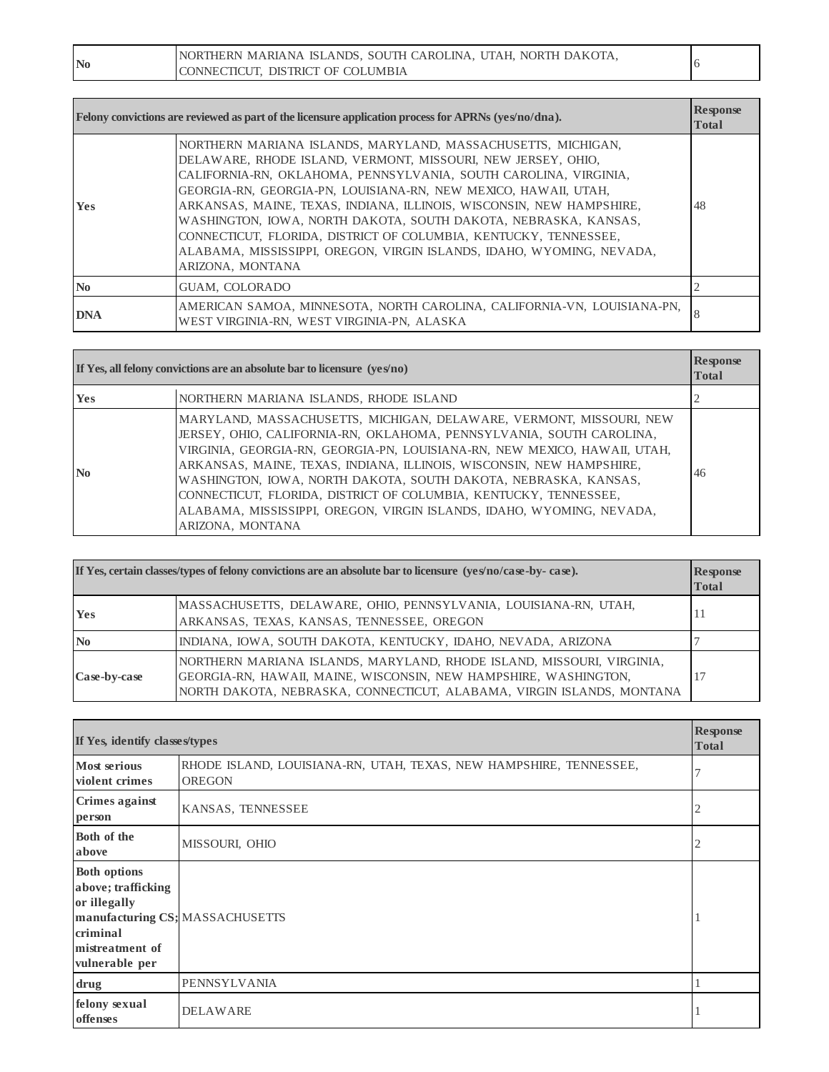| | | |
|---|---|---|
| **No** | NORTHERN MARIANA ISLANDS, SOUTH CAROLINA, UTAH, NORTH DAKOTA, CONNECTICUT, DISTRICT OF COLUMBIA | 6 |

| **Felony convictions are reviewed as part of the licensure application process for APRNs (yes/no/dna).** | | **Response Total** |
|---|---|---|
| **Yes** | NORTHERN MARIANA ISLANDS, MARYLAND, MASSACHUSETTS, MICHIGAN, DELAWARE, RHODE ISLAND, VERMONT, MISSOURI, NEW JERSEY, OHIO, CALIFORNIA-RN, OKLAHOMA, PENNSYLVANIA, SOUTH CAROLINA, VIRGINIA, GEORGIA-RN, GEORGIA-PN, LOUISIANA-RN, NEW MEXICO, HAWAII, UTAH, ARKANSAS, MAINE, TEXAS, INDIANA, ILLINOIS, WISCONSIN, NEW HAMPSHIRE, WASHINGTON, IOWA, NORTH DAKOTA, SOUTH DAKOTA, NEBRASKA, KANSAS, CONNECTICUT, FLORIDA, DISTRICT OF COLUMBIA, KENTUCKY, TENNESSEE, ALABAMA, MISSISSIPPI, OREGON, VIRGIN ISLANDS, IDAHO, WYOMING, NEVADA, ARIZONA, MONTANA | 48 |
| **No** | GUAM, COLORADO | 2 |
| **DNA** | AMERICAN SAMOA, MINNESOTA, NORTH CAROLINA, CALIFORNIA-VN, LOUISIANA-PN, WEST VIRGINIA-RN, WEST VIRGINIA-PN, ALASKA | 8 |

| **If Yes, all felony convictions are an absolute bar to licensure (yes/no)** | | **Response Total** |
|---|---|---|
| **Yes** | NORTHERN MARIANA ISLANDS, RHODE ISLAND | 2 |
| **No** | MARYLAND, MASSACHUSETTS, MICHIGAN, DELAWARE, VERMONT, MISSOURI, NEW JERSEY, OHIO, CALIFORNIA-RN, OKLAHOMA, PENNSYLVANIA, SOUTH CAROLINA, VIRGINIA, GEORGIA-RN, GEORGIA-PN, LOUISIANA-RN, NEW MEXICO, HAWAII, UTAH, ARKANSAS, MAINE, TEXAS, INDIANA, ILLINOIS, WISCONSIN, NEW HAMPSHIRE, WASHINGTON, IOWA, NORTH DAKOTA, SOUTH DAKOTA, NEBRASKA, KANSAS, CONNECTICUT, FLORIDA, DISTRICT OF COLUMBIA, KENTUCKY, TENNESSEE, ALABAMA, MISSISSIPPI, OREGON, VIRGIN ISLANDS, IDAHO, WYOMING, NEVADA, ARIZONA, MONTANA | 46 |

| **If Yes, certain classes/types of felony convictions are an absolute bar to licensure (yes/no/case-by- case).** | | **Response Total** |
|---|---|---|
| **Yes** | MASSACHUSETTS, DELAWARE, OHIO, PENNSYLVANIA, LOUISIANA-RN, UTAH, ARKANSAS, TEXAS, KANSAS, TENNESSEE, OREGON | 11 |
| **No** | INDIANA, IOWA, SOUTH DAKOTA, KENTUCKY, IDAHO, NEVADA, ARIZONA | 7 |
| **Case-by-case** | NORTHERN MARIANA ISLANDS, MARYLAND, RHODE ISLAND, MISSOURI, VIRGINIA, GEORGIA-RN, HAWAII, MAINE, WISCONSIN, NEW HAMPSHIRE, WASHINGTON, NORTH DAKOTA, NEBRASKA, CONNECTICUT, ALABAMA, VIRGIN ISLANDS, MONTANA | 17 |

| **If Yes, identify classes/types** | | **Response Total** |
|---|---|---|
| **Most serious violent crimes** | RHODE ISLAND, LOUISIANA-RN, UTAH, TEXAS, NEW HAMPSHIRE, TENNESSEE, OREGON | 7 |
| **Crimes against person** | KANSAS, TENNESSEE | 2 |
| **Both of the above** | MISSOURI, OHIO | 2 |
| **Both options above; trafficking or illegally manufacturing CS; criminal mistreatment of vulnerable per** | MASSACHUSETTS | 1 |
| **drug** | PENNSYLVANIA | 1 |
| **felony sexual offenses** | DELAWARE | 1 |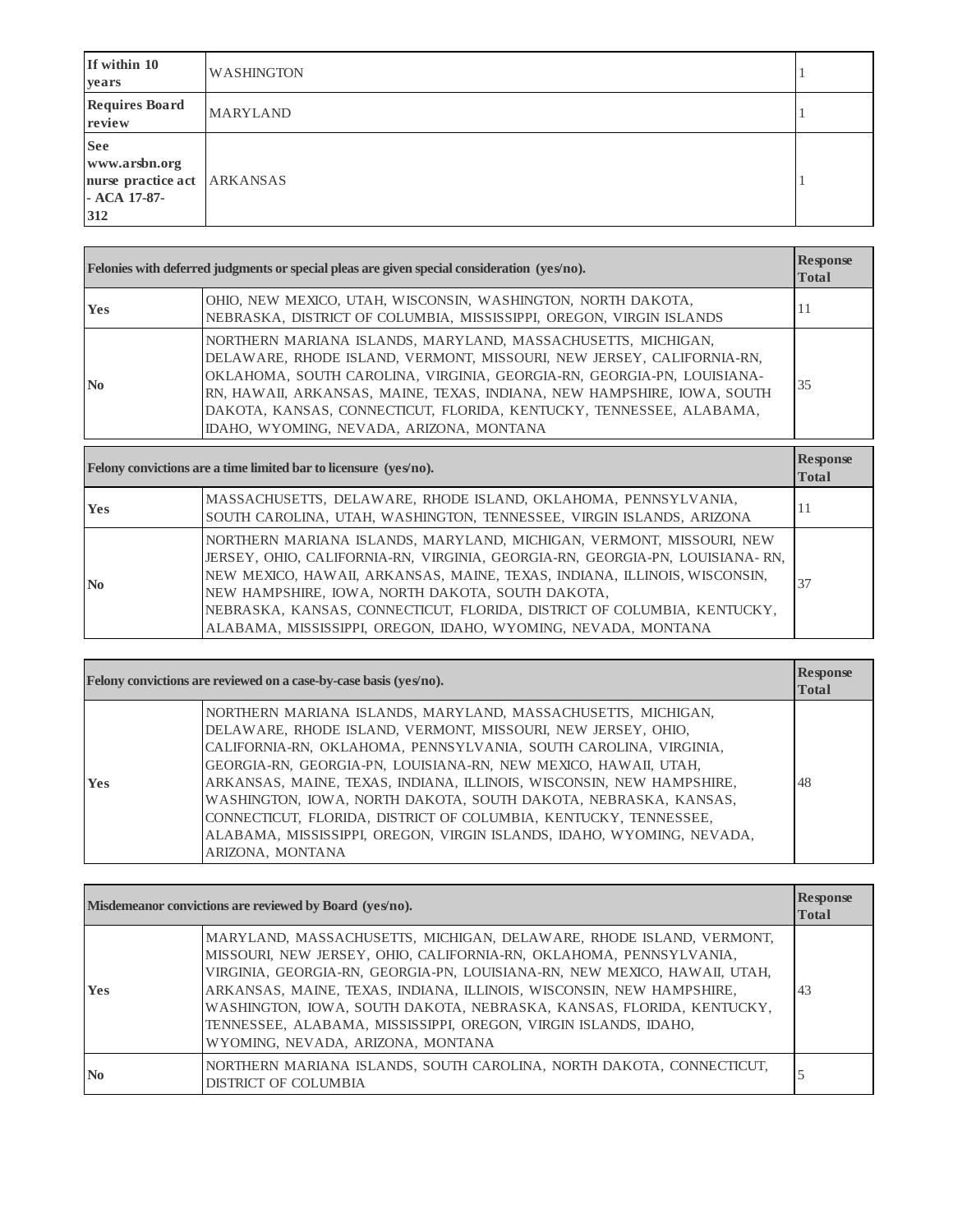| If within 10 years | WASHINGTON | 1 |
|---|---|---|
| Requires Board review | MARYLAND | 1 |
| See www.arsbn.org nurse practice act - ACA 17-87-312 | ARKANSAS | 1 |

| Felonies with deferred judgments or special pleas are given special consideration (yes/no). | | Response Total |
|---|---|---|
| Yes | OHIO, NEW MEXICO, UTAH, WISCONSIN, WASHINGTON, NORTH DAKOTA, NEBRASKA, DISTRICT OF COLUMBIA, MISSISSIPPI, OREGON, VIRGIN ISLANDS | 11 |
| No | NORTHERN MARIANA ISLANDS, MARYLAND, MASSACHUSETTS, MICHIGAN, DELAWARE, RHODE ISLAND, VERMONT, MISSOURI, NEW JERSEY, CALIFORNIA-RN, OKLAHOMA, SOUTH CAROLINA, VIRGINIA, GEORGIA-RN, GEORGIA-PN, LOUISIANA-RN, HAWAII, ARKANSAS, MAINE, TEXAS, INDIANA, NEW HAMPSHIRE, IOWA, SOUTH DAKOTA, KANSAS, CONNECTICUT, FLORIDA, KENTUCKY, TENNESSEE, ALABAMA, IDAHO, WYOMING, NEVADA, ARIZONA, MONTANA | 35 |

| Felony convictions are a time limited bar to licensure (yes/no). | | Response Total |
|---|---|---|
| Yes | MASSACHUSETTS, DELAWARE, RHODE ISLAND, OKLAHOMA, PENNSYLVANIA, SOUTH CAROLINA, UTAH, WASHINGTON, TENNESSEE, VIRGIN ISLANDS, ARIZONA | 11 |
| No | NORTHERN MARIANA ISLANDS, MARYLAND, MICHIGAN, VERMONT, MISSOURI, NEW JERSEY, OHIO, CALIFORNIA-RN, VIRGINIA, GEORGIA-RN, GEORGIA-PN, LOUISIANA- RN, NEW MEXICO, HAWAII, ARKANSAS, MAINE, TEXAS, INDIANA, ILLINOIS, WISCONSIN, NEW HAMPSHIRE, IOWA, NORTH DAKOTA, SOUTH DAKOTA, NEBRASKA, KANSAS, CONNECTICUT, FLORIDA, DISTRICT OF COLUMBIA, KENTUCKY, ALABAMA, MISSISSIPPI, OREGON, IDAHO, WYOMING, NEVADA, MONTANA | 37 |

| Felony convictions are reviewed on a case-by-case basis (yes/no). | | Response Total |
|---|---|---|
| Yes | NORTHERN MARIANA ISLANDS, MARYLAND, MASSACHUSETTS, MICHIGAN, DELAWARE, RHODE ISLAND, VERMONT, MISSOURI, NEW JERSEY, OHIO, CALIFORNIA-RN, OKLAHOMA, PENNSYLVANIA, SOUTH CAROLINA, VIRGINIA, GEORGIA-RN, GEORGIA-PN, LOUISIANA-RN, NEW MEXICO, HAWAII, UTAH, ARKANSAS, MAINE, TEXAS, INDIANA, ILLINOIS, WISCONSIN, NEW HAMPSHIRE, WASHINGTON, IOWA, NORTH DAKOTA, SOUTH DAKOTA, NEBRASKA, KANSAS, CONNECTICUT, FLORIDA, DISTRICT OF COLUMBIA, KENTUCKY, TENNESSEE, ALABAMA, MISSISSIPPI, OREGON, VIRGIN ISLANDS, IDAHO, WYOMING, NEVADA, ARIZONA, MONTANA | 48 |

| Misdemeanor convictions are reviewed by Board (yes/no). | | Response Total |
|---|---|---|
| Yes | MARYLAND, MASSACHUSETTS, MICHIGAN, DELAWARE, RHODE ISLAND, VERMONT, MISSOURI, NEW JERSEY, OHIO, CALIFORNIA-RN, OKLAHOMA, PENNSYLVANIA, VIRGINIA, GEORGIA-RN, GEORGIA-PN, LOUISIANA-RN, NEW MEXICO, HAWAII, UTAH, ARKANSAS, MAINE, TEXAS, INDIANA, ILLINOIS, WISCONSIN, NEW HAMPSHIRE, WASHINGTON, IOWA, SOUTH DAKOTA, NEBRASKA, KANSAS, FLORIDA, KENTUCKY, TENNESSEE, ALABAMA, MISSISSIPPI, OREGON, VIRGIN ISLANDS, IDAHO, WYOMING, NEVADA, ARIZONA, MONTANA | 43 |
| No | NORTHERN MARIANA ISLANDS, SOUTH CAROLINA, NORTH DAKOTA, CONNECTICUT, DISTRICT OF COLUMBIA | 5 |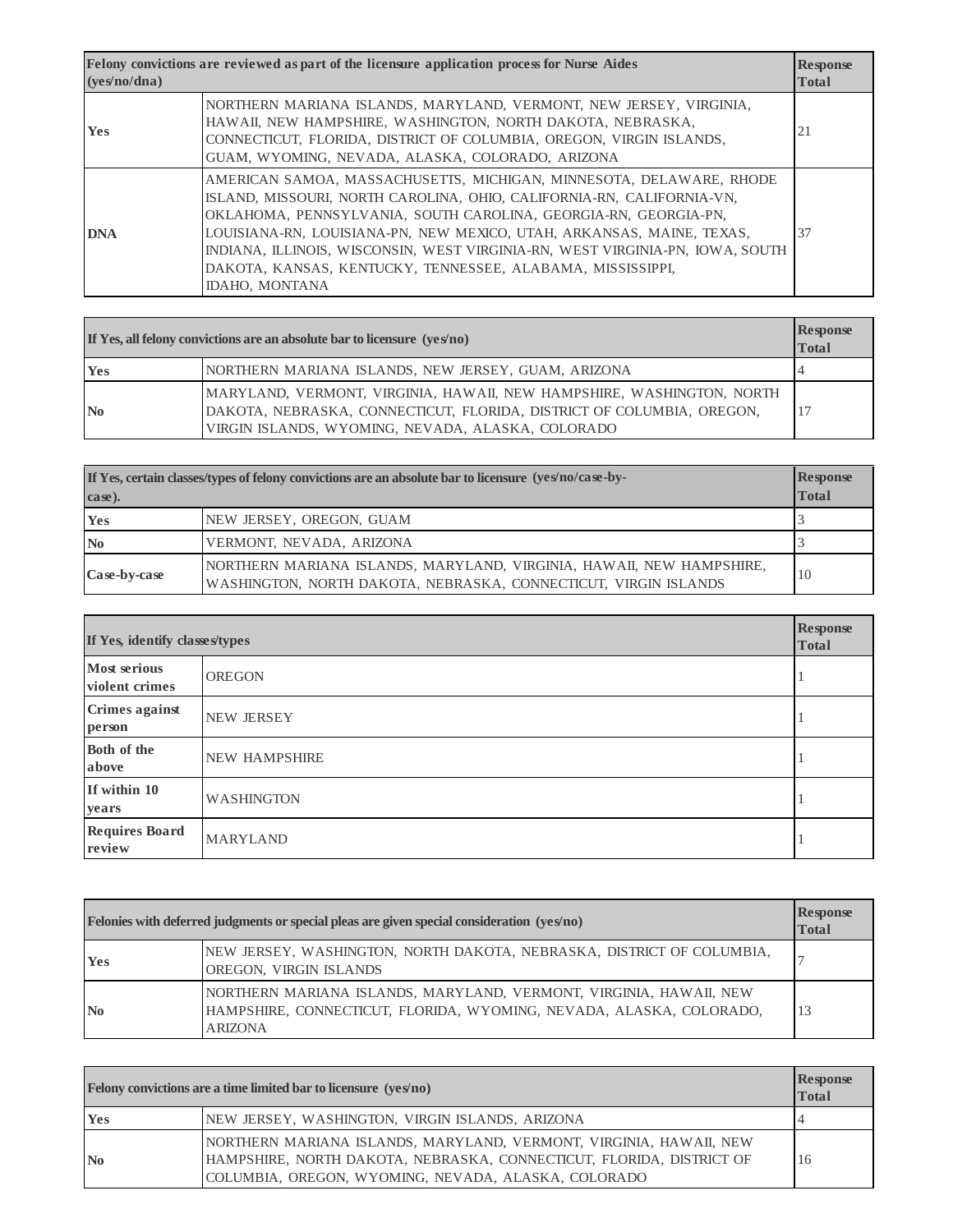| Felony convictions are reviewed as part of the licensure application process for Nurse Aides (yes/no/dna) | | Response Total |
|---|---|---|
| Yes | NORTHERN MARIANA ISLANDS, MARYLAND, VERMONT, NEW JERSEY, VIRGINIA, HAWAII, NEW HAMPSHIRE, WASHINGTON, NORTH DAKOTA, NEBRASKA, CONNECTICUT, FLORIDA, DISTRICT OF COLUMBIA, OREGON, VIRGIN ISLANDS, GUAM, WYOMING, NEVADA, ALASKA, COLORADO, ARIZONA | 21 |
| DNA | AMERICAN SAMOA, MASSACHUSETTS, MICHIGAN, MINNESOTA, DELAWARE, RHODE ISLAND, MISSOURI, NORTH CAROLINA, OHIO, CALIFORNIA-RN, CALIFORNIA-VN, OKLAHOMA, PENNSYLVANIA, SOUTH CAROLINA, GEORGIA-RN, GEORGIA-PN, LOUISIANA-RN, LOUISIANA-PN, NEW MEXICO, UTAH, ARKANSAS, MAINE, TEXAS, INDIANA, ILLINOIS, WISCONSIN, WEST VIRGINIA-RN, WEST VIRGINIA-PN, IOWA, SOUTH DAKOTA, KANSAS, KENTUCKY, TENNESSEE, ALABAMA, MISSISSIPPI, IDAHO, MONTANA | 37 |

| If Yes, all felony convictions are an absolute bar to licensure (yes/no) | | Response Total |
|---|---|---|
| Yes | NORTHERN MARIANA ISLANDS, NEW JERSEY, GUAM, ARIZONA | 4 |
| No | MARYLAND, VERMONT, VIRGINIA, HAWAII, NEW HAMPSHIRE, WASHINGTON, NORTH DAKOTA, NEBRASKA, CONNECTICUT, FLORIDA, DISTRICT OF COLUMBIA, OREGON, VIRGIN ISLANDS, WYOMING, NEVADA, ALASKA, COLORADO | 17 |

| If Yes, certain classes/types of felony convictions are an absolute bar to licensure (yes/no/case-by-case). | | Response Total |
|---|---|---|
| Yes | NEW JERSEY, OREGON, GUAM | 3 |
| No | VERMONT, NEVADA, ARIZONA | 3 |
| Case-by-case | NORTHERN MARIANA ISLANDS, MARYLAND, VIRGINIA, HAWAII, NEW HAMPSHIRE, WASHINGTON, NORTH DAKOTA, NEBRASKA, CONNECTICUT, VIRGIN ISLANDS | 10 |

| If Yes, identify classes/types | | Response Total |
|---|---|---|
| Most serious violent crimes | OREGON | 1 |
| Crimes against person | NEW JERSEY | 1 |
| Both of the above | NEW HAMPSHIRE | 1 |
| If within 10 years | WASHINGTON | 1 |
| Requires Board review | MARYLAND | 1 |

| Felonies with deferred judgments or special pleas are given special consideration (yes/no) | | Response Total |
|---|---|---|
| Yes | NEW JERSEY, WASHINGTON, NORTH DAKOTA, NEBRASKA, DISTRICT OF COLUMBIA, OREGON, VIRGIN ISLANDS | 7 |
| No | NORTHERN MARIANA ISLANDS, MARYLAND, VERMONT, VIRGINIA, HAWAII, NEW HAMPSHIRE, CONNECTICUT, FLORIDA, WYOMING, NEVADA, ALASKA, COLORADO, ARIZONA | 13 |

| Felony convictions are a time limited bar to licensure (yes/no) | | Response Total |
|---|---|---|
| Yes | NEW JERSEY, WASHINGTON, VIRGIN ISLANDS, ARIZONA | 4 |
| No | NORTHERN MARIANA ISLANDS, MARYLAND, VERMONT, VIRGINIA, HAWAII, NEW HAMPSHIRE, NORTH DAKOTA, NEBRASKA, CONNECTICUT, FLORIDA, DISTRICT OF COLUMBIA, OREGON, WYOMING, NEVADA, ALASKA, COLORADO | 16 |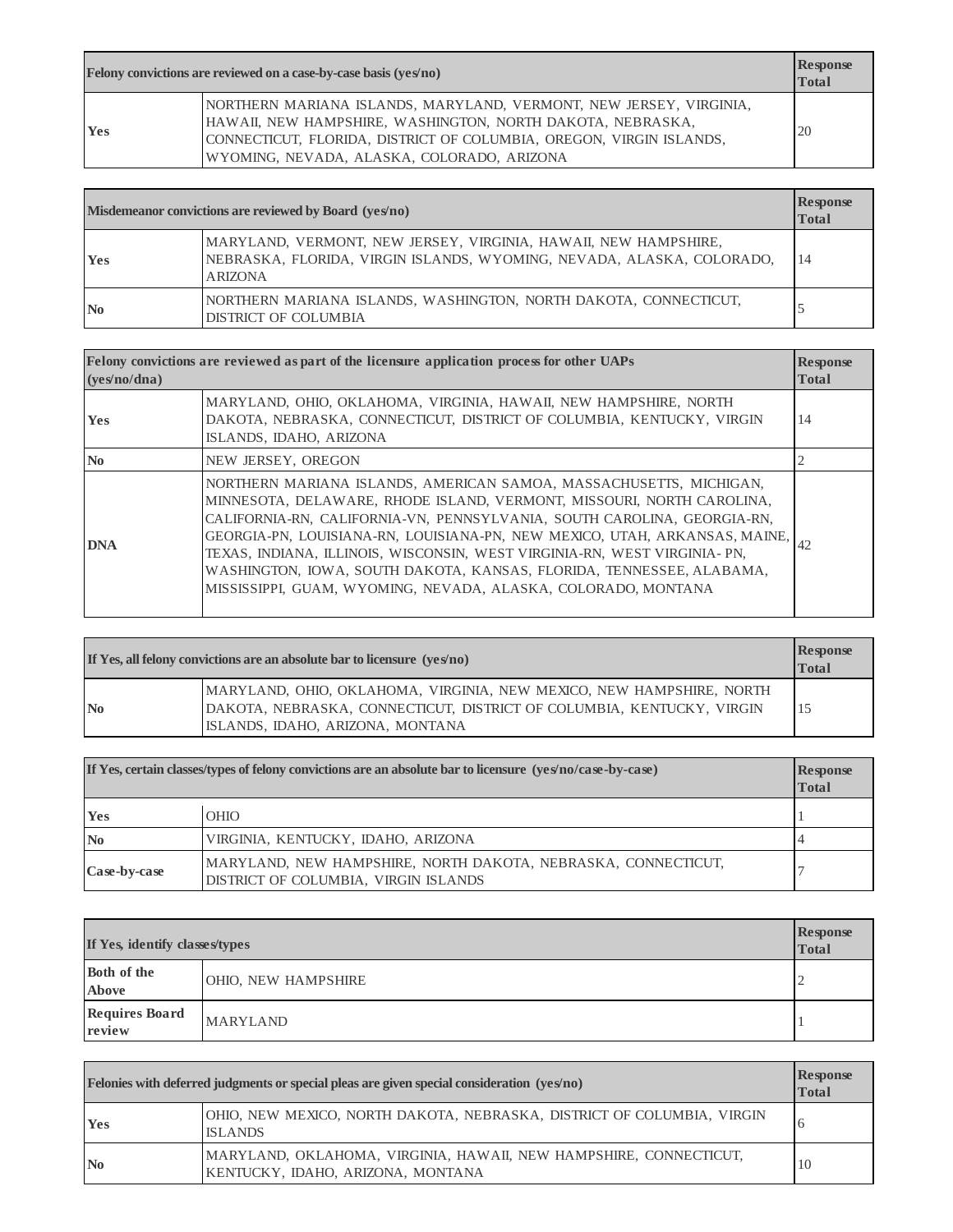| Felony convictions are reviewed on a case-by-case basis (yes/no) | | Response Total |
|---|---|---|
| Yes | NORTHERN MARIANA ISLANDS, MARYLAND, VERMONT, NEW JERSEY, VIRGINIA, HAWAII, NEW HAMPSHIRE, WASHINGTON, NORTH DAKOTA, NEBRASKA, CONNECTICUT, FLORIDA, DISTRICT OF COLUMBIA, OREGON, VIRGIN ISLANDS, WYOMING, NEVADA, ALASKA, COLORADO, ARIZONA | 20 |

| Misdemeanor convictions are reviewed by Board (yes/no) | | Response Total |
|---|---|---|
| Yes | MARYLAND, VERMONT, NEW JERSEY, VIRGINIA, HAWAII, NEW HAMPSHIRE, NEBRASKA, FLORIDA, VIRGIN ISLANDS, WYOMING, NEVADA, ALASKA, COLORADO, ARIZONA | 14 |
| No | NORTHERN MARIANA ISLANDS, WASHINGTON, NORTH DAKOTA, CONNECTICUT, DISTRICT OF COLUMBIA | 5 |

| Felony convictions are reviewed as part of the licensure application process for other UAPs (yes/no/dna) | | Response Total |
|---|---|---|
| Yes | MARYLAND, OHIO, OKLAHOMA, VIRGINIA, HAWAII, NEW HAMPSHIRE, NORTH DAKOTA, NEBRASKA, CONNECTICUT, DISTRICT OF COLUMBIA, KENTUCKY, VIRGIN ISLANDS, IDAHO, ARIZONA | 14 |
| No | NEW JERSEY, OREGON | 2 |
| DNA | NORTHERN MARIANA ISLANDS, AMERICAN SAMOA, MASSACHUSETTS, MICHIGAN, MINNESOTA, DELAWARE, RHODE ISLAND, VERMONT, MISSOURI, NORTH CAROLINA, CALIFORNIA-RN, CALIFORNIA-VN, PENNSYLVANIA, SOUTH CAROLINA, GEORGIA-RN, GEORGIA-PN, LOUISIANA-RN, LOUISIANA-PN, NEW MEXICO, UTAH, ARKANSAS, MAINE, TEXAS, INDIANA, ILLINOIS, WISCONSIN, WEST VIRGINIA-RN, WEST VIRGINIA- PN, WASHINGTON, IOWA, SOUTH DAKOTA, KANSAS, FLORIDA, TENNESSEE, ALABAMA, MISSISSIPPI, GUAM, WYOMING, NEVADA, ALASKA, COLORADO, MONTANA | 42 |

| If Yes, all felony convictions are an absolute bar to licensure (yes/no) | | Response Total |
|---|---|---|
| No | MARYLAND, OHIO, OKLAHOMA, VIRGINIA, NEW MEXICO, NEW HAMPSHIRE, NORTH DAKOTA, NEBRASKA, CONNECTICUT, DISTRICT OF COLUMBIA, KENTUCKY, VIRGIN ISLANDS, IDAHO, ARIZONA, MONTANA | 15 |

| If Yes, certain classes/types of felony convictions are an absolute bar to licensure (yes/no/case-by-case) | | Response Total |
|---|---|---|
| Yes | OHIO | 1 |
| No | VIRGINIA, KENTUCKY, IDAHO, ARIZONA | 4 |
| Case-by-case | MARYLAND, NEW HAMPSHIRE, NORTH DAKOTA, NEBRASKA, CONNECTICUT, DISTRICT OF COLUMBIA, VIRGIN ISLANDS | 7 |

| If Yes, identify classes/types | | Response Total |
|---|---|---|
| Both of the Above | OHIO, NEW HAMPSHIRE | 2 |
| Requires Board review | MARYLAND | 1 |

| Felonies with deferred judgments or special pleas are given special consideration (yes/no) | | Response Total |
|---|---|---|
| Yes | OHIO, NEW MEXICO, NORTH DAKOTA, NEBRASKA, DISTRICT OF COLUMBIA, VIRGIN ISLANDS | 6 |
| No | MARYLAND, OKLAHOMA, VIRGINIA, HAWAII, NEW HAMPSHIRE, CONNECTICUT, KENTUCKY, IDAHO, ARIZONA, MONTANA | 10 |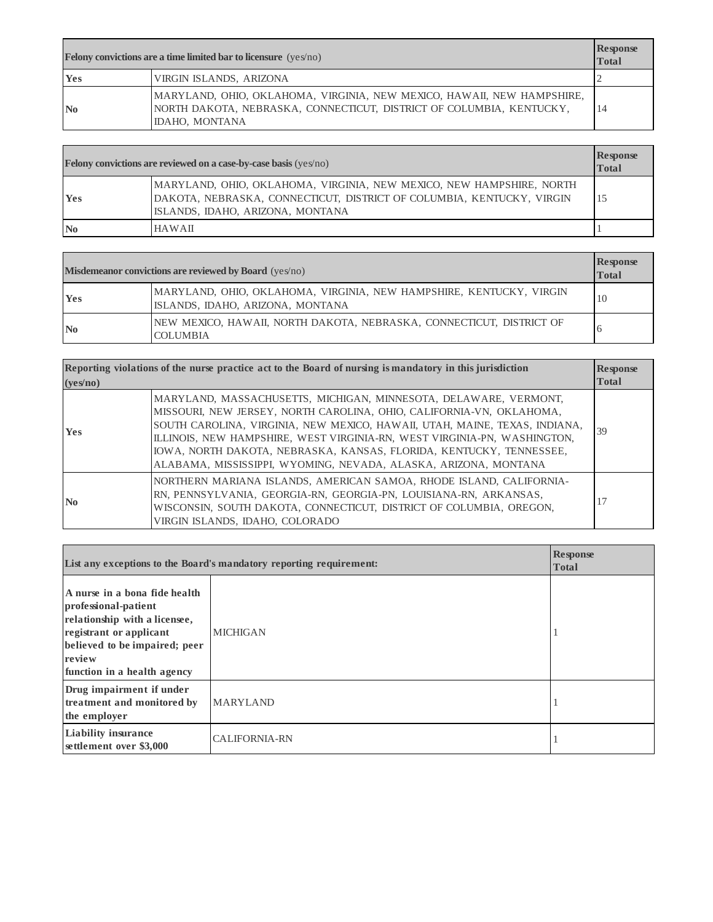| Felony convictions are a time limited bar to licensure (yes/no) | | Response Total |
|---|---|---|
| **Yes** | VIRGIN ISLANDS, ARIZONA | 2 |
| **No** | MARYLAND, OHIO, OKLAHOMA, VIRGINIA, NEW MEXICO, HAWAII, NEW HAMPSHIRE, NORTH DAKOTA, NEBRASKA, CONNECTICUT, DISTRICT OF COLUMBIA, KENTUCKY, IDAHO, MONTANA | 14 |

| Felony convictions are reviewed on a case-by-case basis (yes/no) | | Response Total |
|---|---|---|
| **Yes** | MARYLAND, OHIO, OKLAHOMA, VIRGINIA, NEW MEXICO, NEW HAMPSHIRE, NORTH DAKOTA, NEBRASKA, CONNECTICUT, DISTRICT OF COLUMBIA, KENTUCKY, VIRGIN ISLANDS, IDAHO, ARIZONA, MONTANA | 15 |
| **No** | HAWAII | 1 |

| Misdemeanor convictions are reviewed by Board (yes/no) | | Response Total |
|---|---|---|
| **Yes** | MARYLAND, OHIO, OKLAHOMA, VIRGINIA, NEW HAMPSHIRE, KENTUCKY, VIRGIN ISLANDS, IDAHO, ARIZONA, MONTANA | 10 |
| **No** | NEW MEXICO, HAWAII, NORTH DAKOTA, NEBRASKA, CONNECTICUT, DISTRICT OF COLUMBIA | 6 |

| Reporting violations of the nurse practice act to the Board of nursing is mandatory in this jurisdiction (yes/no) | | Response Total |
|---|---|---|
| **Yes** | MARYLAND, MASSACHUSETTS, MICHIGAN, MINNESOTA, DELAWARE, VERMONT, MISSOURI, NEW JERSEY, NORTH CAROLINA, OHIO, CALIFORNIA-VN, OKLAHOMA, SOUTH CAROLINA, VIRGINIA, NEW MEXICO, HAWAII, UTAH, MAINE, TEXAS, INDIANA, ILLINOIS, NEW HAMPSHIRE, WEST VIRGINIA-RN, WEST VIRGINIA-PN, WASHINGTON, IOWA, NORTH DAKOTA, NEBRASKA, KANSAS, FLORIDA, KENTUCKY, TENNESSEE, ALABAMA, MISSISSIPPI, WYOMING, NEVADA, ALASKA, ARIZONA, MONTANA | 39 |
| **No** | NORTHERN MARIANA ISLANDS, AMERICAN SAMOA, RHODE ISLAND, CALIFORNIA-RN, PENNSYLVANIA, GEORGIA-RN, GEORGIA-PN, LOUISIANA-RN, ARKANSAS, WISCONSIN, SOUTH DAKOTA, CONNECTICUT, DISTRICT OF COLUMBIA, OREGON, VIRGIN ISLANDS, IDAHO, COLORADO | 17 |

| List any exceptions to the Board's mandatory reporting requirement: | | Response Total |
|---|---|---|
| **A nurse in a bona fide health professional-patient relationship with a licensee, registrant or applicant believed to be impaired; peer review function in a health agency** | MICHIGAN | 1 |
| **Drug impairment if under treatment and monitored by the employer** | MARYLAND | 1 |
| **Liability insurance settlement over $3,000** | CALIFORNIA-RN | 1 |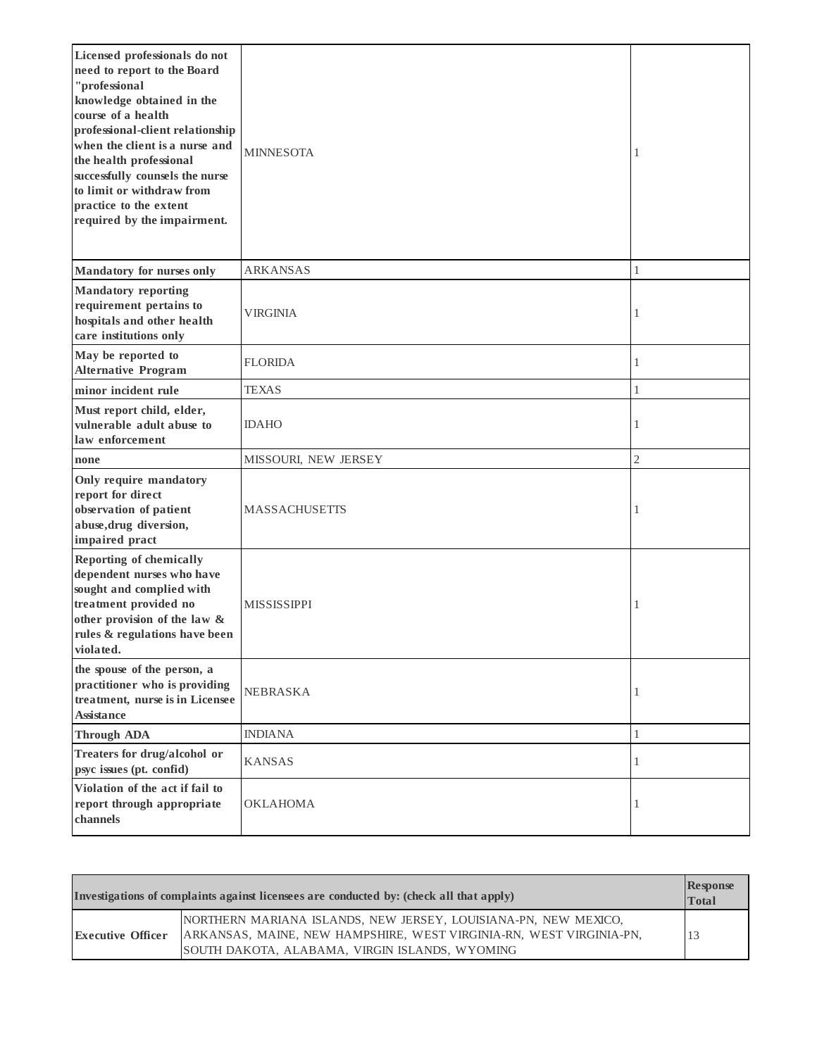| | | |
|---|---|---|
| **Licensed professionals do not need to report to the Board "professional knowledge obtained in the course of a health professional-client relationship when the client is a nurse and the health professional successfully counsels the nurse to limit or withdraw from practice to the extent required by the impairment.** | MINNESOTA | 1 |
| **Mandatory for nurses only** | ARKANSAS | 1 |
| **Mandatory reporting requirement pertains to hospitals and other health care institutions only** | VIRGINIA | 1 |
| **May be reported to Alternative Program** | FLORIDA | 1 |
| **minor incident rule** | TEXAS | 1 |
| **Must report child, elder, vulnerable adult abuse to law enforcement** | IDAHO | 1 |
| **none** | MISSOURI, NEW JERSEY | 2 |
| **Only require mandatory report for direct observation of patient abuse,drug diversion, impaired pract** | MASSACHUSETTS | 1 |
| **Reporting of chemically dependent nurses who have sought and complied with treatment provided no other provision of the law & rules & regulations have been violated.** | MISSISSIPPI | 1 |
| **the spouse of the person, a practitioner who is providing treatment, nurse is in Licensee Assistance** | NEBRASKA | 1 |
| **Through ADA** | INDIANA | 1 |
| **Treaters for drug/alcohol or psyc issues (pt. confid)** | KANSAS | 1 |
| **Violation of the act if fail to report through appropriate channels** | OKLAHOMA | 1 |

| **Investigations of complaints against licensees are conducted by: (check all that apply)** | | **Response Total** |
|---|---|---|
| **Executive Officer** | NORTHERN MARIANA ISLANDS, NEW JERSEY, LOUISIANA-PN, NEW MEXICO, ARKANSAS, MAINE, NEW HAMPSHIRE, WEST VIRGINIA-RN, WEST VIRGINIA-PN, SOUTH DAKOTA, ALABAMA, VIRGIN ISLANDS, WYOMING | 13 |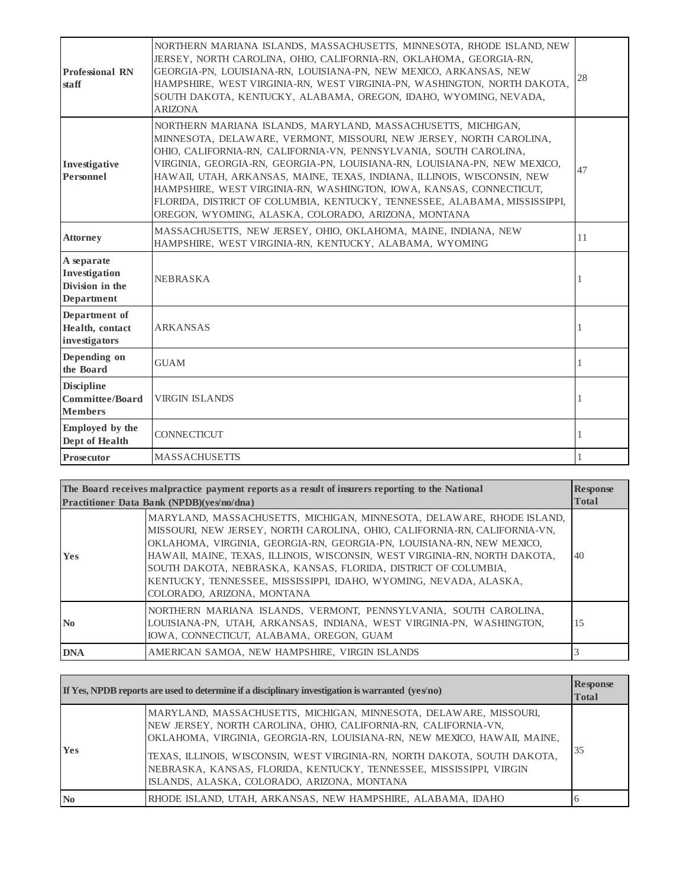| | | |
|---|---|---|
| **Professional RN staff** | NORTHERN MARIANA ISLANDS, MASSACHUSETTS, MINNESOTA, RHODE ISLAND, NEW JERSEY, NORTH CAROLINA, OHIO, CALIFORNIA-RN, OKLAHOMA, GEORGIA-RN, GEORGIA-PN, LOUISIANA-RN, LOUISIANA-PN, NEW MEXICO, ARKANSAS, NEW HAMPSHIRE, WEST VIRGINIA-RN, WEST VIRGINIA-PN, WASHINGTON, NORTH DAKOTA, SOUTH DAKOTA, KENTUCKY, ALABAMA, OREGON, IDAHO, WYOMING, NEVADA, ARIZONA | 28 |
| **Investigative Personnel** | NORTHERN MARIANA ISLANDS, MARYLAND, MASSACHUSETTS, MICHIGAN, MINNESOTA, DELAWARE, VERMONT, MISSOURI, NEW JERSEY, NORTH CAROLINA, OHIO, CALIFORNIA-RN, CALIFORNIA-VN, PENNSYLVANIA, SOUTH CAROLINA, VIRGINIA, GEORGIA-RN, GEORGIA-PN, LOUISIANA-RN, LOUISIANA-PN, NEW MEXICO, HAWAII, UTAH, ARKANSAS, MAINE, TEXAS, INDIANA, ILLINOIS, WISCONSIN, NEW HAMPSHIRE, WEST VIRGINIA-RN, WASHINGTON, IOWA, KANSAS, CONNECTICUT, FLORIDA, DISTRICT OF COLUMBIA, KENTUCKY, TENNESSEE, ALABAMA, MISSISSIPPI, OREGON, WYOMING, ALASKA, COLORADO, ARIZONA, MONTANA | 47 |
| **Attorney** | MASSACHUSETTS, NEW JERSEY, OHIO, OKLAHOMA, MAINE, INDIANA, NEW HAMPSHIRE, WEST VIRGINIA-RN, KENTUCKY, ALABAMA, WYOMING | 11 |
| **A separate Investigation Division in the Department** | NEBRASKA | 1 |
| **Department of Health, contact investigators** | ARKANSAS | 1 |
| **Depending on the Board** | GUAM | 1 |
| **Discipline Committee/Board Members** | VIRGIN ISLANDS | 1 |
| **Employed by the Dept of Health** | CONNECTICUT | 1 |
| **Prosecutor** | MASSACHUSETTS | 1 |

| The Board receives malpractice payment reports as a result of insurers reporting to the National Practitioner Data Bank (NPDB)(yes/no/dna) | | Response Total |
|---|---|---|
| **Yes** | MARYLAND, MASSACHUSETTS, MICHIGAN, MINNESOTA, DELAWARE, RHODE ISLAND, MISSOURI, NEW JERSEY, NORTH CAROLINA, OHIO, CALIFORNIA-RN, CALIFORNIA-VN, OKLAHOMA, VIRGINIA, GEORGIA-RN, GEORGIA-PN, LOUISIANA-RN, NEW MEXICO, HAWAII, MAINE, TEXAS, ILLINOIS, WISCONSIN, WEST VIRGINIA-RN, NORTH DAKOTA, SOUTH DAKOTA, NEBRASKA, KANSAS, FLORIDA, DISTRICT OF COLUMBIA, KENTUCKY, TENNESSEE, MISSISSIPPI, IDAHO, WYOMING, NEVADA, ALASKA, COLORADO, ARIZONA, MONTANA | 40 |
| **No** | NORTHERN MARIANA ISLANDS, VERMONT, PENNSYLVANIA, SOUTH CAROLINA, LOUISIANA-PN, UTAH, ARKANSAS, INDIANA, WEST VIRGINIA-PN, WASHINGTON, IOWA, CONNECTICUT, ALABAMA, OREGON, GUAM | 15 |
| **DNA** | AMERICAN SAMOA, NEW HAMPSHIRE, VIRGIN ISLANDS | 3 |

| If Yes, NPDB reports are used to determine if a disciplinary investigation is warranted (yes/no) | | Response Total |
|---|---|---|
| **Yes** | MARYLAND, MASSACHUSETTS, MICHIGAN, MINNESOTA, DELAWARE, MISSOURI, NEW JERSEY, NORTH CAROLINA, OHIO, CALIFORNIA-RN, CALIFORNIA-VN, OKLAHOMA, VIRGINIA, GEORGIA-RN, LOUISIANA-RN, NEW MEXICO, HAWAII, MAINE, TEXAS, ILLINOIS, WISCONSIN, WEST VIRGINIA-RN, NORTH DAKOTA, SOUTH DAKOTA, NEBRASKA, KANSAS, FLORIDA, KENTUCKY, TENNESSEE, MISSISSIPPI, VIRGIN ISLANDS, ALASKA, COLORADO, ARIZONA, MONTANA | 35 |
| **No** | RHODE ISLAND, UTAH, ARKANSAS, NEW HAMPSHIRE, ALABAMA, IDAHO | 6 |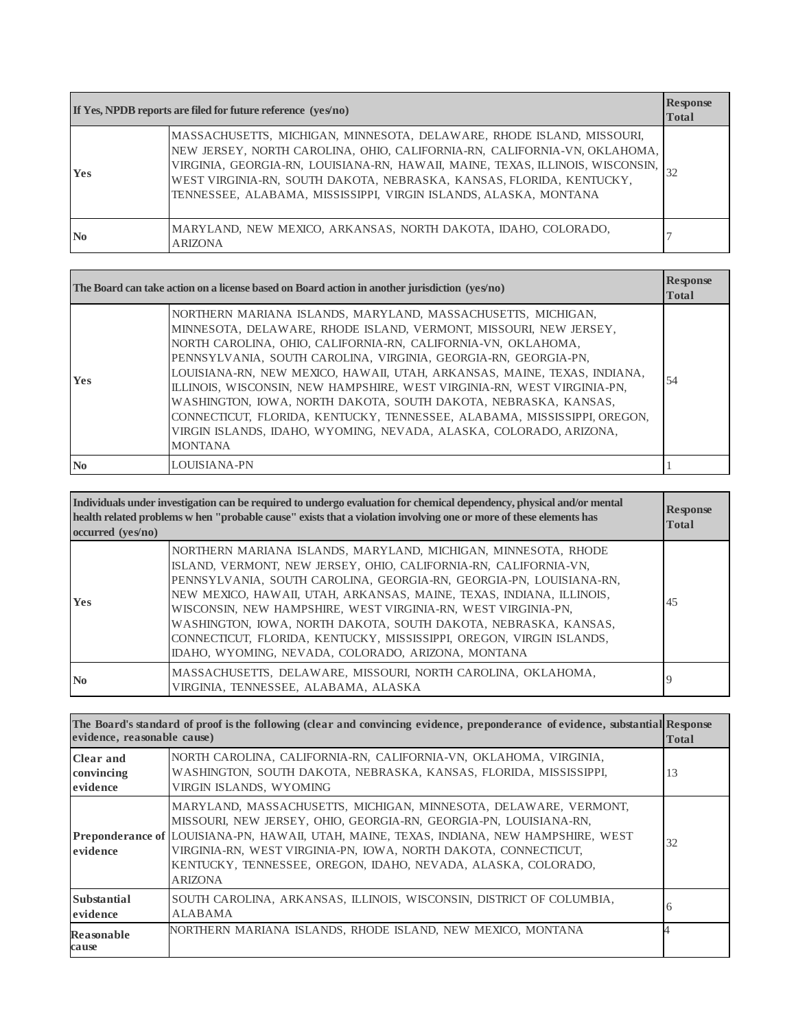| If Yes, NPDB reports are filed for future reference (yes/no) | | Response Total |
|---|---|---|
| Yes | MASSACHUSETTS, MICHIGAN, MINNESOTA, DELAWARE, RHODE ISLAND, MISSOURI, NEW JERSEY, NORTH CAROLINA, OHIO, CALIFORNIA-RN, CALIFORNIA-VN, OKLAHOMA, VIRGINIA, GEORGIA-RN, LOUISIANA-RN, HAWAII, MAINE, TEXAS, ILLINOIS, WISCONSIN, WEST VIRGINIA-RN, SOUTH DAKOTA, NEBRASKA, KANSAS, FLORIDA, KENTUCKY, TENNESSEE, ALABAMA, MISSISSIPPI, VIRGIN ISLANDS, ALASKA, MONTANA | 32 |
| No | MARYLAND, NEW MEXICO, ARKANSAS, NORTH DAKOTA, IDAHO, COLORADO, ARIZONA | 7 |

| The Board can take action on a license based on Board action in another jurisdiction (yes/no) | | Response Total |
|---|---|---|
| Yes | NORTHERN MARIANA ISLANDS, MARYLAND, MASSACHUSETTS, MICHIGAN, MINNESOTA, DELAWARE, RHODE ISLAND, VERMONT, MISSOURI, NEW JERSEY, NORTH CAROLINA, OHIO, CALIFORNIA-RN, CALIFORNIA-VN, OKLAHOMA, PENNSYLVANIA, SOUTH CAROLINA, VIRGINIA, GEORGIA-RN, GEORGIA-PN, LOUISIANA-RN, NEW MEXICO, HAWAII, UTAH, ARKANSAS, MAINE, TEXAS, INDIANA, ILLINOIS, WISCONSIN, NEW HAMPSHIRE, WEST VIRGINIA-RN, WEST VIRGINIA-PN, WASHINGTON, IOWA, NORTH DAKOTA, SOUTH DAKOTA, NEBRASKA, KANSAS, CONNECTICUT, FLORIDA, KENTUCKY, TENNESSEE, ALABAMA, MISSISSIPPI, OREGON, VIRGIN ISLANDS, IDAHO, WYOMING, NEVADA, ALASKA, COLORADO, ARIZONA, MONTANA | 54 |
| No | LOUISIANA-PN | 1 |

| Individuals under investigation can be required to undergo evaluation for chemical dependency, physical and/or mental health related problems when "probable cause" exists that a violation involving one or more of these elements has occurred (yes/no) | | Response Total |
|---|---|---|
| Yes | NORTHERN MARIANA ISLANDS, MARYLAND, MICHIGAN, MINNESOTA, RHODE ISLAND, VERMONT, NEW JERSEY, OHIO, CALIFORNIA-RN, CALIFORNIA-VN, PENNSYLVANIA, SOUTH CAROLINA, GEORGIA-RN, GEORGIA-PN, LOUISIANA-RN, NEW MEXICO, HAWAII, UTAH, ARKANSAS, MAINE, TEXAS, INDIANA, ILLINOIS, WISCONSIN, NEW HAMPSHIRE, WEST VIRGINIA-RN, WEST VIRGINIA-PN, WASHINGTON, IOWA, NORTH DAKOTA, SOUTH DAKOTA, NEBRASKA, KANSAS, CONNECTICUT, FLORIDA, KENTUCKY, MISSISSIPPI, OREGON, VIRGIN ISLANDS, IDAHO, WYOMING, NEVADA, COLORADO, ARIZONA, MONTANA | 45 |
| No | MASSACHUSETTS, DELAWARE, MISSOURI, NORTH CAROLINA, OKLAHOMA, VIRGINIA, TENNESSEE, ALABAMA, ALASKA | 9 |

| The Board's standard of proof is the following (clear and convincing evidence, preponderance of evidence, substantial evidence, reasonable cause) | | Response Total |
|---|---|---|
| Clear and convincing evidence | NORTH CAROLINA, CALIFORNIA-RN, CALIFORNIA-VN, OKLAHOMA, VIRGINIA, WASHINGTON, SOUTH DAKOTA, NEBRASKA, KANSAS, FLORIDA, MISSISSIPPI, VIRGIN ISLANDS, WYOMING | 13 |
| Preponderance of evidence | MARYLAND, MASSACHUSETTS, MICHIGAN, MINNESOTA, DELAWARE, VERMONT, MISSOURI, NEW JERSEY, OHIO, GEORGIA-RN, GEORGIA-PN, LOUISIANA-RN, LOUISIANA-PN, HAWAII, UTAH, MAINE, TEXAS, INDIANA, NEW HAMPSHIRE, WEST VIRGINIA-RN, IOWA, NORTH DAKOTA, CONNECTICUT, KENTUCKY, TENNESSEE, OREGON, IDAHO, NEVADA, ALASKA, COLORADO, ARIZONA | 32 |
| Substantial evidence | SOUTH CAROLINA, ARKANSAS, ILLINOIS, WISCONSIN, DISTRICT OF COLUMBIA, ALABAMA | 6 |
| Reasonable cause | NORTHERN MARIANA ISLANDS, RHODE ISLAND, NEW MEXICO, MONTANA | 4 |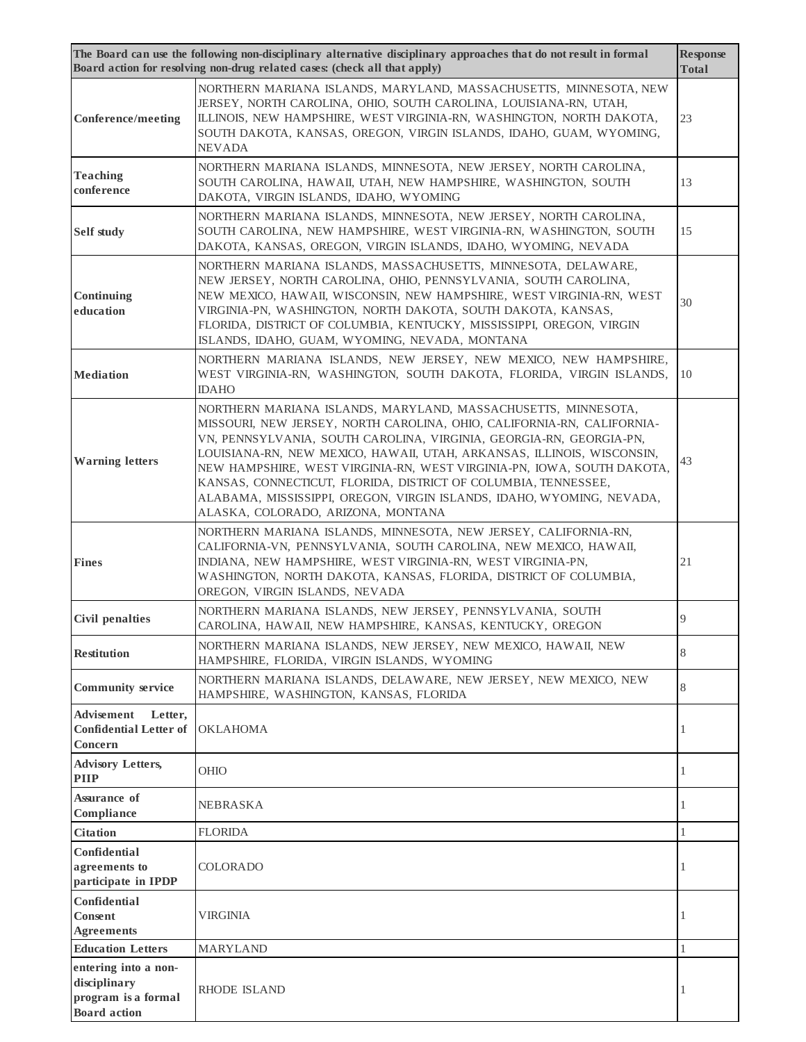| The Board can use the following non-disciplinary alternative disciplinary approaches that do not result in formal Board action for resolving non-drug related cases: (check all that apply) | | Response Total |
|---|---|---|
| **Conference/meeting** | NORTHERN MARIANA ISLANDS, MARYLAND, MASSACHUSETTS, MINNESOTA, NEW JERSEY, NORTH CAROLINA, OHIO, SOUTH CAROLINA, LOUISIANA-RN, UTAH, ILLINOIS, NEW HAMPSHIRE, WEST VIRGINIA-RN, WASHINGTON, NORTH DAKOTA, SOUTH DAKOTA, KANSAS, OREGON, VIRGIN ISLANDS, IDAHO, GUAM, WYOMING, NEVADA | 23 |
| **Teaching conference** | NORTHERN MARIANA ISLANDS, MINNESOTA, NEW JERSEY, NORTH CAROLINA, SOUTH CAROLINA, HAWAII, UTAH, NEW HAMPSHIRE, WASHINGTON, SOUTH DAKOTA, VIRGIN ISLANDS, IDAHO, WYOMING | 13 |
| **Self study** | NORTHERN MARIANA ISLANDS, MINNESOTA, NEW JERSEY, NORTH CAROLINA, SOUTH CAROLINA, NEW HAMPSHIRE, WEST VIRGINIA-RN, WASHINGTON, SOUTH DAKOTA, KANSAS, OREGON, VIRGIN ISLANDS, IDAHO, WYOMING, NEVADA | 15 |
| **Continuing education** | NORTHERN MARIANA ISLANDS, MASSACHUSETTS, MINNESOTA, DELAWARE, NEW JERSEY, NORTH CAROLINA, OHIO, PENNSYLVANIA, SOUTH CAROLINA, NEW MEXICO, HAWAII, WISCONSIN, NEW HAMPSHIRE, WEST VIRGINIA-RN, WEST VIRGINIA-PN, WASHINGTON, NORTH DAKOTA, SOUTH DAKOTA, KANSAS, FLORIDA, DISTRICT OF COLUMBIA, KENTUCKY, MISSISSIPPI, OREGON, VIRGIN ISLANDS, IDAHO, GUAM, WYOMING, NEVADA, MONTANA | 30 |
| **Mediation** | NORTHERN MARIANA ISLANDS, NEW JERSEY, NEW MEXICO, NEW HAMPSHIRE, WEST VIRGINIA-RN, WASHINGTON, SOUTH DAKOTA, FLORIDA, VIRGIN ISLANDS, IDAHO | 10 |
| **Warning letters** | NORTHERN MARIANA ISLANDS, MARYLAND, MASSACHUSETTS, MINNESOTA, MISSOURI, NEW JERSEY, NORTH CAROLINA, OHIO, CALIFORNIA-RN, CALIFORNIA-VN, PENNSYLVANIA, SOUTH CAROLINA, VIRGINIA, GEORGIA-RN, GEORGIA-PN, LOUISIANA-RN, NEW MEXICO, HAWAII, UTAH, ARKANSAS, ILLINOIS, WISCONSIN, NEW HAMPSHIRE, WEST VIRGINIA-RN, WEST VIRGINIA-PN, IOWA, SOUTH DAKOTA, KANSAS, CONNECTICUT, FLORIDA, DISTRICT OF COLUMBIA, TENNESSEE, ALABAMA, MISSISSIPPI, OREGON, VIRGIN ISLANDS, IDAHO, WYOMING, NEVADA, ALASKA, COLORADO, ARIZONA, MONTANA | 43 |
| **Fines** | NORTHERN MARIANA ISLANDS, MINNESOTA, NEW JERSEY, CALIFORNIA-RN, CALIFORNIA-VN, PENNSYLVANIA, SOUTH CAROLINA, NEW MEXICO, HAWAII, INDIANA, NEW HAMPSHIRE, WEST VIRGINIA-RN, WEST VIRGINIA-PN, WASHINGTON, NORTH DAKOTA, KANSAS, FLORIDA, DISTRICT OF COLUMBIA, OREGON, VIRGIN ISLANDS, NEVADA | 21 |
| **Civil penalties** | NORTHERN MARIANA ISLANDS, NEW JERSEY, PENNSYLVANIA, SOUTH CAROLINA, HAWAII, NEW HAMPSHIRE, KANSAS, KENTUCKY, OREGON | 9 |
| **Restitution** | NORTHERN MARIANA ISLANDS, NEW JERSEY, NEW MEXICO, HAWAII, NEW HAMPSHIRE, FLORIDA, VIRGIN ISLANDS, WYOMING | 8 |
| **Community service** | NORTHERN MARIANA ISLANDS, DELAWARE, NEW JERSEY, NEW MEXICO, NEW HAMPSHIRE, WASHINGTON, KANSAS, FLORIDA | 8 |
| **Advisement Letter, Confidential Letter of Concern** | OKLAHOMA | 1 |
| **Advisory Letters, PIIP** | OHIO | 1 |
| **Assurance of Compliance** | NEBRASKA | 1 |
| **Citation** | FLORIDA | 1 |
| **Confidential agreements to participate in IPDP** | COLORADO | 1 |
| **Confidential Consent Agreements** | VIRGINIA | 1 |
| **Education Letters** | MARYLAND | 1 |
| **entering into a non-disciplinary program is a formal Board action** | RHODE ISLAND | 1 |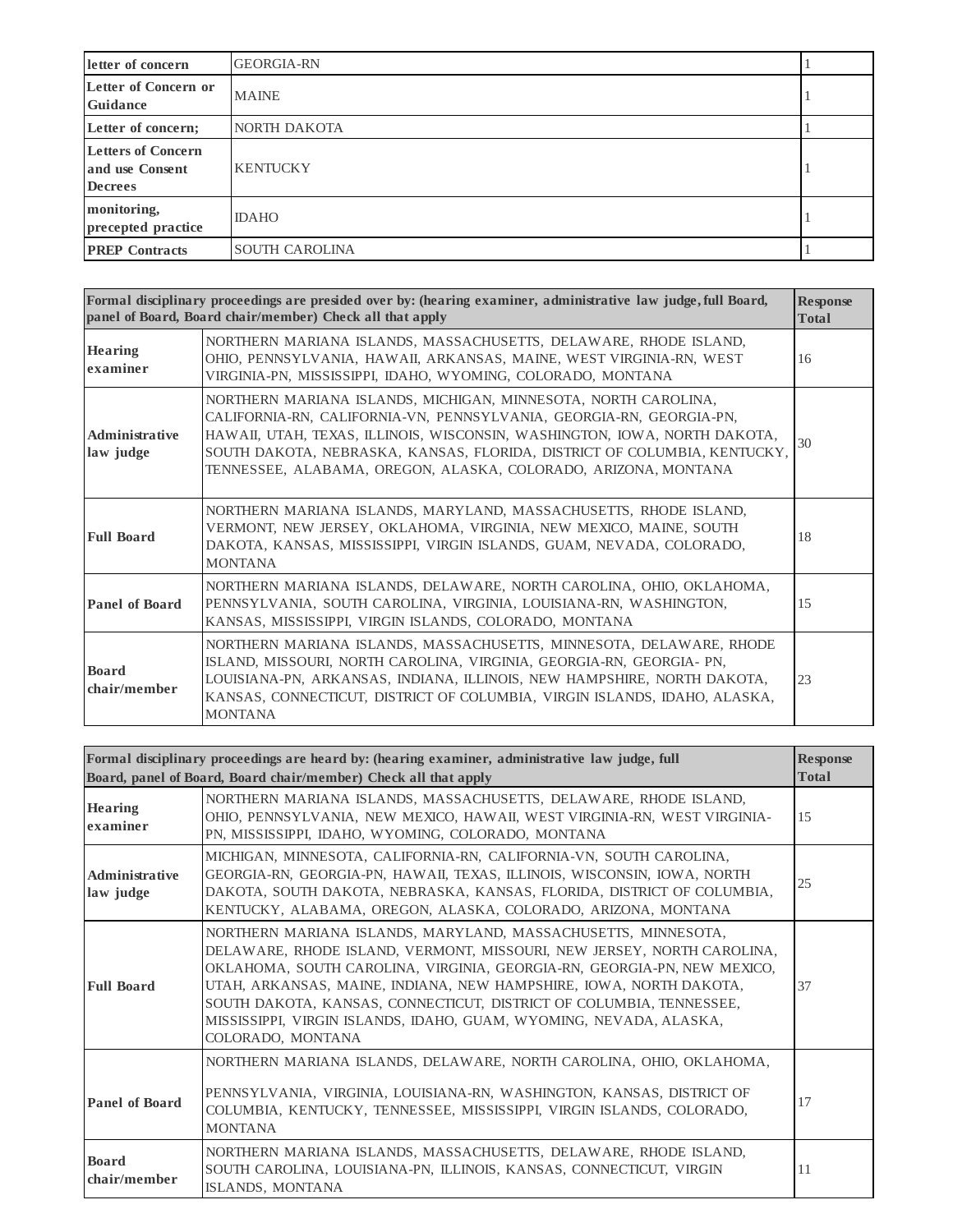| | | |
|---|---|---|
| **letter of concern** | GEORGIA-RN | 1 |
| **Letter of Concern or Guidance** | MAINE | 1 |
| **Letter of concern;** | NORTH DAKOTA | 1 |
| **Letters of Concern and use Consent Decrees** | KENTUCKY | 1 |
| **monitoring, precepted practice** | IDAHO | 1 |
| **PREP Contracts** | SOUTH CAROLINA | 1 |

| Formal disciplinary proceedings are presided over by: (hearing examiner, administrative law judge, full Board, panel of Board, Board chair/member) Check all that apply | | Response Total |
|---|---|---|
| **Hearing examiner** | NORTHERN MARIANA ISLANDS, MASSACHUSETTS, DELAWARE, RHODE ISLAND, OHIO, PENNSYLVANIA, HAWAII, ARKANSAS, MAINE, WEST VIRGINIA-RN, WEST VIRGINIA-PN, MISSISSIPPI, IDAHO, WYOMING, COLORADO, MONTANA | 16 |
| **Administrative law judge** | NORTHERN MARIANA ISLANDS, MICHIGAN, MINNESOTA, NORTH CAROLINA, CALIFORNIA-RN, CALIFORNIA-VN, PENNSYLVANIA, GEORGIA-RN, GEORGIA-PN, HAWAII, UTAH, TEXAS, ILLINOIS, WISCONSIN, WASHINGTON, IOWA, NORTH DAKOTA, SOUTH DAKOTA, NEBRASKA, KANSAS, FLORIDA, DISTRICT OF COLUMBIA, KENTUCKY, TENNESSEE, ALABAMA, OREGON, ALASKA, COLORADO, ARIZONA, MONTANA | 30 |
| **Full Board** | NORTHERN MARIANA ISLANDS, MARYLAND, MASSACHUSETTS, RHODE ISLAND, VERMONT, NEW JERSEY, OKLAHOMA, VIRGINIA, NEW MEXICO, MAINE, SOUTH DAKOTA, KANSAS, MISSISSIPPI, VIRGIN ISLANDS, GUAM, NEVADA, COLORADO, MONTANA | 18 |
| **Panel of Board** | NORTHERN MARIANA ISLANDS, DELAWARE, NORTH CAROLINA, OHIO, OKLAHOMA, PENNSYLVANIA, SOUTH CAROLINA, VIRGINIA, LOUISIANA-RN, WASHINGTON, KANSAS, MISSISSIPPI, VIRGIN ISLANDS, COLORADO, MONTANA | 15 |
| **Board chair/member** | NORTHERN MARIANA ISLANDS, MASSACHUSETTS, MINNESOTA, DELAWARE, RHODE ISLAND, MISSOURI, NORTH CAROLINA, VIRGINIA, GEORGIA-RN, GEORGIA- PN, LOUISIANA-PN, ARKANSAS, INDIANA, ILLINOIS, NEW HAMPSHIRE, NORTH DAKOTA, KANSAS, CONNECTICUT, DISTRICT OF COLUMBIA, VIRGIN ISLANDS, IDAHO, ALASKA, MONTANA | 23 |

| Formal disciplinary proceedings are heard by: (hearing examiner, administrative law judge, full Board, panel of Board, Board chair/member) Check all that apply | | Response Total |
|---|---|---|
| **Hearing examiner** | NORTHERN MARIANA ISLANDS, MASSACHUSETTS, DELAWARE, RHODE ISLAND, OHIO, PENNSYLVANIA, NEW MEXICO, HAWAII, WEST VIRGINIA-RN, WEST VIRGINIA-PN, MISSISSIPPI, IDAHO, WYOMING, COLORADO, MONTANA | 15 |
| **Administrative law judge** | MICHIGAN, MINNESOTA, CALIFORNIA-RN, CALIFORNIA-VN, SOUTH CAROLINA, GEORGIA-RN, GEORGIA-PN, HAWAII, TEXAS, ILLINOIS, WISCONSIN, IOWA, NORTH DAKOTA, SOUTH DAKOTA, NEBRASKA, KANSAS, FLORIDA, DISTRICT OF COLUMBIA, KENTUCKY, ALABAMA, OREGON, ALASKA, COLORADO, ARIZONA, MONTANA | 25 |
| **Full Board** | NORTHERN MARIANA ISLANDS, MARYLAND, MASSACHUSETTS, MINNESOTA, DELAWARE, RHODE ISLAND, VERMONT, MISSOURI, NEW JERSEY, NORTH CAROLINA, OKLAHOMA, SOUTH CAROLINA, VIRGINIA, GEORGIA-RN, GEORGIA-PN, NEW MEXICO, UTAH, ARKANSAS, MAINE, INDIANA, NEW HAMPSHIRE, IOWA, NORTH DAKOTA, SOUTH DAKOTA, KANSAS, CONNECTICUT, DISTRICT OF COLUMBIA, TENNESSEE, MISSISSIPPI, VIRGIN ISLANDS, IDAHO, GUAM, WYOMING, NEVADA, ALASKA, COLORADO, MONTANA | 37 |
| **Panel of Board** | NORTHERN MARIANA ISLANDS, DELAWARE, NORTH CAROLINA, OHIO, OKLAHOMA, PENNSYLVANIA, VIRGINIA, LOUISIANA-RN, WASHINGTON, KANSAS, DISTRICT OF COLUMBIA, KENTUCKY, TENNESSEE, MISSISSIPPI, VIRGIN ISLANDS, COLORADO, MONTANA | 17 |
| **Board chair/member** | NORTHERN MARIANA ISLANDS, MASSACHUSETTS, DELAWARE, RHODE ISLAND, SOUTH CAROLINA, LOUISIANA-PN, ILLINOIS, KANSAS, CONNECTICUT, VIRGIN ISLANDS, MONTANA | 11 |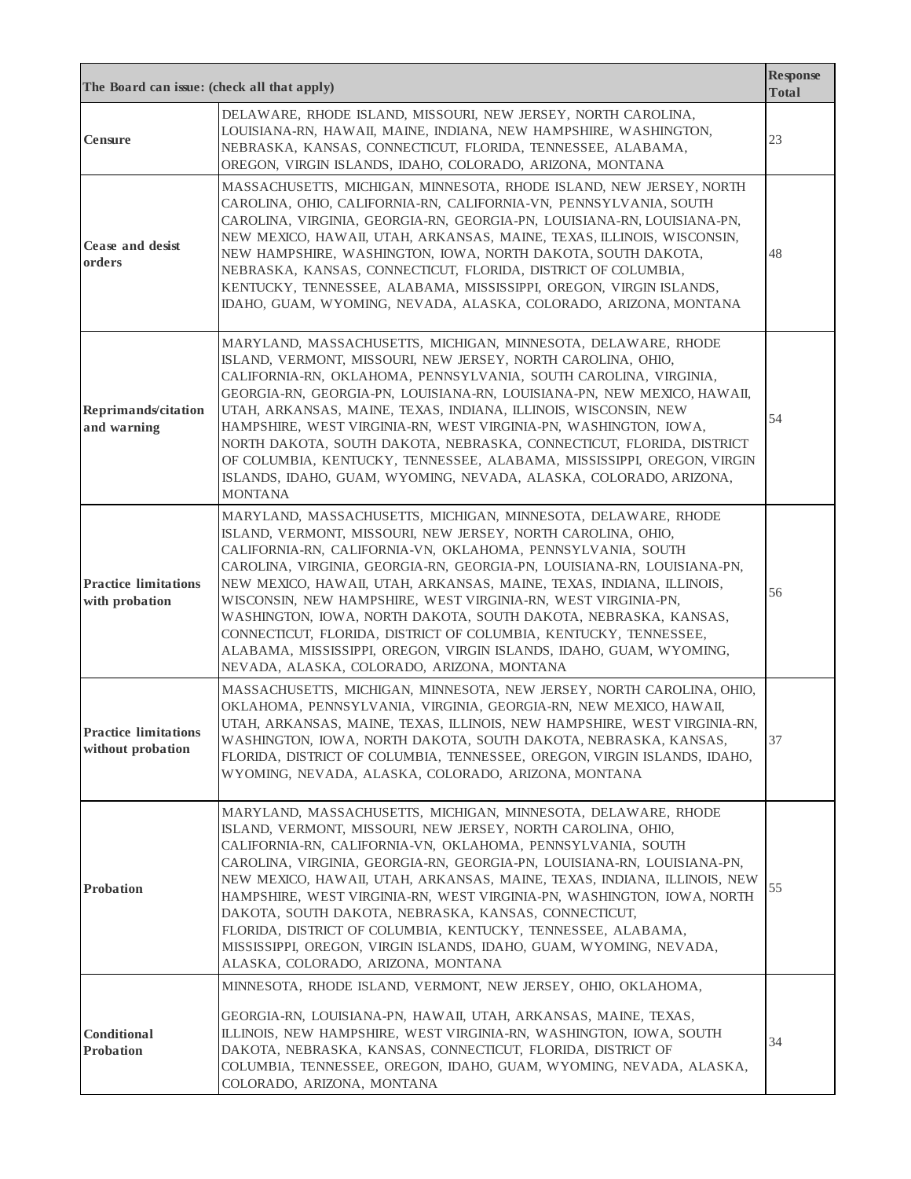| The Board can issue: (check all that apply) | | Response Total |
|---|---|---|
| **Censure** | DELAWARE, RHODE ISLAND, MISSOURI, NEW JERSEY, NORTH CAROLINA, LOUISIANA-RN, HAWAII, MAINE, INDIANA, NEW HAMPSHIRE, WASHINGTON, NEBRASKA, KANSAS, CONNECTICUT, FLORIDA, TENNESSEE, ALABAMA, OREGON, VIRGIN ISLANDS, IDAHO, COLORADO, ARIZONA, MONTANA | 23 |
| **Cease and desist orders** | MASSACHUSETTS, MICHIGAN, MINNESOTA, RHODE ISLAND, NEW JERSEY, NORTH CAROLINA, OHIO, CALIFORNIA-RN, CALIFORNIA-VN, PENNSYLVANIA, SOUTH CAROLINA, VIRGINIA, GEORGIA-RN, GEORGIA-PN, LOUISIANA-RN, LOUISIANA-PN, NEW MEXICO, HAWAII, UTAH, ARKANSAS, MAINE, TEXAS, ILLINOIS, WISCONSIN, NEW HAMPSHIRE, WASHINGTON, IOWA, NORTH DAKOTA, SOUTH DAKOTA, NEBRASKA, KANSAS, CONNECTICUT, FLORIDA, DISTRICT OF COLUMBIA, KENTUCKY, TENNESSEE, ALABAMA, MISSISSIPPI, OREGON, VIRGIN ISLANDS, IDAHO, GUAM, WYOMING, NEVADA, ALASKA, COLORADO, ARIZONA, MONTANA | 48 |
| **Reprimands/citation and warning** | MARYLAND, MASSACHUSETTS, MICHIGAN, MINNESOTA, DELAWARE, RHODE ISLAND, VERMONT, MISSOURI, NEW JERSEY, NORTH CAROLINA, OHIO, CALIFORNIA-RN, OKLAHOMA, PENNSYLVANIA, SOUTH CAROLINA, VIRGINIA, GEORGIA-RN, GEORGIA-PN, LOUISIANA-RN, LOUISIANA-PN, NEW MEXICO, HAWAII, UTAH, ARKANSAS, MAINE, TEXAS, INDIANA, ILLINOIS, WISCONSIN, NEW HAMPSHIRE, WEST VIRGINIA-RN, WEST VIRGINIA-PN, WASHINGTON, IOWA, NORTH DAKOTA, SOUTH DAKOTA, NEBRASKA, CONNECTICUT, FLORIDA, DISTRICT OF COLUMBIA, KENTUCKY, TENNESSEE, ALABAMA, MISSISSIPPI, OREGON, VIRGIN ISLANDS, IDAHO, GUAM, WYOMING, NEVADA, ALASKA, COLORADO, ARIZONA, MONTANA | 54 |
| **Practice limitations with probation** | MARYLAND, MASSACHUSETTS, MICHIGAN, MINNESOTA, DELAWARE, RHODE ISLAND, VERMONT, MISSOURI, NEW JERSEY, NORTH CAROLINA, OHIO, CALIFORNIA-RN, CALIFORNIA-VN, OKLAHOMA, PENNSYLVANIA, SOUTH CAROLINA, VIRGINIA, GEORGIA-RN, GEORGIA-PN, LOUISIANA-RN, LOUISIANA-PN, NEW MEXICO, HAWAII, UTAH, ARKANSAS, MAINE, TEXAS, INDIANA, ILLINOIS, WISCONSIN, NEW HAMPSHIRE, WEST VIRGINIA-RN, WEST VIRGINIA-PN, WASHINGTON, IOWA, NORTH DAKOTA, SOUTH DAKOTA, NEBRASKA, KANSAS, CONNECTICUT, FLORIDA, DISTRICT OF COLUMBIA, KENTUCKY, TENNESSEE, ALABAMA, MISSISSIPPI, OREGON, VIRGIN ISLANDS, IDAHO, GUAM, WYOMING, NEVADA, ALASKA, COLORADO, ARIZONA, MONTANA | 56 |
| **Practice limitations without probation** | MASSACHUSETTS, MICHIGAN, MINNESOTA, NEW JERSEY, NORTH CAROLINA, OHIO, OKLAHOMA, PENNSYLVANIA, VIRGINIA, GEORGIA-RN, NEW MEXICO, HAWAII, UTAH, ARKANSAS, MAINE, TEXAS, ILLINOIS, NEW HAMPSHIRE, WEST VIRGINIA-RN, WASHINGTON, IOWA, NORTH DAKOTA, SOUTH DAKOTA, NEBRASKA, KANSAS, FLORIDA, DISTRICT OF COLUMBIA, TENNESSEE, OREGON, VIRGIN ISLANDS, IDAHO, WYOMING, NEVADA, ALASKA, COLORADO, ARIZONA, MONTANA | 37 |
| **Probation** | MARYLAND, MASSACHUSETTS, MICHIGAN, MINNESOTA, DELAWARE, RHODE ISLAND, VERMONT, MISSOURI, NEW JERSEY, NORTH CAROLINA, OHIO, CALIFORNIA-RN, CALIFORNIA-VN, OKLAHOMA, PENNSYLVANIA, SOUTH CAROLINA, VIRGINIA, GEORGIA-RN, GEORGIA-PN, LOUISIANA-RN, LOUISIANA-PN, NEW MEXICO, HAWAII, UTAH, ARKANSAS, MAINE, TEXAS, INDIANA, ILLINOIS, NEW HAMPSHIRE, WEST VIRGINIA-RN, WEST VIRGINIA-PN, WASHINGTON, IOWA, NORTH DAKOTA, SOUTH DAKOTA, NEBRASKA, KANSAS, CONNECTICUT, FLORIDA, DISTRICT OF COLUMBIA, KENTUCKY, TENNESSEE, ALABAMA, MISSISSIPPI, OREGON, VIRGIN ISLANDS, IDAHO, GUAM, WYOMING, NEVADA, ALASKA, COLORADO, ARIZONA, MONTANA | 55 |
| **Conditional Probation** | MINNESOTA, RHODE ISLAND, VERMONT, NEW JERSEY, OHIO, OKLAHOMA, GEORGIA-RN, LOUISIANA-PN, HAWAII, UTAH, ARKANSAS, MAINE, TEXAS, ILLINOIS, NEW HAMPSHIRE, WEST VIRGINIA-RN, WASHINGTON, IOWA, SOUTH DAKOTA, NEBRASKA, KANSAS, CONNECTICUT, FLORIDA, DISTRICT OF COLUMBIA, TENNESSEE, OREGON, IDAHO, GUAM, WYOMING, NEVADA, ALASKA, COLORADO, ARIZONA, MONTANA | 34 |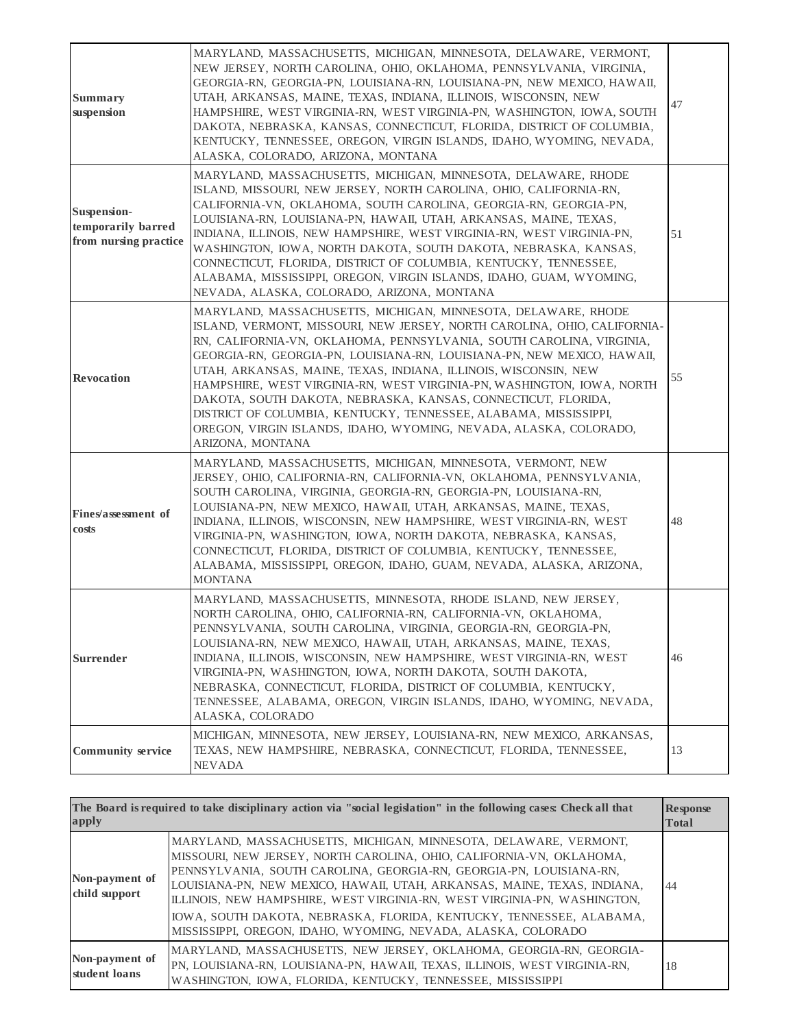| | | |
|---|---|---|
| **Summary suspension** | MARYLAND, MASSACHUSETTS, MICHIGAN, MINNESOTA, DELAWARE, VERMONT, NEW JERSEY, NORTH CAROLINA, OHIO, OKLAHOMA, PENNSYLVANIA, VIRGINIA, GEORGIA-RN, GEORGIA-PN, LOUISIANA-RN, LOUISIANA-PN, NEW MEXICO, HAWAII, UTAH, ARKANSAS, MAINE, TEXAS, INDIANA, ILLINOIS, WISCONSIN, NEW HAMPSHIRE, WEST VIRGINIA-RN, WEST VIRGINIA-PN, WASHINGTON, IOWA, SOUTH DAKOTA, NEBRASKA, KANSAS, CONNECTICUT, FLORIDA, DISTRICT OF COLUMBIA, KENTUCKY, TENNESSEE, OREGON, VIRGIN ISLANDS, IDAHO, WYOMING, NEVADA, ALASKA, COLORADO, ARIZONA, MONTANA | 47 |
| **Suspension-temporarily barred from nursing practice** | MARYLAND, MASSACHUSETTS, MICHIGAN, MINNESOTA, DELAWARE, RHODE ISLAND, MISSOURI, NEW JERSEY, NORTH CAROLINA, OHIO, CALIFORNIA-RN, CALIFORNIA-VN, OKLAHOMA, SOUTH CAROLINA, GEORGIA-RN, GEORGIA-PN, LOUISIANA-RN, LOUISIANA-PN, HAWAII, UTAH, ARKANSAS, MAINE, TEXAS, INDIANA, ILLINOIS, NEW HAMPSHIRE, WEST VIRGINIA-RN, WEST VIRGINIA-PN, WASHINGTON, IOWA, NORTH DAKOTA, SOUTH DAKOTA, NEBRASKA, KANSAS, CONNECTICUT, FLORIDA, DISTRICT OF COLUMBIA, KENTUCKY, TENNESSEE, ALABAMA, MISSISSIPPI, OREGON, VIRGIN ISLANDS, IDAHO, GUAM, WYOMING, NEVADA, ALASKA, COLORADO, ARIZONA, MONTANA | 51 |
| **Revocation** | MARYLAND, MASSACHUSETTS, MICHIGAN, MINNESOTA, DELAWARE, RHODE ISLAND, VERMONT, MISSOURI, NEW JERSEY, NORTH CAROLINA, OHIO, CALIFORNIA-RN, CALIFORNIA-VN, OKLAHOMA, PENNSYLVANIA, SOUTH CAROLINA, VIRGINIA, GEORGIA-RN, GEORGIA-PN, LOUISIANA-RN, LOUISIANA-PN, NEW MEXICO, HAWAII, UTAH, ARKANSAS, MAINE, TEXAS, INDIANA, ILLINOIS, WISCONSIN, NEW HAMPSHIRE, WEST VIRGINIA-RN, WEST VIRGINIA-PN, WASHINGTON, IOWA, NORTH DAKOTA, SOUTH DAKOTA, NEBRASKA, KANSAS, CONNECTICUT, FLORIDA, DISTRICT OF COLUMBIA, KENTUCKY, TENNESSEE, ALABAMA, MISSISSIPPI, OREGON, VIRGIN ISLANDS, IDAHO, WYOMING, NEVADA, ALASKA, COLORADO, ARIZONA, MONTANA | 55 |
| **Fines/assessment of costs** | MARYLAND, MASSACHUSETTS, MICHIGAN, MINNESOTA, VERMONT, NEW JERSEY, OHIO, CALIFORNIA-RN, CALIFORNIA-VN, OKLAHOMA, PENNSYLVANIA, SOUTH CAROLINA, VIRGINIA, GEORGIA-RN, GEORGIA-PN, LOUISIANA-RN, LOUISIANA-PN, NEW MEXICO, HAWAII, UTAH, ARKANSAS, MAINE, TEXAS, INDIANA, ILLINOIS, WISCONSIN, NEW HAMPSHIRE, WEST VIRGINIA-RN, WEST VIRGINIA-PN, WASHINGTON, IOWA, NORTH DAKOTA, NEBRASKA, KANSAS, CONNECTICUT, FLORIDA, DISTRICT OF COLUMBIA, KENTUCKY, TENNESSEE, ALABAMA, MISSISSIPPI, OREGON, IDAHO, GUAM, NEVADA, ALASKA, ARIZONA, MONTANA | 48 |
| **Surrender** | MARYLAND, MASSACHUSETTS, MINNESOTA, RHODE ISLAND, NEW JERSEY, NORTH CAROLINA, OHIO, CALIFORNIA-RN, CALIFORNIA-VN, OKLAHOMA, PENNSYLVANIA, SOUTH CAROLINA, VIRGINIA, GEORGIA-RN, GEORGIA-PN, LOUISIANA-RN, NEW MEXICO, HAWAII, UTAH, ARKANSAS, MAINE, TEXAS, INDIANA, ILLINOIS, WISCONSIN, NEW HAMPSHIRE, WEST VIRGINIA-RN, WEST VIRGINIA-PN, WASHINGTON, IOWA, NORTH DAKOTA, SOUTH DAKOTA, NEBRASKA, CONNECTICUT, FLORIDA, DISTRICT OF COLUMBIA, KENTUCKY, TENNESSEE, ALABAMA, OREGON, VIRGIN ISLANDS, IDAHO, WYOMING, NEVADA, ALASKA, COLORADO | 46 |
| **Community service** | MICHIGAN, MINNESOTA, NEW JERSEY, LOUISIANA-RN, NEW MEXICO, ARKANSAS, TEXAS, NEW HAMPSHIRE, NEBRASKA, CONNECTICUT, FLORIDA, TENNESSEE, NEVADA | 13 |

| The Board is required to take disciplinary action via "social legislation" in the following cases: Check all that apply | | Response Total |
|---|---|---|
| **Non-payment of child support** | MARYLAND, MASSACHUSETTS, MICHIGAN, MINNESOTA, DELAWARE, VERMONT, MISSOURI, NEW JERSEY, NORTH CAROLINA, OHIO, CALIFORNIA-VN, OKLAHOMA, PENNSYLVANIA, SOUTH CAROLINA, GEORGIA-RN, GEORGIA-PN, LOUISIANA-RN, LOUISIANA-PN, NEW MEXICO, HAWAII, UTAH, ARKANSAS, MAINE, TEXAS, INDIANA, ILLINOIS, NEW HAMPSHIRE, WEST VIRGINIA-RN, WEST VIRGINIA-PN, WASHINGTON, IOWA, SOUTH DAKOTA, NEBRASKA, FLORIDA, KENTUCKY, TENNESSEE, ALABAMA, MISSISSIPPI, OREGON, IDAHO, WYOMING, NEVADA, ALASKA, COLORADO | 44 |
| **Non-payment of student loans** | MARYLAND, MASSACHUSETTS, NEW JERSEY, OKLAHOMA, GEORGIA-RN, GEORGIA-PN, LOUISIANA-RN, LOUISIANA-PN, HAWAII, TEXAS, ILLINOIS, WEST VIRGINIA-RN, WASHINGTON, IOWA, FLORIDA, KENTUCKY, TENNESSEE, MISSISSIPPI | 18 |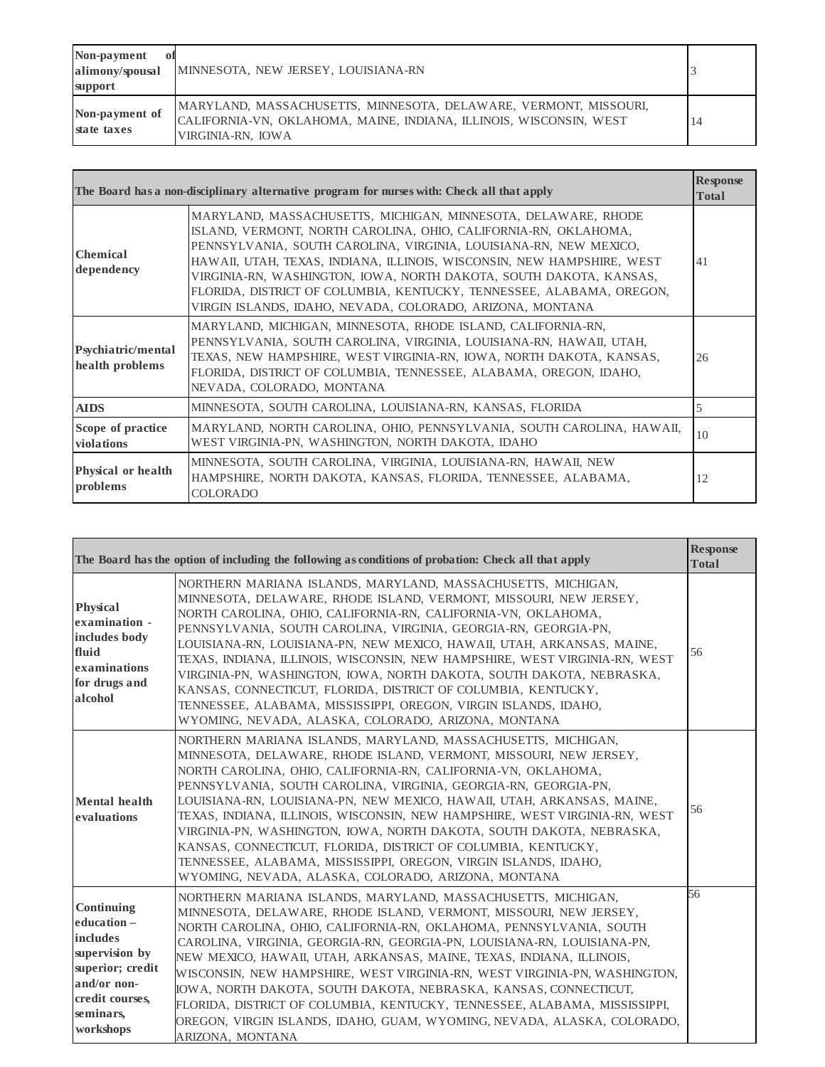| | | |
|---|---|---|
| **Non-payment of alimony/spousal support** | MINNESOTA, NEW JERSEY, LOUISIANA-RN | 3 |
| **Non-payment of state taxes** | MARYLAND, MASSACHUSETTS, MINNESOTA, DELAWARE, VERMONT, MISSOURI, CALIFORNIA-VN, OKLAHOMA, MAINE, INDIANA, ILLINOIS, WISCONSIN, WEST VIRGINIA-RN, IOWA | 14 |

| The Board has a non-disciplinary alternative program for nurses with: Check all that apply | | Response Total |
|---|---|---|
| **Chemical dependency** | MARYLAND, MASSACHUSETTS, MICHIGAN, MINNESOTA, DELAWARE, RHODE ISLAND, VERMONT, NORTH CAROLINA, OHIO, CALIFORNIA-RN, OKLAHOMA, PENNSYLVANIA, SOUTH CAROLINA, VIRGINIA, LOUISIANA-RN, NEW MEXICO, HAWAII, UTAH, TEXAS, INDIANA, ILLINOIS, WISCONSIN, NEW HAMPSHIRE, WEST VIRGINIA-RN, WASHINGTON, IOWA, NORTH DAKOTA, SOUTH DAKOTA, KANSAS, FLORIDA, DISTRICT OF COLUMBIA, KENTUCKY, TENNESSEE, ALABAMA, OREGON, VIRGIN ISLANDS, IDAHO, NEVADA, COLORADO, ARIZONA, MONTANA | 41 |
| **Psychiatric/mental health problems** | MARYLAND, MICHIGAN, MINNESOTA, RHODE ISLAND, CALIFORNIA-RN, PENNSYLVANIA, SOUTH CAROLINA, VIRGINIA, LOUISIANA-RN, HAWAII, UTAH, TEXAS, NEW HAMPSHIRE, WEST VIRGINIA-RN, IOWA, NORTH DAKOTA, KANSAS, FLORIDA, DISTRICT OF COLUMBIA, TENNESSEE, ALABAMA, OREGON, IDAHO, NEVADA, COLORADO, MONTANA | 26 |
| **AIDS** | MINNESOTA, SOUTH CAROLINA, LOUISIANA-RN, KANSAS, FLORIDA | 5 |
| **Scope of practice violations** | MARYLAND, NORTH CAROLINA, OHIO, PENNSYLVANIA, SOUTH CAROLINA, HAWAII, WEST VIRGINIA-PN, WASHINGTON, NORTH DAKOTA, IDAHO | 10 |
| **Physical or health problems** | MINNESOTA, SOUTH CAROLINA, VIRGINIA, LOUISIANA-RN, HAWAII, NEW HAMPSHIRE, NORTH DAKOTA, KANSAS, FLORIDA, TENNESSEE, ALABAMA, COLORADO | 12 |

| The Board has the option of including the following as conditions of probation: Check all that apply | | Response Total |
|---|---|---|
| **Physical examination - includes body fluid examinations for drugs and alcohol** | NORTHERN MARIANA ISLANDS, MARYLAND, MASSACHUSETTS, MICHIGAN, MINNESOTA, DELAWARE, RHODE ISLAND, VERMONT, MISSOURI, NEW JERSEY, NORTH CAROLINA, OHIO, CALIFORNIA-RN, CALIFORNIA-VN, OKLAHOMA, PENNSYLVANIA, SOUTH CAROLINA, VIRGINIA, GEORGIA-RN, GEORGIA-PN, LOUISIANA-RN, LOUISIANA-PN, NEW MEXICO, HAWAII, UTAH, ARKANSAS, MAINE, TEXAS, INDIANA, ILLINOIS, WISCONSIN, NEW HAMPSHIRE, WEST VIRGINIA-RN, WEST VIRGINIA-PN, WASHINGTON, IOWA, NORTH DAKOTA, SOUTH DAKOTA, NEBRASKA, KANSAS, CONNECTICUT, FLORIDA, DISTRICT OF COLUMBIA, KENTUCKY, TENNESSEE, ALABAMA, MISSISSIPPI, OREGON, VIRGIN ISLANDS, IDAHO, WYOMING, NEVADA, ALASKA, COLORADO, ARIZONA, MONTANA | 56 |
| **Mental health evaluations** | NORTHERN MARIANA ISLANDS, MARYLAND, MASSACHUSETTS, MICHIGAN, MINNESOTA, DELAWARE, RHODE ISLAND, VERMONT, MISSOURI, NEW JERSEY, NORTH CAROLINA, OHIO, CALIFORNIA-RN, CALIFORNIA-VN, OKLAHOMA, PENNSYLVANIA, SOUTH CAROLINA, VIRGINIA, GEORGIA-RN, GEORGIA-PN, LOUISIANA-RN, LOUISIANA-PN, NEW MEXICO, HAWAII, UTAH, ARKANSAS, MAINE, TEXAS, INDIANA, ILLINOIS, WISCONSIN, NEW HAMPSHIRE, WEST VIRGINIA-RN, WEST VIRGINIA-PN, WASHINGTON, IOWA, NORTH DAKOTA, SOUTH DAKOTA, NEBRASKA, KANSAS, CONNECTICUT, FLORIDA, DISTRICT OF COLUMBIA, KENTUCKY, TENNESSEE, ALABAMA, MISSISSIPPI, OREGON, VIRGIN ISLANDS, IDAHO, WYOMING, NEVADA, ALASKA, COLORADO, ARIZONA, MONTANA | 56 |
| **Continuing education – includes supervision by superior; credit and/or non-credit courses, seminars, workshops** | NORTHERN MARIANA ISLANDS, MARYLAND, MASSACHUSETTS, MICHIGAN, MINNESOTA, DELAWARE, RHODE ISLAND, VERMONT, MISSOURI, NEW JERSEY, NORTH CAROLINA, OHIO, CALIFORNIA-RN, OKLAHOMA, PENNSYLVANIA, SOUTH CAROLINA, VIRGINIA, GEORGIA-RN, GEORGIA-PN, LOUISIANA-RN, LOUISIANA-PN, NEW MEXICO, HAWAII, UTAH, ARKANSAS, MAINE, TEXAS, INDIANA, ILLINOIS, WISCONSIN, NEW HAMPSHIRE, WEST VIRGINIA-RN, WEST VIRGINIA-PN, WASHINGTON, IOWA, NORTH DAKOTA, SOUTH DAKOTA, NEBRASKA, KANSAS, CONNECTICUT, FLORIDA, DISTRICT OF COLUMBIA, KENTUCKY, TENNESSEE, ALABAMA, MISSISSIPPI, OREGON, VIRGIN ISLANDS, IDAHO, GUAM, WYOMING, NEVADA, ALASKA, COLORADO, ARIZONA, MONTANA | 56 |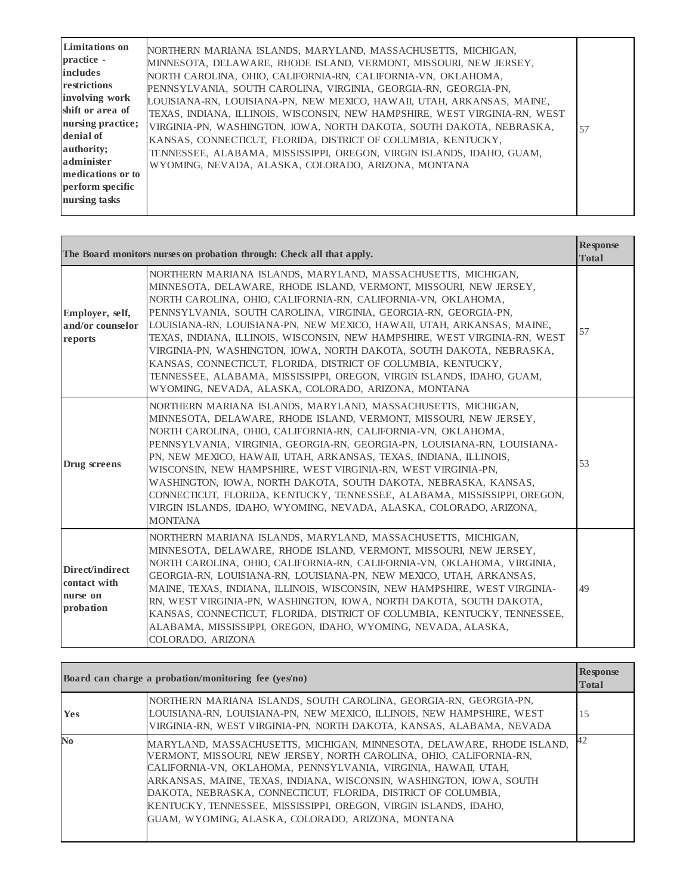| Limitations on practice - includes restrictions involving work shift or area of nursing practice; denial of authority; administer medications or to perform specific nursing tasks | NORTHERN MARIANA ISLANDS, MARYLAND, MASSACHUSETTS, MICHIGAN, MINNESOTA, DELAWARE, RHODE ISLAND, VERMONT, MISSOURI, NEW JERSEY, NORTH CAROLINA, OHIO, CALIFORNIA-RN, CALIFORNIA-VN, OKLAHOMA, PENNSYLVANIA, SOUTH CAROLINA, VIRGINIA, GEORGIA-RN, GEORGIA-PN, LOUISIANA-RN, LOUISIANA-PN, NEW MEXICO, HAWAII, UTAH, ARKANSAS, MAINE, TEXAS, INDIANA, ILLINOIS, WISCONSIN, NEW HAMPSHIRE, WEST VIRGINIA-RN, WEST VIRGINIA-PN, WASHINGTON, IOWA, NORTH DAKOTA, SOUTH DAKOTA, NEBRASKA, KANSAS, CONNECTICUT, FLORIDA, DISTRICT OF COLUMBIA, KENTUCKY, TENNESSEE, ALABAMA, MISSISSIPPI, OREGON, VIRGIN ISLANDS, IDAHO, GUAM, WYOMING, NEVADA, ALASKA, COLORADO, ARIZONA, MONTANA | 57 |
|---|---|---|

| The Board monitors nurses on probation through: Check all that apply. | | Response Total |
|---|---|---|
| Employer, self, and/or counselor reports | NORTHERN MARIANA ISLANDS, MARYLAND, MASSACHUSETTS, MICHIGAN, MINNESOTA, DELAWARE, RHODE ISLAND, VERMONT, MISSOURI, NEW JERSEY, NORTH CAROLINA, OHIO, CALIFORNIA-RN, CALIFORNIA-VN, OKLAHOMA, PENNSYLVANIA, SOUTH CAROLINA, VIRGINIA, GEORGIA-RN, GEORGIA-PN, LOUISIANA-RN, LOUISIANA-PN, NEW MEXICO, HAWAII, UTAH, ARKANSAS, MAINE, TEXAS, INDIANA, ILLINOIS, WISCONSIN, NEW HAMPSHIRE, WEST VIRGINIA-RN, WEST VIRGINIA-PN, WASHINGTON, IOWA, NORTH DAKOTA, SOUTH DAKOTA, NEBRASKA, KANSAS, CONNECTICUT, FLORIDA, DISTRICT OF COLUMBIA, KENTUCKY, TENNESSEE, ALABAMA, MISSISSIPPI, OREGON, VIRGIN ISLANDS, IDAHO, GUAM, WYOMING, NEVADA, ALASKA, COLORADO, ARIZONA, MONTANA | 57 |
| Drug screens | NORTHERN MARIANA ISLANDS, MARYLAND, MASSACHUSETTS, MICHIGAN, MINNESOTA, DELAWARE, RHODE ISLAND, VERMONT, MISSOURI, NEW JERSEY, NORTH CAROLINA, OHIO, CALIFORNIA-RN, CALIFORNIA-VN, OKLAHOMA, PENNSYLVANIA, VIRGINIA, GEORGIA-RN, GEORGIA-PN, LOUISIANA-RN, LOUISIANA-PN, NEW MEXICO, HAWAII, UTAH, ARKANSAS, TEXAS, INDIANA, ILLINOIS, WISCONSIN, NEW HAMPSHIRE, WEST VIRGINIA-RN, WEST VIRGINIA-PN, WASHINGTON, IOWA, NORTH DAKOTA, SOUTH DAKOTA, NEBRASKA, KANSAS, CONNECTICUT, FLORIDA, KENTUCKY, TENNESSEE, ALABAMA, MISSISSIPPI, OREGON, VIRGIN ISLANDS, IDAHO, WYOMING, NEVADA, ALASKA, COLORADO, ARIZONA, MONTANA | 53 |
| Direct/indirect contact with nurse on probation | NORTHERN MARIANA ISLANDS, MARYLAND, MASSACHUSETTS, MICHIGAN, MINNESOTA, DELAWARE, RHODE ISLAND, VERMONT, MISSOURI, NEW JERSEY, NORTH CAROLINA, OHIO, CALIFORNIA-RN, CALIFORNIA-VN, OKLAHOMA, VIRGINIA, GEORGIA-RN, LOUISIANA-RN, LOUISIANA-PN, NEW MEXICO, UTAH, ARKANSAS, MAINE, TEXAS, INDIANA, ILLINOIS, WISCONSIN, NEW HAMPSHIRE, WEST VIRGINIA-RN, WEST VIRGINIA-PN, WASHINGTON, IOWA, NORTH DAKOTA, SOUTH DAKOTA, KANSAS, CONNECTICUT, FLORIDA, DISTRICT OF COLUMBIA, KENTUCKY, TENNESSEE, ALABAMA, MISSISSIPPI, OREGON, IDAHO, WYOMING, NEVADA, ALASKA, COLORADO, ARIZONA | 49 |

| Board can charge a probation/monitoring fee (yes/no) | | Response Total |
|---|---|---|
| Yes | NORTHERN MARIANA ISLANDS, SOUTH CAROLINA, GEORGIA-RN, GEORGIA-PN, LOUISIANA-RN, LOUISIANA-PN, NEW MEXICO, ILLINOIS, NEW HAMPSHIRE, WEST VIRGINIA-RN, WEST VIRGINIA-PN, NORTH DAKOTA, KANSAS, ALABAMA, NEVADA | 15 |
| No | MARYLAND, MASSACHUSETTS, MICHIGAN, MINNESOTA, DELAWARE, RHODE ISLAND, VERMONT, MISSOURI, NEW JERSEY, NORTH CAROLINA, OHIO, CALIFORNIA-RN, CALIFORNIA-VN, OKLAHOMA, PENNSYLVANIA, VIRGINIA, HAWAII, UTAH, ARKANSAS, MAINE, TEXAS, INDIANA, WISCONSIN, WASHINGTON, IOWA, SOUTH DAKOTA, NEBRASKA, CONNECTICUT, FLORIDA, DISTRICT OF COLUMBIA, KENTUCKY, TENNESSEE, MISSISSIPPI, OREGON, VIRGIN ISLANDS, IDAHO, GUAM, WYOMING, ALASKA, COLORADO, ARIZONA, MONTANA | 42 |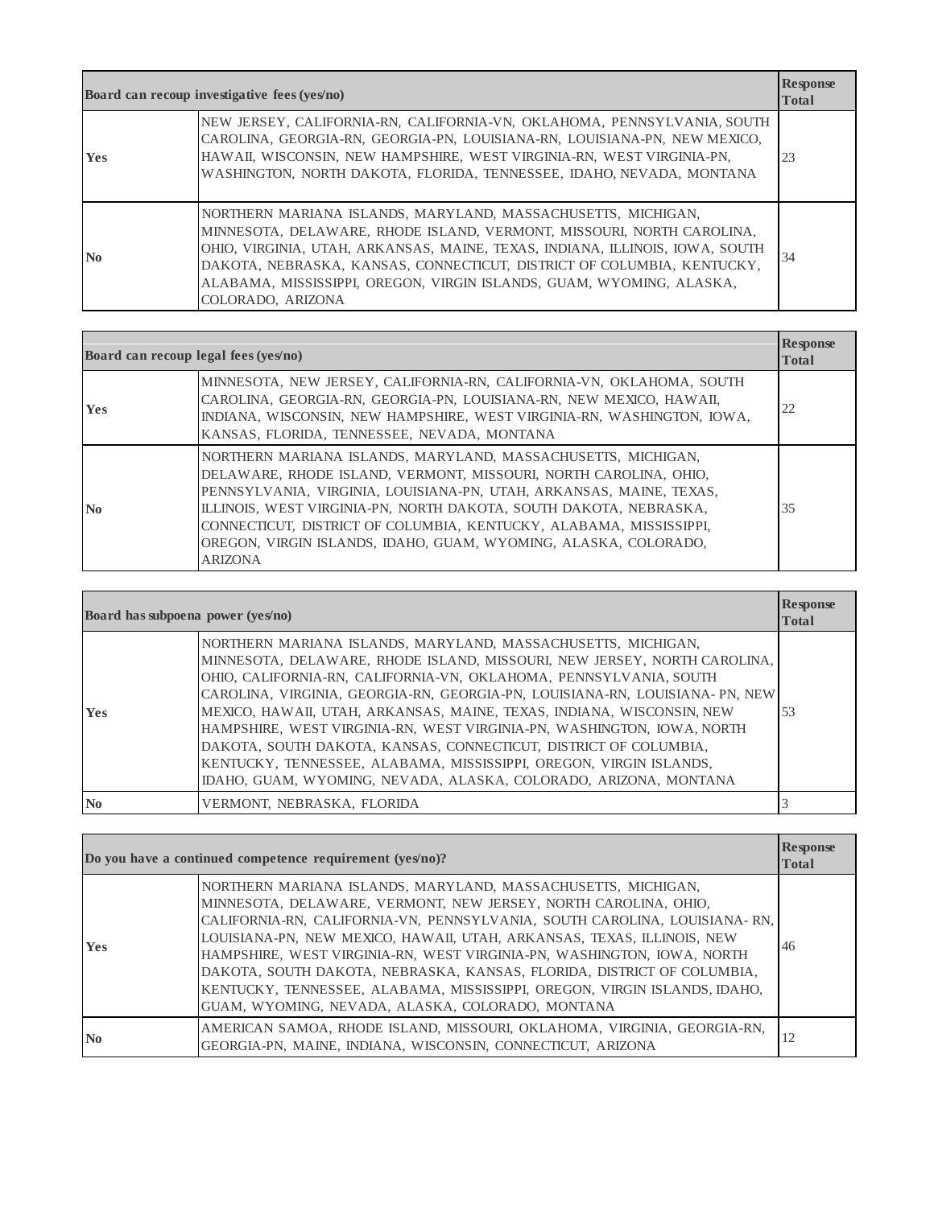| Board can recoup investigative fees (yes/no) | | Response Total |
|---|---|---|
| Yes | NEW JERSEY, CALIFORNIA-RN, CALIFORNIA-VN, OKLAHOMA, PENNSYLVANIA, SOUTH CAROLINA, GEORGIA-RN, GEORGIA-PN, LOUISIANA-RN, LOUISIANA-PN, NEW MEXICO, HAWAII, WISCONSIN, NEW HAMPSHIRE, WEST VIRGINIA-RN, WEST VIRGINIA-PN, WASHINGTON, NORTH DAKOTA, FLORIDA, TENNESSEE, IDAHO, NEVADA, MONTANA | 23 |
| No | NORTHERN MARIANA ISLANDS, MARYLAND, MASSACHUSETTS, MICHIGAN, MINNESOTA, DELAWARE, RHODE ISLAND, VERMONT, MISSOURI, NORTH CAROLINA, OHIO, VIRGINIA, UTAH, ARKANSAS, MAINE, TEXAS, INDIANA, ILLINOIS, IOWA, SOUTH DAKOTA, NEBRASKA, KANSAS, CONNECTICUT, DISTRICT OF COLUMBIA, KENTUCKY, ALABAMA, MISSISSIPPI, OREGON, VIRGIN ISLANDS, GUAM, WYOMING, ALASKA, COLORADO, ARIZONA | 34 |

| Board can recoup legal fees (yes/no) | | Response Total |
|---|---|---|
| Yes | MINNESOTA, NEW JERSEY, CALIFORNIA-RN, CALIFORNIA-VN, OKLAHOMA, SOUTH CAROLINA, GEORGIA-RN, GEORGIA-PN, LOUISIANA-RN, NEW MEXICO, HAWAII, INDIANA, WISCONSIN, NEW HAMPSHIRE, WEST VIRGINIA-RN, WASHINGTON, IOWA, KANSAS, FLORIDA, TENNESSEE, NEVADA, MONTANA | 22 |
| No | NORTHERN MARIANA ISLANDS, MARYLAND, MASSACHUSETTS, MICHIGAN, DELAWARE, RHODE ISLAND, VERMONT, MISSOURI, NORTH CAROLINA, OHIO, PENNSYLVANIA, VIRGINIA, LOUISIANA-PN, UTAH, ARKANSAS, MAINE, TEXAS, ILLINOIS, WEST VIRGINIA-PN, NORTH DAKOTA, SOUTH DAKOTA, NEBRASKA, CONNECTICUT, DISTRICT OF COLUMBIA, KENTUCKY, ALABAMA, MISSISSIPPI, OREGON, VIRGIN ISLANDS, IDAHO, GUAM, WYOMING, ALASKA, COLORADO, ARIZONA | 35 |

| Board has subpoena power (yes/no) | | Response Total |
|---|---|---|
| Yes | NORTHERN MARIANA ISLANDS, MARYLAND, MASSACHUSETTS, MICHIGAN, MINNESOTA, DELAWARE, RHODE ISLAND, MISSOURI, NEW JERSEY, NORTH CAROLINA, OHIO, CALIFORNIA-RN, CALIFORNIA-VN, OKLAHOMA, PENNSYLVANIA, SOUTH CAROLINA, VIRGINIA, GEORGIA-RN, GEORGIA-PN, LOUISIANA-RN, LOUISIANA- PN, NEW MEXICO, HAWAII, UTAH, ARKANSAS, MAINE, TEXAS, INDIANA, WISCONSIN, NEW HAMPSHIRE, WEST VIRGINIA-RN, WEST VIRGINIA-PN, WASHINGTON, IOWA, NORTH DAKOTA, SOUTH DAKOTA, KANSAS, CONNECTICUT, DISTRICT OF COLUMBIA, KENTUCKY, TENNESSEE, ALABAMA, MISSISSIPPI, OREGON, VIRGIN ISLANDS, IDAHO, GUAM, WYOMING, NEVADA, ALASKA, COLORADO, ARIZONA, MONTANA | 53 |
| No | VERMONT, NEBRASKA, FLORIDA | 3 |

| Do you have a continued competence requirement (yes/no)? | | Response Total |
|---|---|---|
| Yes | NORTHERN MARIANA ISLANDS, MARYLAND, MASSACHUSETTS, MICHIGAN, MINNESOTA, DELAWARE, VERMONT, NEW JERSEY, NORTH CAROLINA, OHIO, CALIFORNIA-RN, CALIFORNIA-VN, PENNSYLVANIA, SOUTH CAROLINA, LOUISIANA- RN, LOUISIANA-PN, NEW MEXICO, HAWAII, UTAH, ARKANSAS, TEXAS, ILLINOIS, NEW HAMPSHIRE, WEST VIRGINIA-RN, WEST VIRGINIA-PN, WASHINGTON, IOWA, NORTH DAKOTA, SOUTH DAKOTA, NEBRASKA, KANSAS, FLORIDA, DISTRICT OF COLUMBIA, KENTUCKY, TENNESSEE, ALABAMA, MISSISSIPPI, OREGON, VIRGIN ISLANDS, IDAHO, GUAM, WYOMING, NEVADA, ALASKA, COLORADO, MONTANA | 46 |
| No | AMERICAN SAMOA, RHODE ISLAND, MISSOURI, OKLAHOMA, VIRGINIA, GEORGIA-RN, GEORGIA-PN, MAINE, INDIANA, WISCONSIN, CONNECTICUT, ARIZONA | 12 |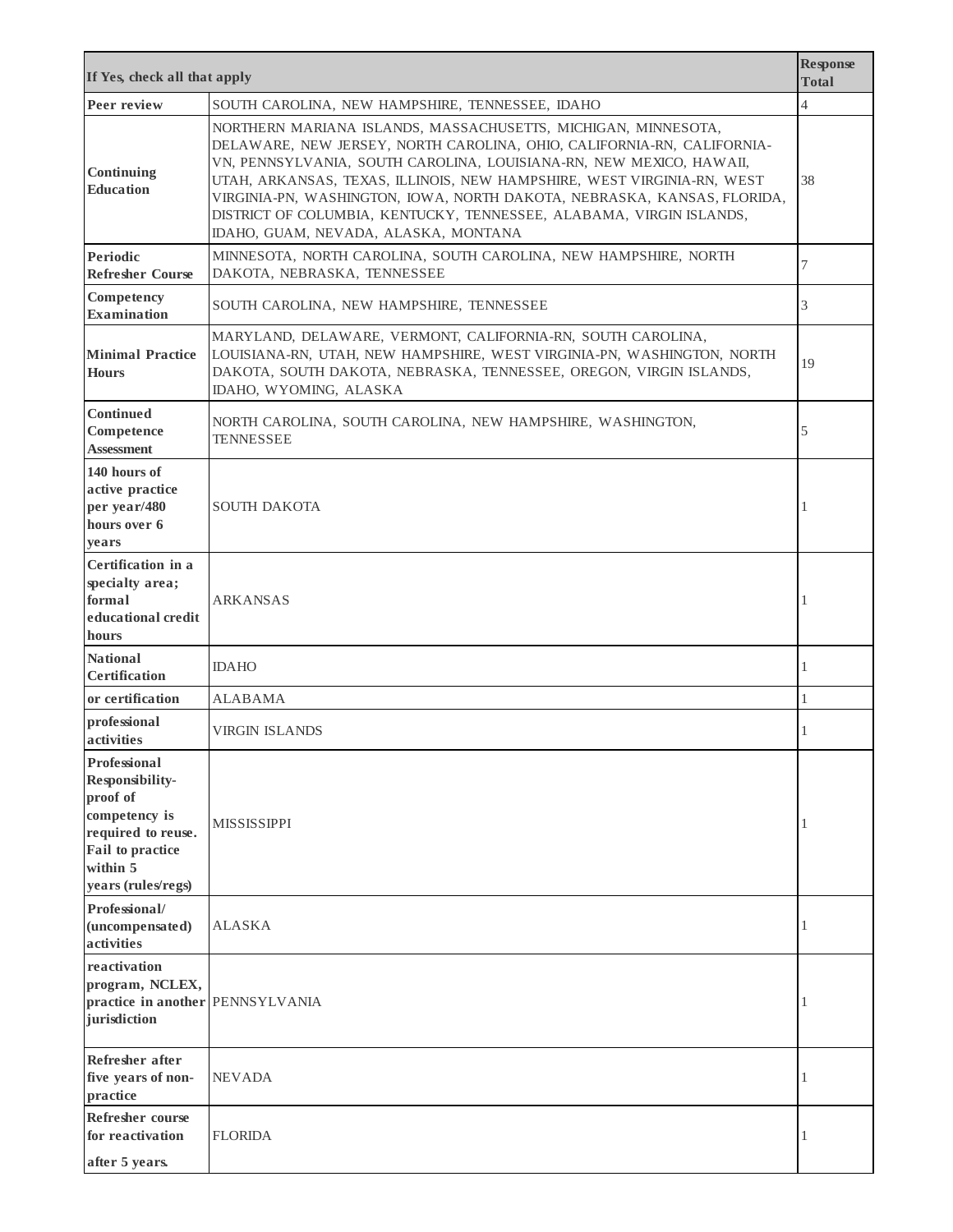| If Yes, check all that apply | | Response Total |
|---|---|---|
| **Peer review** | SOUTH CAROLINA, NEW HAMPSHIRE, TENNESSEE, IDAHO | 4 |
| **Continuing Education** | NORTHERN MARIANA ISLANDS, MASSACHUSETTS, MICHIGAN, MINNESOTA, DELAWARE, NEW JERSEY, NORTH CAROLINA, OHIO, CALIFORNIA-RN, CALIFORNIA-VN, PENNSYLVANIA, SOUTH CAROLINA, LOUISIANA-RN, NEW MEXICO, HAWAII, UTAH, ARKANSAS, TEXAS, ILLINOIS, NEW HAMPSHIRE, WEST VIRGINIA-RN, WEST VIRGINIA-PN, WASHINGTON, IOWA, NORTH DAKOTA, NEBRASKA, KANSAS, FLORIDA, DISTRICT OF COLUMBIA, KENTUCKY, TENNESSEE, ALABAMA, VIRGIN ISLANDS, IDAHO, GUAM, NEVADA, ALASKA, MONTANA | 38 |
| **Periodic Refresher Course** | MINNESOTA, NORTH CAROLINA, SOUTH CAROLINA, NEW HAMPSHIRE, NORTH DAKOTA, NEBRASKA, TENNESSEE | 7 |
| **Competency Examination** | SOUTH CAROLINA, NEW HAMPSHIRE, TENNESSEE | 3 |
| **Minimal Practice Hours** | MARYLAND, DELAWARE, VERMONT, CALIFORNIA-RN, SOUTH CAROLINA, LOUISIANA-RN, UTAH, NEW HAMPSHIRE, WEST VIRGINIA-PN, WASHINGTON, NORTH DAKOTA, SOUTH DAKOTA, NEBRASKA, TENNESSEE, OREGON, VIRGIN ISLANDS, IDAHO, WYOMING, ALASKA | 19 |
| **Continued Competence Assessment** | NORTH CAROLINA, SOUTH CAROLINA, NEW HAMPSHIRE, WASHINGTON, TENNESSEE | 5 |
| **140 hours of active practice per year/480 hours over 6 years** | SOUTH DAKOTA | 1 |
| **Certification in a specialty area; formal educational credit hours** | ARKANSAS | 1 |
| **National Certification** | IDAHO | 1 |
| **or certification** | ALABAMA | 1 |
| **professional activities** | VIRGIN ISLANDS | 1 |
| **Professional Responsibility-proof of competency is required to reuse. Fail to practice within 5 years (rules/regs)** | MISSISSIPPI | 1 |
| **Professional/ (uncompensated) activities** | ALASKA | 1 |
| **reactivation program, NCLEX, practice in another jurisdiction** | PENNSYLVANIA | 1 |
| **Refresher after five years of non-practice** | NEVADA | 1 |
| **Refresher course for reactivation after 5 years.** | FLORIDA | 1 |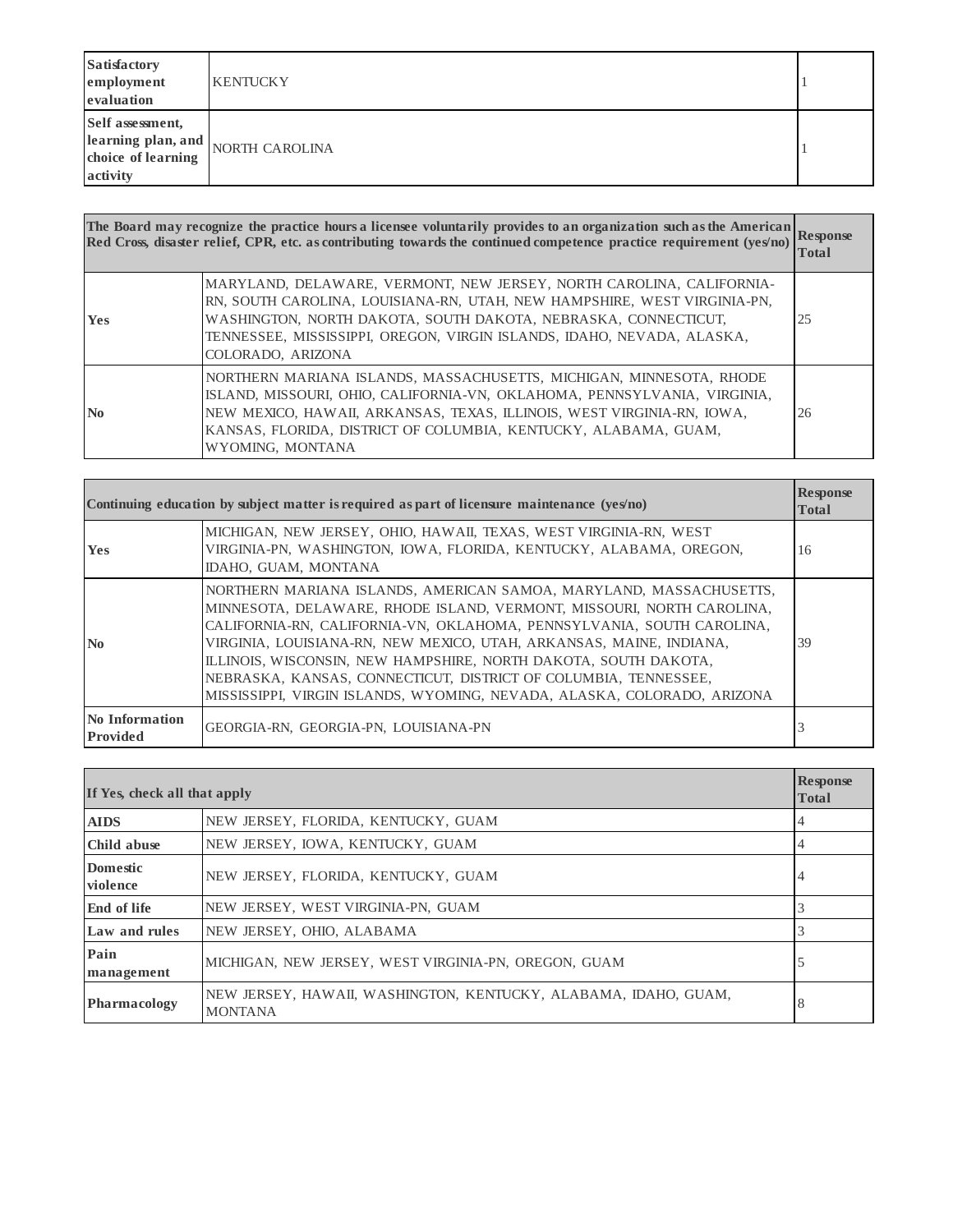| | | |
|---|---|---|
| **Satisfactory employment evaluation** | KENTUCKY | 1 |
| **Self assessment, learning plan, and choice of learning activity** | NORTH CAROLINA | 1 |

| **The Board may recognize the practice hours a licensee voluntarily provides to an organization such as the American Red Cross, disaster relief, CPR, etc. as contributing towards the continued competence practice requirement (yes/no)** | | **Response Total** |
|---|---|---|
| **Yes** | MARYLAND, DELAWARE, VERMONT, NEW JERSEY, NORTH CAROLINA, CALIFORNIA-RN, SOUTH CAROLINA, LOUISIANA-RN, UTAH, NEW HAMPSHIRE, WEST VIRGINIA-PN, WASHINGTON, NORTH DAKOTA, SOUTH DAKOTA, NEBRASKA, CONNECTICUT, TENNESSEE, MISSISSIPPI, OREGON, VIRGIN ISLANDS, IDAHO, NEVADA, ALASKA, COLORADO, ARIZONA | 25 |
| **No** | NORTHERN MARIANA ISLANDS, MASSACHUSETTS, MICHIGAN, MINNESOTA, RHODE ISLAND, MISSOURI, OHIO, CALIFORNIA-VN, OKLAHOMA, PENNSYLVANIA, VIRGINIA, NEW MEXICO, HAWAII, ARKANSAS, TEXAS, ILLINOIS, WEST VIRGINIA-RN, IOWA, KANSAS, FLORIDA, DISTRICT OF COLUMBIA, KENTUCKY, ALABAMA, GUAM, WYOMING, MONTANA | 26 |

| **Continuing education by subject matter is required as part of licensure maintenance (yes/no)** | | **Response Total** |
|---|---|---|
| **Yes** | MICHIGAN, NEW JERSEY, OHIO, HAWAII, TEXAS, WEST VIRGINIA-RN, WEST VIRGINIA-PN, WASHINGTON, IOWA, FLORIDA, KENTUCKY, ALABAMA, OREGON, IDAHO, GUAM, MONTANA | 16 |
| **No** | NORTHERN MARIANA ISLANDS, AMERICAN SAMOA, MARYLAND, MASSACHUSETTS, MINNESOTA, DELAWARE, RHODE ISLAND, VERMONT, MISSOURI, NORTH CAROLINA, CALIFORNIA-RN, CALIFORNIA-VN, OKLAHOMA, PENNSYLVANIA, SOUTH CAROLINA, VIRGINIA, LOUISIANA-RN, NEW MEXICO, UTAH, ARKANSAS, MAINE, INDIANA, ILLINOIS, WISCONSIN, NEW HAMPSHIRE, NORTH DAKOTA, SOUTH DAKOTA, NEBRASKA, KANSAS, CONNECTICUT, DISTRICT OF COLUMBIA, TENNESSEE, MISSISSIPPI, VIRGIN ISLANDS, WYOMING, NEVADA, ALASKA, COLORADO, ARIZONA | 39 |
| **No Information Provided** | GEORGIA-RN, GEORGIA-PN, LOUISIANA-PN | 3 |

| **If Yes, check all that apply** | | **Response Total** |
|---|---|---|
| **AIDS** | NEW JERSEY, FLORIDA, KENTUCKY, GUAM | 4 |
| **Child abuse** | NEW JERSEY, IOWA, KENTUCKY, GUAM | 4 |
| **Domestic violence** | NEW JERSEY, FLORIDA, KENTUCKY, GUAM | 4 |
| **End of life** | NEW JERSEY, WEST VIRGINIA-PN, GUAM | 3 |
| **Law and rules** | NEW JERSEY, OHIO, ALABAMA | 3 |
| **Pain management** | MICHIGAN, NEW JERSEY, WEST VIRGINIA-PN, OREGON, GUAM | 5 |
| **Pharmacology** | NEW JERSEY, HAWAII, WASHINGTON, KENTUCKY, ALABAMA, IDAHO, GUAM, MONTANA | 8 |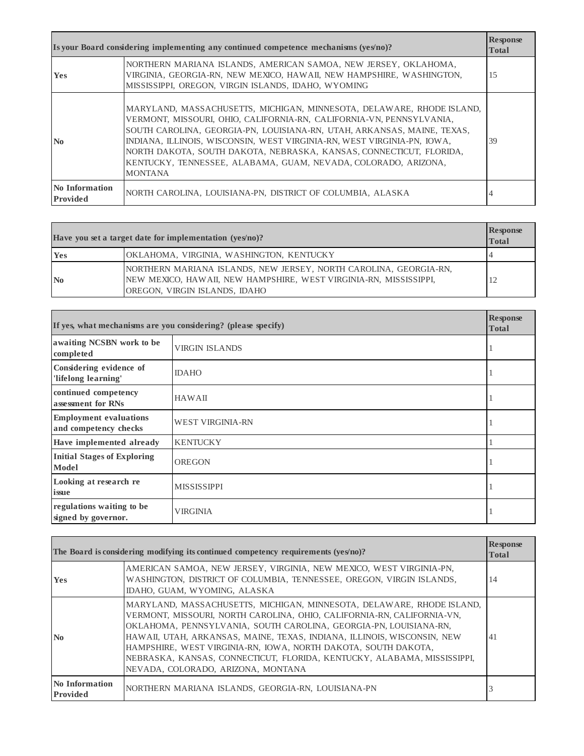| Is your Board considering implementing any continued competence mechanisms (yes/no)? | | Response Total |
|---|---|---|
| Yes | NORTHERN MARIANA ISLANDS, AMERICAN SAMOA, NEW JERSEY, OKLAHOMA, VIRGINIA, GEORGIA-RN, NEW MEXICO, HAWAII, NEW HAMPSHIRE, WASHINGTON, MISSISSIPPI, OREGON, VIRGIN ISLANDS, IDAHO, WYOMING | 15 |
| No | MARYLAND, MASSACHUSETTS, MICHIGAN, MINNESOTA, DELAWARE, RHODE ISLAND, VERMONT, MISSOURI, OHIO, CALIFORNIA-RN, CALIFORNIA-VN, PENNSYLVANIA, SOUTH CAROLINA, GEORGIA-PN, LOUISIANA-RN, UTAH, ARKANSAS, MAINE, TEXAS, INDIANA, ILLINOIS, WISCONSIN, WEST VIRGINIA-RN, WEST VIRGINIA-PN, IOWA, NORTH DAKOTA, SOUTH DAKOTA, NEBRASKA, KANSAS, CONNECTICUT, FLORIDA, KENTUCKY, TENNESSEE, ALABAMA, GUAM, NEVADA, COLORADO, ARIZONA, MONTANA | 39 |
| No Information Provided | NORTH CAROLINA, LOUISIANA-PN, DISTRICT OF COLUMBIA, ALASKA | 4 |

| Have you set a target date for implementation (yes/no)? | | Response Total |
|---|---|---|
| Yes | OKLAHOMA, VIRGINIA, WASHINGTON, KENTUCKY | 4 |
| No | NORTHERN MARIANA ISLANDS, NEW JERSEY, NORTH CAROLINA, GEORGIA-RN, NEW MEXICO, HAWAII, NEW HAMPSHIRE, WEST VIRGINIA-RN, MISSISSIPPI, OREGON, VIRGIN ISLANDS, IDAHO | 12 |

| If yes, what mechanisms are you considering? (please specify) | | Response Total |
|---|---|---|
| awaiting NCSBN work to be completed | VIRGIN ISLANDS | 1 |
| Considering evidence of 'lifelong learning' | IDAHO | 1 |
| continued competency assessment for RNs | HAWAII | 1 |
| Employment evaluations and competency checks | WEST VIRGINIA-RN | 1 |
| Have implemented already | KENTUCKY | 1 |
| Initial Stages of Exploring Model | OREGON | 1 |
| Looking at research re issue | MISSISSIPPI | 1 |
| regulations waiting to be signed by governor. | VIRGINIA | 1 |

| The Board is considering modifying its continued competency requirements (yes/no)? | | Response Total |
|---|---|---|
| Yes | AMERICAN SAMOA, NEW JERSEY, VIRGINIA, NEW MEXICO, WEST VIRGINIA-PN, WASHINGTON, DISTRICT OF COLUMBIA, TENNESSEE, OREGON, VIRGIN ISLANDS, IDAHO, GUAM, WYOMING, ALASKA | 14 |
| No | MARYLAND, MASSACHUSETTS, MICHIGAN, MINNESOTA, DELAWARE, RHODE ISLAND, VERMONT, MISSOURI, NORTH CAROLINA, OHIO, CALIFORNIA-RN, CALIFORNIA-VN, OKLAHOMA, PENNSYLVANIA, SOUTH CAROLINA, GEORGIA-PN, LOUISIANA-RN, HAWAII, UTAH, ARKANSAS, MAINE, TEXAS, INDIANA, ILLINOIS, WISCONSIN, NEW HAMPSHIRE, WEST VIRGINIA-RN, IOWA, NORTH DAKOTA, SOUTH DAKOTA, NEBRASKA, KANSAS, CONNECTICUT, FLORIDA, KENTUCKY, ALABAMA, MISSISSIPPI, NEVADA, COLORADO, ARIZONA, MONTANA | 41 |
| No Information Provided | NORTHERN MARIANA ISLANDS, GEORGIA-RN, LOUISIANA-PN | 3 |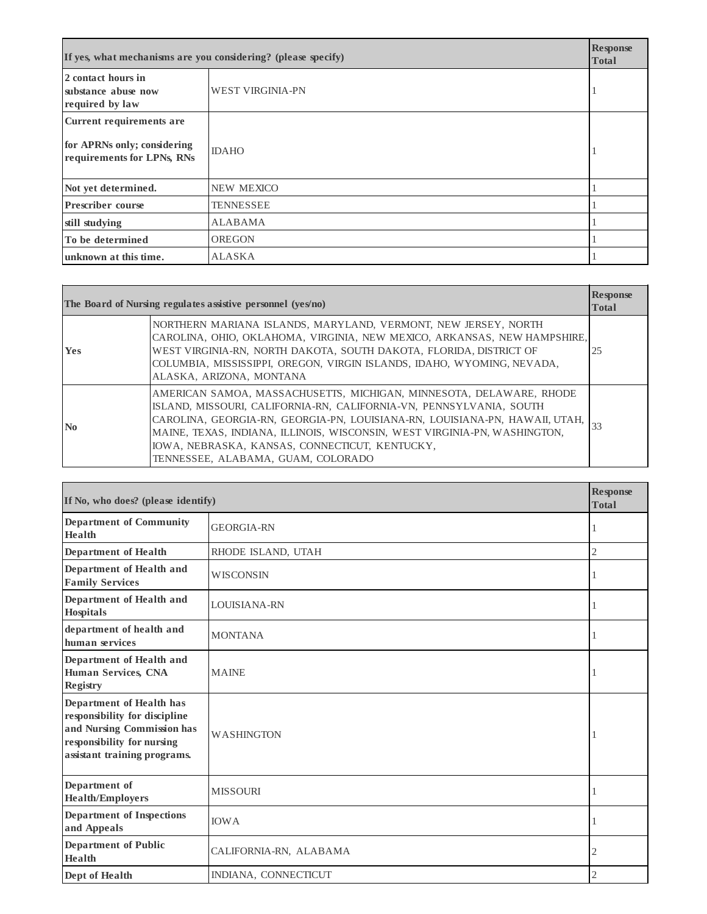| If yes, what mechanisms are you considering? (please specify) | | Response Total |
|---|---|---|
| **2 contact hours in substance abuse now required by law** | WEST VIRGINIA-PN | 1 |
| **Current requirements are for APRNs only; considering requirements for LPNs, RNs** | IDAHO | 1 |
| **Not yet determined.** | NEW MEXICO | 1 |
| **Prescriber course** | TENNESSEE | 1 |
| **still studying** | ALABAMA | 1 |
| **To be determined** | OREGON | 1 |
| **unknown at this time.** | ALASKA | 1 |

| The Board of Nursing regulates assistive personnel (yes/no) | | Response Total |
|---|---|---|
| **Yes** | NORTHERN MARIANA ISLANDS, MARYLAND, VERMONT, NEW JERSEY, NORTH CAROLINA, OHIO, OKLAHOMA, VIRGINIA, NEW MEXICO, ARKANSAS, NEW HAMPSHIRE, WEST VIRGINIA-RN, NORTH DAKOTA, SOUTH DAKOTA, FLORIDA, DISTRICT OF COLUMBIA, MISSISSIPPI, OREGON, VIRGIN ISLANDS, IDAHO, WYOMING, NEVADA, ALASKA, ARIZONA, MONTANA | 25 |
| **No** | AMERICAN SAMOA, MASSACHUSETTS, MICHIGAN, MINNESOTA, DELAWARE, RHODE ISLAND, MISSOURI, CALIFORNIA-RN, CALIFORNIA-VN, PENNSYLVANIA, SOUTH CAROLINA, GEORGIA-RN, GEORGIA-PN, LOUISIANA-RN, LOUISIANA-PN, HAWAII, UTAH, MAINE, TEXAS, INDIANA, ILLINOIS, WISCONSIN, WEST VIRGINIA-PN, WASHINGTON, IOWA, NEBRASKA, KANSAS, CONNECTICUT, KENTUCKY, TENNESSEE, ALABAMA, GUAM, COLORADO | 33 |

| If No, who does? (please identify) | | Response Total |
|---|---|---|
| **Department of Community Health** | GEORGIA-RN | 1 |
| **Department of Health** | RHODE ISLAND, UTAH | 2 |
| **Department of Health and Family Services** | WISCONSIN | 1 |
| **Department of Health and Hospitals** | LOUISIANA-RN | 1 |
| **department of health and human services** | MONTANA | 1 |
| **Department of Health and Human Services, CNA Registry** | MAINE | 1 |
| **Department of Health has responsibility for discipline and Nursing Commission has responsibility for nursing assistant training programs.** | WASHINGTON | 1 |
| **Department of Health/Employers** | MISSOURI | 1 |
| **Department of Inspections and Appeals** | IOWA | 1 |
| **Department of Public Health** | CALIFORNIA-RN, ALABAMA | 2 |
| **Dept of Health** | INDIANA, CONNECTICUT | 2 |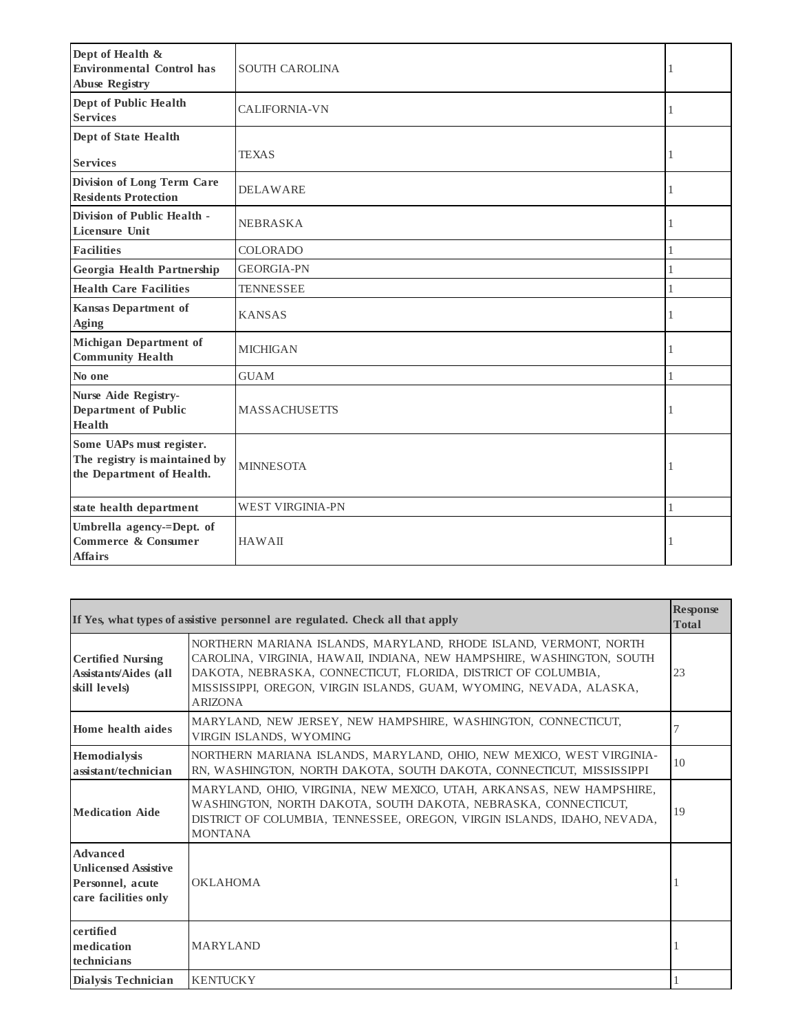| | | |
|---|---|---|
| **Dept of Health & Environmental Control has Abuse Registry** | SOUTH CAROLINA | 1 |
| **Dept of Public Health Services** | CALIFORNIA-VN | 1 |
| **Dept of State Health Services** | TEXAS | 1 |
| **Division of Long Term Care Residents Protection** | DELAWARE | 1 |
| **Division of Public Health - Licensure Unit** | NEBRASKA | 1 |
| **Facilities** | COLORADO | 1 |
| **Georgia Health Partnership** | GEORGIA-PN | 1 |
| **Health Care Facilities** | TENNESSEE | 1 |
| **Kansas Department of Aging** | KANSAS | 1 |
| **Michigan Department of Community Health** | MICHIGAN | 1 |
| **No one** | GUAM | 1 |
| **Nurse Aide Registry-Department of Public Health** | MASSACHUSETTS | 1 |
| **Some UAPs must register. The registry is maintained by the Department of Health.** | MINNESOTA | 1 |
| **state health department** | WEST VIRGINIA-PN | 1 |
| **Umbrella agency-=Dept. of Commerce & Consumer Affairs** | HAWAII | 1 |

| If Yes, what types of assistive personnel are regulated. Check all that apply | | Response Total |
|---|---|---|
| **Certified Nursing Assistants/Aides (all skill levels)** | NORTHERN MARIANA ISLANDS, MARYLAND, RHODE ISLAND, VERMONT, NORTH CAROLINA, VIRGINIA, HAWAII, INDIANA, NEW HAMPSHIRE, WASHINGTON, SOUTH DAKOTA, NEBRASKA, CONNECTICUT, FLORIDA, DISTRICT OF COLUMBIA, MISSISSIPPI, OREGON, VIRGIN ISLANDS, GUAM, WYOMING, NEVADA, ALASKA, ARIZONA | 23 |
| **Home health aides** | MARYLAND, NEW JERSEY, NEW HAMPSHIRE, WASHINGTON, CONNECTICUT, VIRGIN ISLANDS, WYOMING | 7 |
| **Hemodialysis assistant/technician** | NORTHERN MARIANA ISLANDS, MARYLAND, OHIO, NEW MEXICO, WEST VIRGINIA-RN, WASHINGTON, NORTH DAKOTA, SOUTH DAKOTA, CONNECTICUT, MISSISSIPPI | 10 |
| **Medication Aide** | MARYLAND, OHIO, VIRGINIA, NEW MEXICO, UTAH, ARKANSAS, NEW HAMPSHIRE, WASHINGTON, NORTH DAKOTA, SOUTH DAKOTA, NEBRASKA, CONNECTICUT, DISTRICT OF COLUMBIA, TENNESSEE, OREGON, VIRGIN ISLANDS, IDAHO, NEVADA, MONTANA | 19 |
| **Advanced Unlicensed Assistive Personnel, acute care facilities only** | OKLAHOMA | 1 |
| **certified medication technicians** | MARYLAND | 1 |
| **Dialysis Technician** | KENTUCKY | 1 |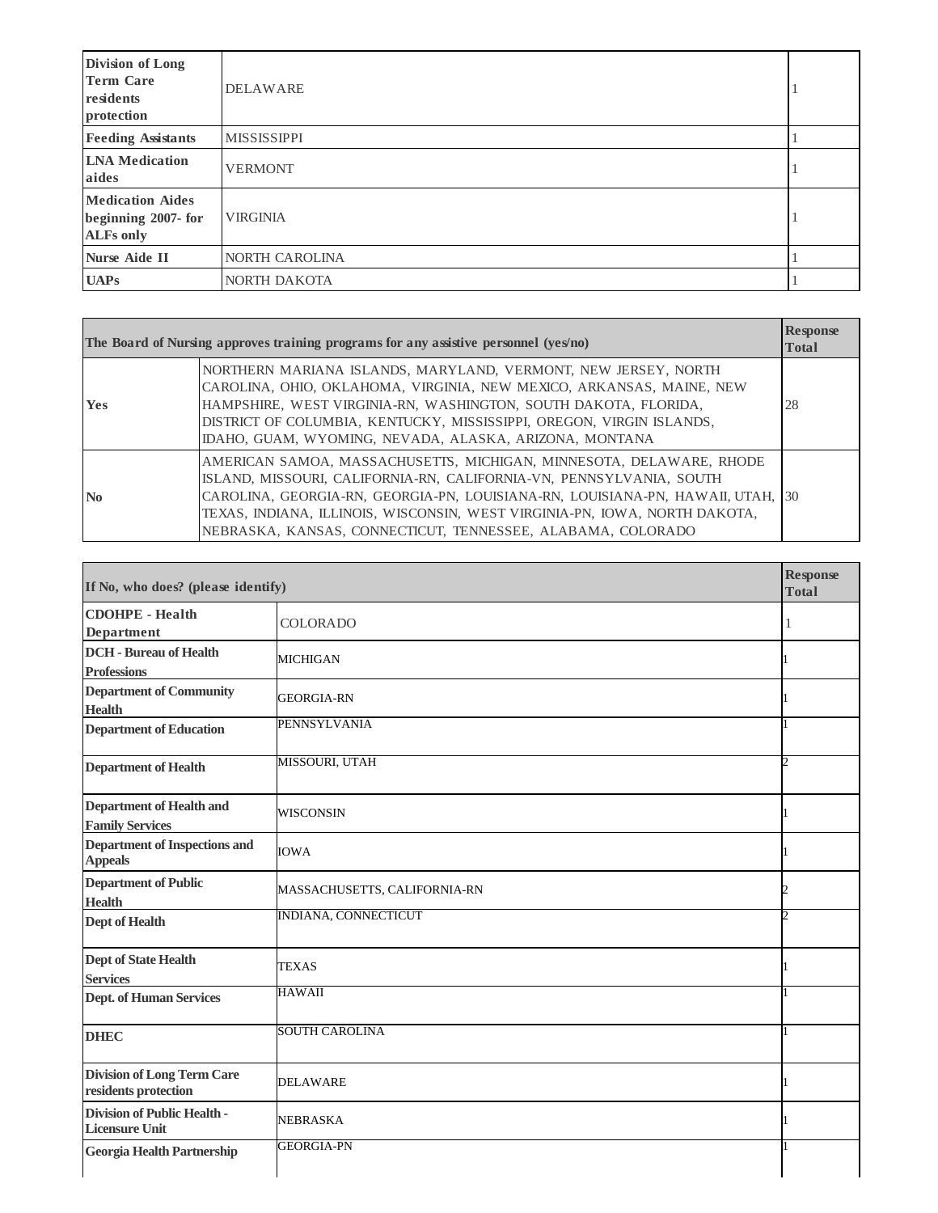| | | |
|---|---|---|
| **Division of Long Term Care residents protection** | DELAWARE | 1 |
| **Feeding Assistants** | MISSISSIPPI | 1 |
| **LNA Medication aides** | VERMONT | 1 |
| **Medication Aides beginning 2007- for ALFs only** | VIRGINIA | 1 |
| **Nurse Aide II** | NORTH CAROLINA | 1 |
| **UAPs** | NORTH DAKOTA | 1 |

| **The Board of Nursing approves training programs for any assistive personnel (yes/no)** | | **Response Total** |
|---|---|---|
| **Yes** | NORTHERN MARIANA ISLANDS, MARYLAND, VERMONT, NEW JERSEY, NORTH CAROLINA, OHIO, OKLAHOMA, VIRGINIA, NEW MEXICO, ARKANSAS, MAINE, NEW HAMPSHIRE, WEST VIRGINIA-RN, WASHINGTON, SOUTH DAKOTA, FLORIDA, DISTRICT OF COLUMBIA, KENTUCKY, MISSISSIPPI, OREGON, VIRGIN ISLANDS, IDAHO, GUAM, WYOMING, NEVADA, ALASKA, ARIZONA, MONTANA | 28 |
| **No** | AMERICAN SAMOA, MASSACHUSETTS, MICHIGAN, MINNESOTA, DELAWARE, RHODE ISLAND, MISSOURI, CALIFORNIA-RN, CALIFORNIA-VN, PENNSYLVANIA, SOUTH CAROLINA, GEORGIA-RN, GEORGIA-PN, LOUISIANA-RN, LOUISIANA-PN, HAWAII, UTAH, TEXAS, INDIANA, ILLINOIS, WISCONSIN, WEST VIRGINIA-PN, IOWA, NORTH DAKOTA, NEBRASKA, KANSAS, CONNECTICUT, TENNESSEE, ALABAMA, COLORADO | 30 |

| **If No, who does? (please identify)** | | **Response Total** |
|---|---|---|
| **CDOHPE - Health Department** | COLORADO | 1 |
| **DCH - Bureau of Health Professions** | MICHIGAN | 1 |
| **Department of Community Health** | GEORGIA-RN | 1 |
| **Department of Education** | PENNSYLVANIA | 1 |
| **Department of Health** | MISSOURI, UTAH | 2 |
| **Department of Health and Family Services** | WISCONSIN | 1 |
| **Department of Inspections and Appeals** | IOWA | 1 |
| **Department of Public Health** | MASSACHUSETTS, CALIFORNIA-RN | 2 |
| **Dept of Health** | INDIANA, CONNECTICUT | 2 |
| **Dept of State Health Services** | TEXAS | 1 |
| **Dept. of Human Services** | HAWAII | 1 |
| **DHEC** | SOUTH CAROLINA | 1 |
| **Division of Long Term Care residents protection** | DELAWARE | 1 |
| **Division of Public Health - Licensure Unit** | NEBRASKA | 1 |
| **Georgia Health Partnership** | GEORGIA-PN | 1 |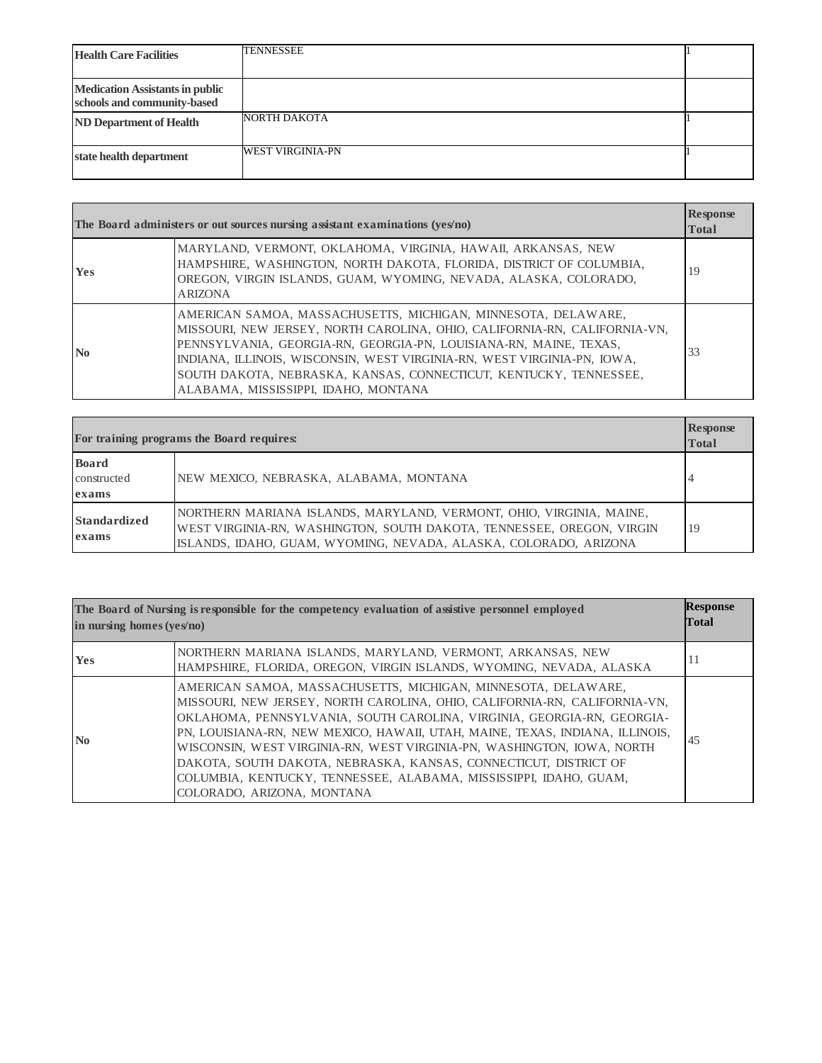| | | |
|---|---|---|
| **Health Care Facilities** | TENNESSEE | 1 |
| **Medication Assistants in public schools and community-based** | | |
| **ND Department of Health** | NORTH DAKOTA | 1 |
| **state health department** | WEST VIRGINIA-PN | 1 |

| **The Board administers or out sources nursing assistant examinations (yes/no)** | | **Response Total** |
|---|---|---|
| **Yes** | MARYLAND, VERMONT, OKLAHOMA, VIRGINIA, HAWAII, ARKANSAS, NEW HAMPSHIRE, WASHINGTON, NORTH DAKOTA, FLORIDA, DISTRICT OF COLUMBIA, OREGON, VIRGIN ISLANDS, GUAM, WYOMING, NEVADA, ALASKA, COLORADO, ARIZONA | 19 |
| **No** | AMERICAN SAMOA, MASSACHUSETTS, MICHIGAN, MINNESOTA, DELAWARE, MISSOURI, NEW JERSEY, NORTH CAROLINA, OHIO, CALIFORNIA-RN, CALIFORNIA-VN, PENNSYLVANIA, GEORGIA-RN, GEORGIA-PN, LOUISIANA-RN, MAINE, TEXAS, INDIANA, ILLINOIS, WISCONSIN, WEST VIRGINIA-RN, WEST VIRGINIA-PN, IOWA, SOUTH DAKOTA, NEBRASKA, KANSAS, CONNECTICUT, KENTUCKY, TENNESSEE, ALABAMA, MISSISSIPPI, IDAHO, MONTANA | 33 |

| **For training programs the Board requires:** | | **Response Total** |
|---|---|---|
| **Board** constructed **exams** | NEW MEXICO, NEBRASKA, ALABAMA, MONTANA | 4 |
| **Standardized exams** | NORTHERN MARIANA ISLANDS, MARYLAND, VERMONT, OHIO, VIRGINIA, MAINE, WEST VIRGINIA-RN, WASHINGTON, SOUTH DAKOTA, TENNESSEE, OREGON, VIRGIN ISLANDS, IDAHO, GUAM, WYOMING, NEVADA, ALASKA, COLORADO, ARIZONA | 19 |

| **The Board of Nursing is responsible for the competency evaluation of assistive personnel employed in nursing homes (yes/no)** | | **Response Total** |
|---|---|---|
| **Yes** | NORTHERN MARIANA ISLANDS, MARYLAND, VERMONT, ARKANSAS, NEW HAMPSHIRE, FLORIDA, OREGON, VIRGIN ISLANDS, WYOMING, NEVADA, ALASKA | 11 |
| **No** | AMERICAN SAMOA, MASSACHUSETTS, MICHIGAN, MINNESOTA, DELAWARE, MISSOURI, NEW JERSEY, NORTH CAROLINA, OHIO, CALIFORNIA-RN, CALIFORNIA-VN, OKLAHOMA, PENNSYLVANIA, SOUTH CAROLINA, VIRGINIA, GEORGIA-RN, GEORGIA-PN, LOUISIANA-RN, NEW MEXICO, HAWAII, UTAH, MAINE, TEXAS, INDIANA, ILLINOIS, WISCONSIN, WEST VIRGINIA-RN, WEST VIRGINIA-PN, WASHINGTON, IOWA, NORTH DAKOTA, SOUTH DAKOTA, NEBRASKA, KANSAS, CONNECTICUT, DISTRICT OF COLUMBIA, KENTUCKY, TENNESSEE, ALABAMA, MISSISSIPPI, IDAHO, GUAM, COLORADO, ARIZONA, MONTANA | 45 |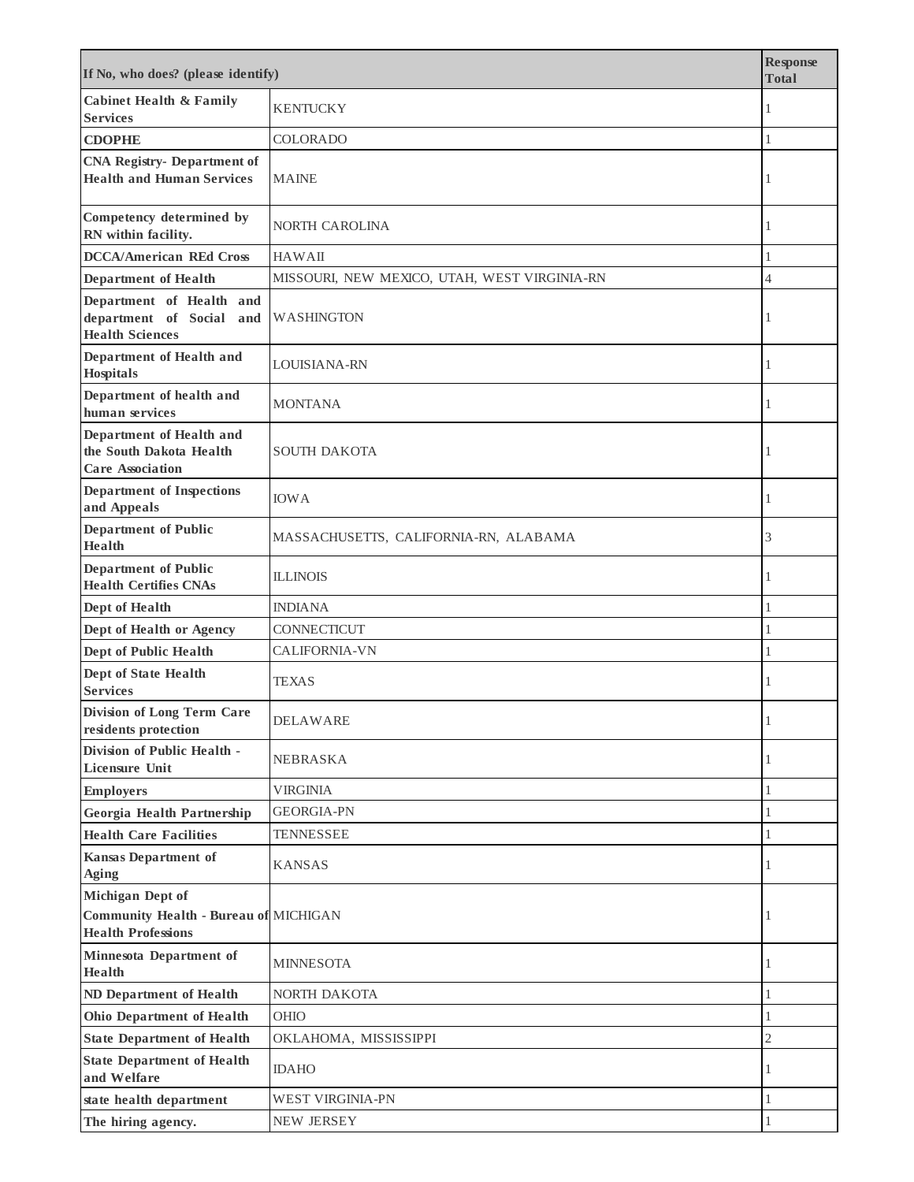| If No, who does? (please identify) | | Response Total |
|---|---|---|
| **Cabinet Health & Family Services** | KENTUCKY | 1 |
| **CDOPHE** | COLORADO | 1 |
| **CNA Registry- Department of Health and Human Services** | MAINE | 1 |
| **Competency determined by RN within facility.** | NORTH CAROLINA | 1 |
| **DCCA/American REd Cross** | HAWAII | 1 |
| **Department of Health** | MISSOURI, NEW MEXICO, UTAH, WEST VIRGINIA-RN | 4 |
| **Department of Health and department of Social and Health Sciences** | WASHINGTON | 1 |
| **Department of Health and Hospitals** | LOUISIANA-RN | 1 |
| **Department of health and human services** | MONTANA | 1 |
| **Department of Health and the South Dakota Health Care Association** | SOUTH DAKOTA | 1 |
| **Department of Inspections and Appeals** | IOWA | 1 |
| **Department of Public Health** | MASSACHUSETTS, CALIFORNIA-RN, ALABAMA | 3 |
| **Department of Public Health Certifies CNAs** | ILLINOIS | 1 |
| **Dept of Health** | INDIANA | 1 |
| **Dept of Health or Agency** | CONNECTICUT | 1 |
| **Dept of Public Health** | CALIFORNIA-VN | 1 |
| **Dept of State Health Services** | TEXAS | 1 |
| **Division of Long Term Care residents protection** | DELAWARE | 1 |
| **Division of Public Health - Licensure Unit** | NEBRASKA | 1 |
| **Employers** | VIRGINIA | 1 |
| **Georgia Health Partnership** | GEORGIA-PN | 1 |
| **Health Care Facilities** | TENNESSEE | 1 |
| **Kansas Department of Aging** | KANSAS | 1 |
| **Michigan Dept of Community Health - Bureau of Health Professions** | MICHIGAN | 1 |
| **Minnesota Department of Health** | MINNESOTA | 1 |
| **ND Department of Health** | NORTH DAKOTA | 1 |
| **Ohio Department of Health** | OHIO | 1 |
| **State Department of Health** | OKLAHOMA, MISSISSIPPI | 2 |
| **State Department of Health and Welfare** | IDAHO | 1 |
| **state health department** | WEST VIRGINIA-PN | 1 |
| **The hiring agency.** | NEW JERSEY | 1 |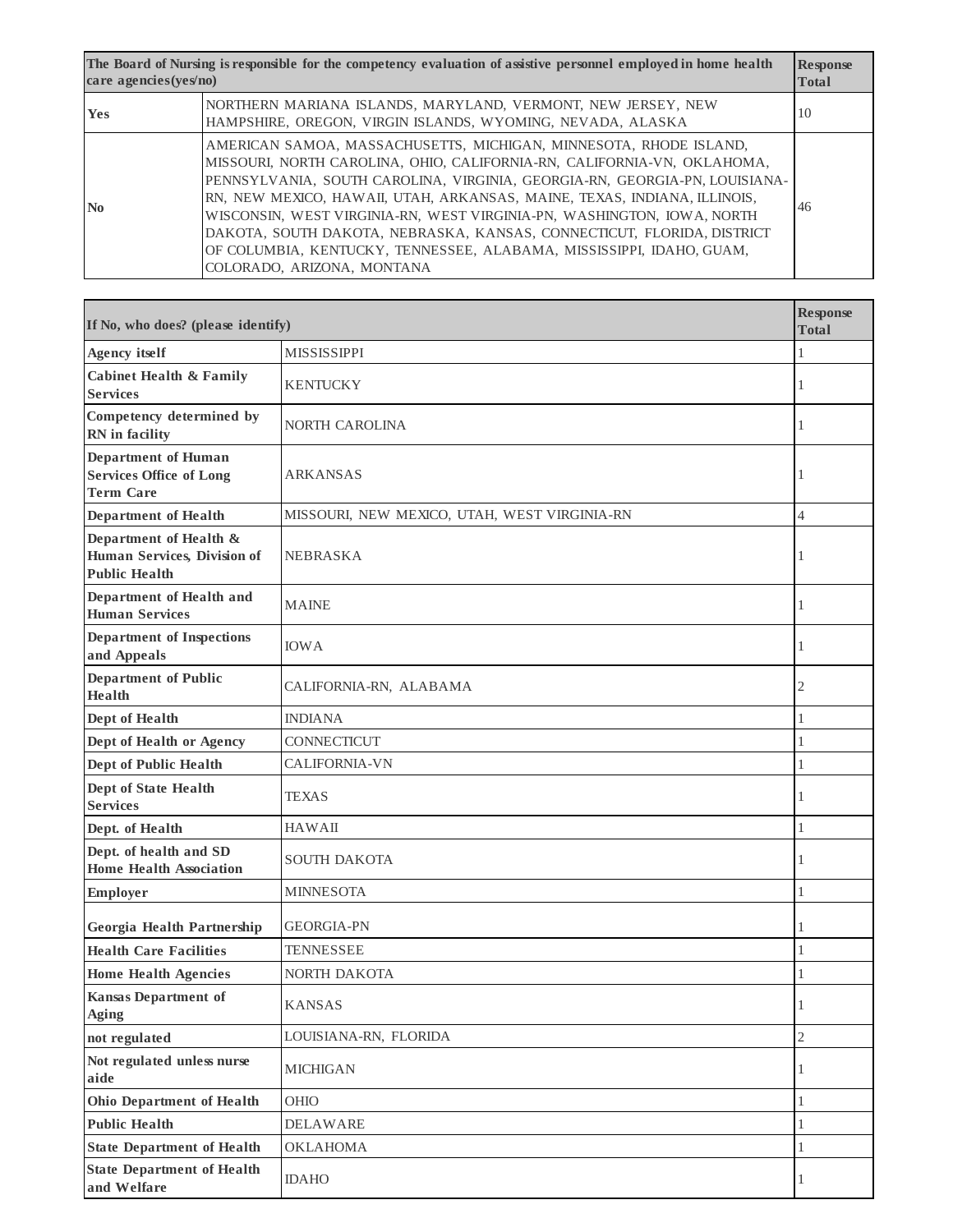| The Board of Nursing is responsible for the competency evaluation of assistive personnel employed in home health care agencies (yes/no) | | Response Total |
|---|---|---|
| Yes | NORTHERN MARIANA ISLANDS, MARYLAND, VERMONT, NEW JERSEY, NEW HAMPSHIRE, OREGON, VIRGIN ISLANDS, WYOMING, NEVADA, ALASKA | 10 |
| No | AMERICAN SAMOA, MASSACHUSETTS, MICHIGAN, MINNESOTA, RHODE ISLAND, MISSOURI, NORTH CAROLINA, OHIO, CALIFORNIA-RN, CALIFORNIA-VN, OKLAHOMA, PENNSYLVANIA, SOUTH CAROLINA, VIRGINIA, GEORGIA-RN, GEORGIA-PN, LOUISIANA-RN, NEW MEXICO, HAWAII, UTAH, ARKANSAS, MAINE, TEXAS, INDIANA, ILLINOIS, WISCONSIN, WEST VIRGINIA-RN, WEST VIRGINIA-PN, WASHINGTON, IOWA, NORTH DAKOTA, SOUTH DAKOTA, NEBRASKA, KANSAS, CONNECTICUT, FLORIDA, DISTRICT OF COLUMBIA, KENTUCKY, TENNESSEE, ALABAMA, MISSISSIPPI, IDAHO, GUAM, COLORADO, ARIZONA, MONTANA | 46 |

| If No, who does? (please identify) | | Response Total |
|---|---|---|
| Agency itself | MISSISSIPPI | 1 |
| Cabinet Health & Family Services | KENTUCKY | 1 |
| Competency determined by RN in facility | NORTH CAROLINA | 1 |
| Department of Human Services Office of Long Term Care | ARKANSAS | 1 |
| Department of Health | MISSOURI, NEW MEXICO, UTAH, WEST VIRGINIA-RN | 4 |
| Department of Health & Human Services, Division of Public Health | NEBRASKA | 1 |
| Department of Health and Human Services | MAINE | 1 |
| Department of Inspections and Appeals | IOWA | 1 |
| Department of Public Health | CALIFORNIA-RN, ALABAMA | 2 |
| Dept of Health | INDIANA | 1 |
| Dept of Health or Agency | CONNECTICUT | 1 |
| Dept of Public Health | CALIFORNIA-VN | 1 |
| Dept of State Health Services | TEXAS | 1 |
| Dept. of Health | HAWAII | 1 |
| Dept. of health and SD Home Health Association | SOUTH DAKOTA | 1 |
| Employer | MINNESOTA | 1 |
| Georgia Health Partnership | GEORGIA-PN | 1 |
| Health Care Facilities | TENNESSEE | 1 |
| Home Health Agencies | NORTH DAKOTA | 1 |
| Kansas Department of Aging | KANSAS | 1 |
| not regulated | LOUISIANA-RN, FLORIDA | 2 |
| Not regulated unless nurse aide | MICHIGAN | 1 |
| Ohio Department of Health | OHIO | 1 |
| Public Health | DELAWARE | 1 |
| State Department of Health | OKLAHOMA | 1 |
| State Department of Health and Welfare | IDAHO | 1 |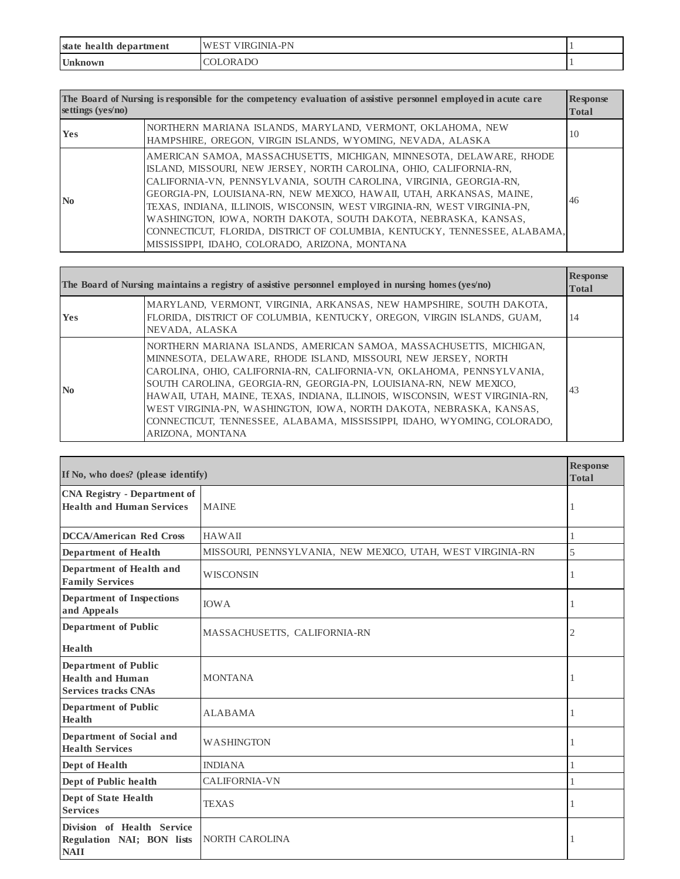| | | |
|---|---|---|
| **state health department** | WEST VIRGINIA-PN | 1 |
| **Unknown** | COLORADO | 1 |

| The Board of Nursing is responsible for the competency evaluation of assistive personnel employed in acute care settings (yes/no) | | Response Total |
|---|---|---|
| **Yes** | NORTHERN MARIANA ISLANDS, MARYLAND, VERMONT, OKLAHOMA, NEW HAMPSHIRE, OREGON, VIRGIN ISLANDS, WYOMING, NEVADA, ALASKA | 10 |
| **No** | AMERICAN SAMOA, MASSACHUSETTS, MICHIGAN, MINNESOTA, DELAWARE, RHODE ISLAND, MISSOURI, NEW JERSEY, NORTH CAROLINA, OHIO, CALIFORNIA-RN, CALIFORNIA-VN, PENNSYLVANIA, SOUTH CAROLINA, VIRGINIA, GEORGIA-RN, GEORGIA-PN, LOUISIANA-RN, NEW MEXICO, HAWAII, UTAH, ARKANSAS, MAINE, TEXAS, INDIANA, ILLINOIS, WISCONSIN, WEST VIRGINIA-RN, WEST VIRGINIA-PN, WASHINGTON, IOWA, NORTH DAKOTA, SOUTH DAKOTA, NEBRASKA, KANSAS, CONNECTICUT, FLORIDA, DISTRICT OF COLUMBIA, KENTUCKY, TENNESSEE, ALABAMA, MISSISSIPPI, IDAHO, COLORADO, ARIZONA, MONTANA | 46 |

| The Board of Nursing maintains a registry of assistive personnel employed in nursing homes (yes/no) | | Response Total |
|---|---|---|
| **Yes** | MARYLAND, VERMONT, VIRGINIA, ARKANSAS, NEW HAMPSHIRE, SOUTH DAKOTA, FLORIDA, DISTRICT OF COLUMBIA, KENTUCKY, OREGON, VIRGIN ISLANDS, GUAM, NEVADA, ALASKA | 14 |
| **No** | NORTHERN MARIANA ISLANDS, AMERICAN SAMOA, MASSACHUSETTS, MICHIGAN, MINNESOTA, DELAWARE, RHODE ISLAND, MISSOURI, NEW JERSEY, NORTH CAROLINA, OHIO, CALIFORNIA-RN, CALIFORNIA-VN, OKLAHOMA, PENNSYLVANIA, SOUTH CAROLINA, GEORGIA-RN, GEORGIA-PN, LOUISIANA-RN, NEW MEXICO, HAWAII, UTAH, MAINE, TEXAS, INDIANA, ILLINOIS, WISCONSIN, WEST VIRGINIA-RN, WEST VIRGINIA-PN, WASHINGTON, IOWA, NORTH DAKOTA, NEBRASKA, KANSAS, CONNECTICUT, TENNESSEE, ALABAMA, MISSISSIPPI, IDAHO, WYOMING, COLORADO, ARIZONA, MONTANA | 43 |

| If No, who does? (please identify) | | Response Total |
|---|---|---|
| **CNA Registry - Department of Health and Human Services** | MAINE | 1 |
| **DCCA/American Red Cross** | HAWAII | 1 |
| **Department of Health** | MISSOURI, PENNSYLVANIA, NEW MEXICO, UTAH, WEST VIRGINIA-RN | 5 |
| **Department of Health and Family Services** | WISCONSIN | 1 |
| **Department of Inspections and Appeals** | IOWA | 1 |
| **Department of Public Health** | MASSACHUSETTS, CALIFORNIA-RN | 2 |
| **Department of Public Health and Human Services tracks CNAs** | MONTANA | 1 |
| **Department of Public Health** | ALABAMA | 1 |
| **Department of Social and Health Services** | WASHINGTON | 1 |
| **Dept of Health** | INDIANA | 1 |
| **Dept of Public health** | CALIFORNIA-VN | 1 |
| **Dept of State Health Services** | TEXAS | 1 |
| **Division of Health Service Regulation NAI; BON lists NAII** | NORTH CAROLINA | 1 |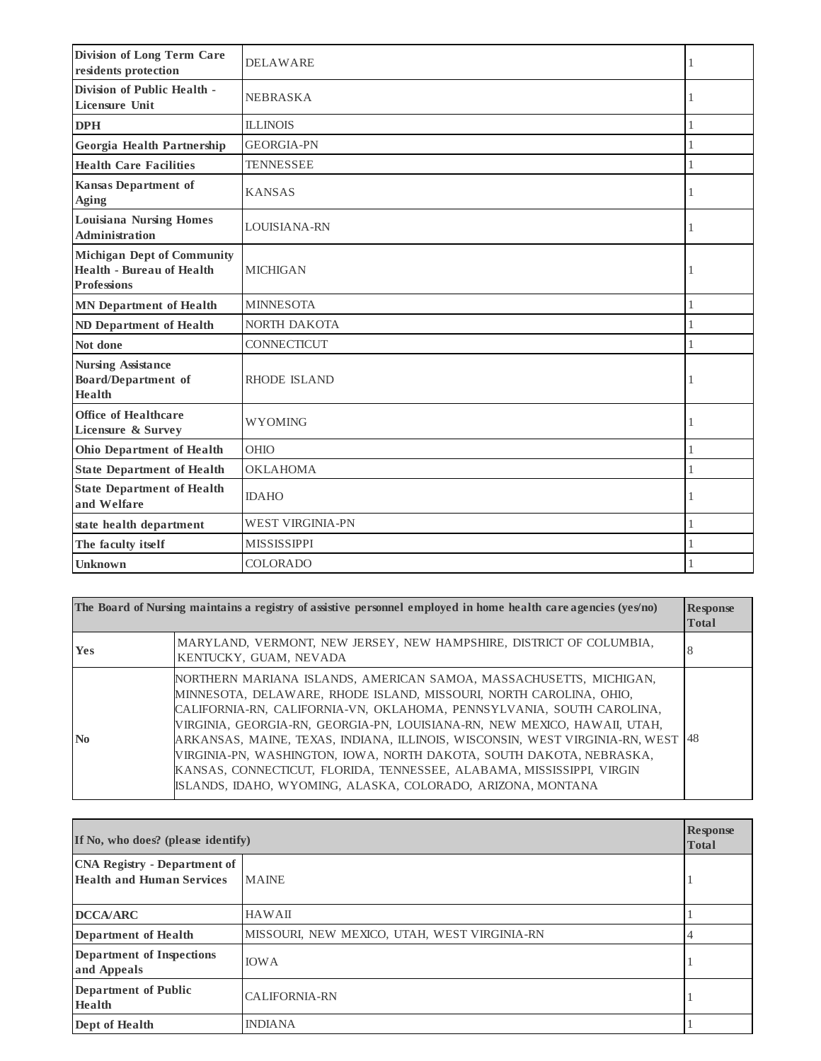| | | |
|---|---|---|
| **Division of Long Term Care residents protection** | DELAWARE | 1 |
| **Division of Public Health - Licensure Unit** | NEBRASKA | 1 |
| **DPH** | ILLINOIS | 1 |
| **Georgia Health Partnership** | GEORGIA-PN | 1 |
| **Health Care Facilities** | TENNESSEE | 1 |
| **Kansas Department of Aging** | KANSAS | 1 |
| **Louisiana Nursing Homes Administration** | LOUISIANA-RN | 1 |
| **Michigan Dept of Community Health - Bureau of Health Professions** | MICHIGAN | 1 |
| **MN Department of Health** | MINNESOTA | 1 |
| **ND Department of Health** | NORTH DAKOTA | 1 |
| **Not done** | CONNECTICUT | 1 |
| **Nursing Assistance Board/Department of Health** | RHODE ISLAND | 1 |
| **Office of Healthcare Licensure & Survey** | WYOMING | 1 |
| **Ohio Department of Health** | OHIO | 1 |
| **State Department of Health** | OKLAHOMA | 1 |
| **State Department of Health and Welfare** | IDAHO | 1 |
| **state health department** | WEST VIRGINIA-PN | 1 |
| **The faculty itself** | MISSISSIPPI | 1 |
| **Unknown** | COLORADO | 1 |

| The Board of Nursing maintains a registry of assistive personnel employed in home health care agencies (yes/no) | | Response Total |
|---|---|---|
| **Yes** | MARYLAND, VERMONT, NEW JERSEY, NEW HAMPSHIRE, DISTRICT OF COLUMBIA, KENTUCKY, GUAM, NEVADA | 8 |
| **No** | NORTHERN MARIANA ISLANDS, AMERICAN SAMOA, MASSACHUSETTS, MICHIGAN, MINNESOTA, DELAWARE, RHODE ISLAND, MISSOURI, NORTH CAROLINA, OHIO, CALIFORNIA-RN, CALIFORNIA-VN, OKLAHOMA, PENNSYLVANIA, SOUTH CAROLINA, VIRGINIA, GEORGIA-RN, GEORGIA-PN, LOUISIANA-RN, NEW MEXICO, HAWAII, UTAH, ARKANSAS, MAINE, TEXAS, INDIANA, ILLINOIS, WISCONSIN, WEST VIRGINIA-RN, WEST VIRGINIA-PN, WASHINGTON, IOWA, NORTH DAKOTA, SOUTH DAKOTA, NEBRASKA, KANSAS, CONNECTICUT, FLORIDA, TENNESSEE, ALABAMA, MISSISSIPPI, VIRGIN ISLANDS, IDAHO, WYOMING, ALASKA, COLORADO, ARIZONA, MONTANA | 48 |

| If No, who does? (please identify) | | Response Total |
|---|---|---|
| **CNA Registry - Department of Health and Human Services** | MAINE | 1 |
| **DCCA/ARC** | HAWAII | 1 |
| **Department of Health** | MISSOURI, NEW MEXICO, UTAH, WEST VIRGINIA-RN | 4 |
| **Department of Inspections and Appeals** | IOWA | 1 |
| **Department of Public Health** | CALIFORNIA-RN | 1 |
| **Dept of Health** | INDIANA | 1 |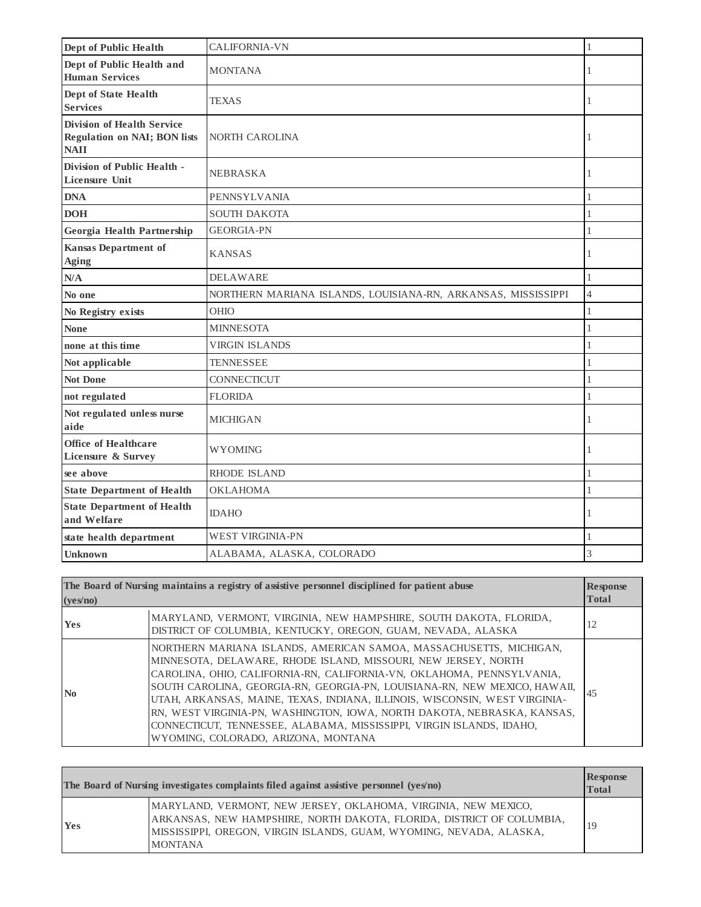| | | |
|---|---|---|
| **Dept of Public Health** | CALIFORNIA-VN | 1 |
| **Dept of Public Health and Human Services** | MONTANA | 1 |
| **Dept of State Health Services** | TEXAS | 1 |
| **Division of Health Service Regulation on NAI; BON lists NAII** | NORTH CAROLINA | 1 |
| **Division of Public Health - Licensure Unit** | NEBRASKA | 1 |
| **DNA** | PENNSYLVANIA | 1 |
| **DOH** | SOUTH DAKOTA | 1 |
| **Georgia Health Partnership** | GEORGIA-PN | 1 |
| **Kansas Department of Aging** | KANSAS | 1 |
| **N/A** | DELAWARE | 1 |
| **No one** | NORTHERN MARIANA ISLANDS, LOUISIANA-RN, ARKANSAS, MISSISSIPPI | 4 |
| **No Registry exists** | OHIO | 1 |
| **None** | MINNESOTA | 1 |
| **none at this time** | VIRGIN ISLANDS | 1 |
| **Not applicable** | TENNESSEE | 1 |
| **Not Done** | CONNECTICUT | 1 |
| **not regulated** | FLORIDA | 1 |
| **Not regulated unless nurse aide** | MICHIGAN | 1 |
| **Office of Healthcare Licensure & Survey** | WYOMING | 1 |
| **see above** | RHODE ISLAND | 1 |
| **State Department of Health** | OKLAHOMA | 1 |
| **State Department of Health and Welfare** | IDAHO | 1 |
| **state health department** | WEST VIRGINIA-PN | 1 |
| **Unknown** | ALABAMA, ALASKA, COLORADO | 3 |

| The Board of Nursing maintains a registry of assistive personnel disciplined for patient abuse (yes/no) | | Response Total |
|---|---|---|
| **Yes** | MARYLAND, VERMONT, VIRGINIA, NEW HAMPSHIRE, SOUTH DAKOTA, FLORIDA, DISTRICT OF COLUMBIA, KENTUCKY, OREGON, GUAM, NEVADA, ALASKA | 12 |
| **No** | NORTHERN MARIANA ISLANDS, AMERICAN SAMOA, MASSACHUSETTS, MICHIGAN, MINNESOTA, DELAWARE, RHODE ISLAND, MISSOURI, NEW JERSEY, NORTH CAROLINA, OHIO, CALIFORNIA-RN, CALIFORNIA-VN, OKLAHOMA, PENNSYLVANIA, SOUTH CAROLINA, GEORGIA-RN, GEORGIA-PN, LOUISIANA-RN, NEW MEXICO, HAWAII, UTAH, ARKANSAS, MAINE, TEXAS, INDIANA, ILLINOIS, WISCONSIN, WEST VIRGINIA-RN, WEST VIRGINIA-PN, WASHINGTON, IOWA, NORTH DAKOTA, NEBRASKA, KANSAS, CONNECTICUT, TENNESSEE, ALABAMA, MISSISSIPPI, VIRGIN ISLANDS, IDAHO, WYOMING, COLORADO, ARIZONA, MONTANA | 45 |

| The Board of Nursing investigates complaints filed against assistive personnel (yes/no) | | Response Total |
|---|---|---|
| **Yes** | MARYLAND, VERMONT, NEW JERSEY, OKLAHOMA, VIRGINIA, NEW MEXICO, ARKANSAS, NEW HAMPSHIRE, NORTH DAKOTA, FLORIDA, DISTRICT OF COLUMBIA, MISSISSIPPI, OREGON, VIRGIN ISLANDS, GUAM, WYOMING, NEVADA, ALASKA, MONTANA | 19 |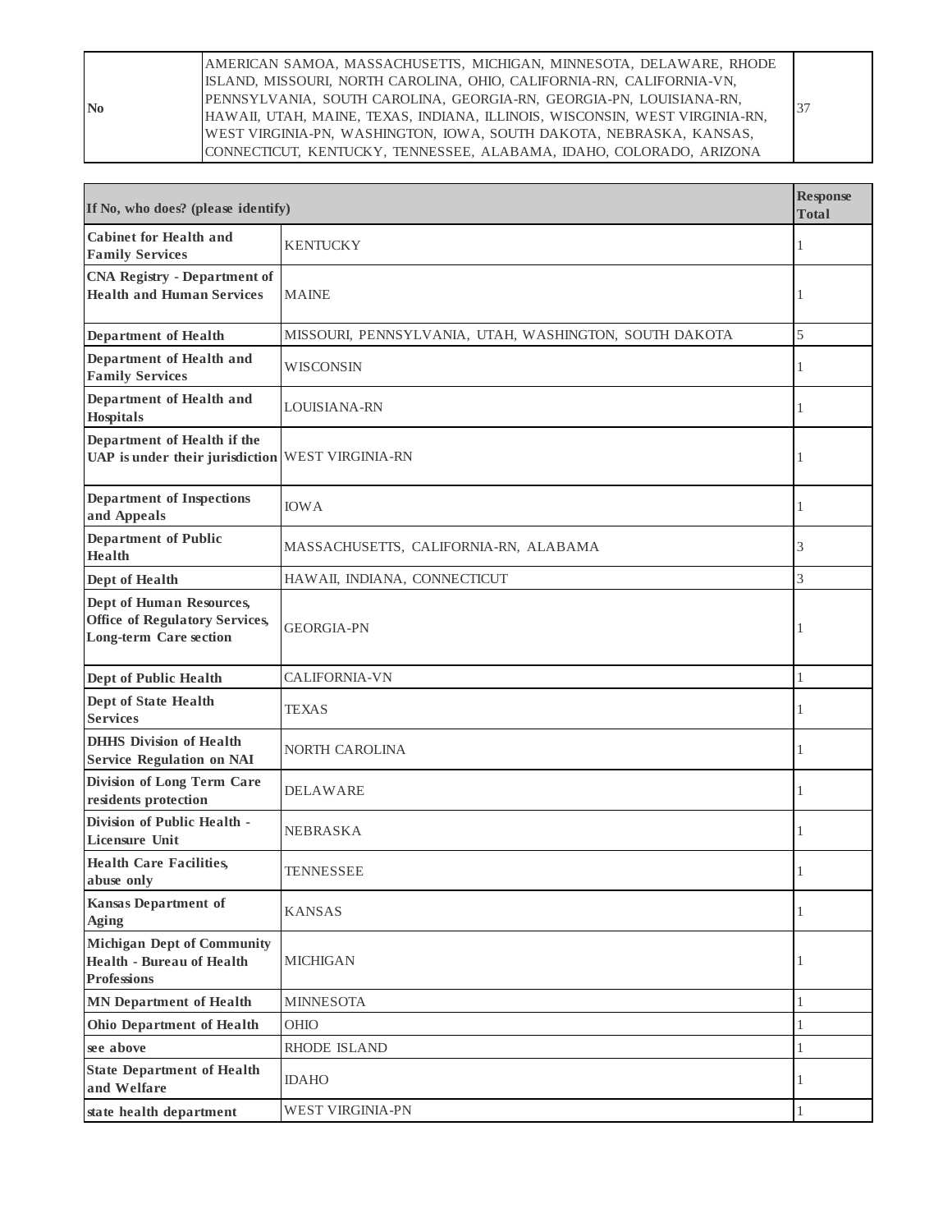| | | |
|---|---|---|
| **No** | AMERICAN SAMOA, MASSACHUSETTS, MICHIGAN, MINNESOTA, DELAWARE, RHODE ISLAND, MISSOURI, NORTH CAROLINA, OHIO, CALIFORNIA-RN, CALIFORNIA-VN, PENNSYLVANIA, SOUTH CAROLINA, GEORGIA-RN, GEORGIA-PN, LOUISIANA-RN, HAWAII, UTAH, MAINE, TEXAS, INDIANA, ILLINOIS, WISCONSIN, WEST VIRGINIA-RN, WEST VIRGINIA-PN, WASHINGTON, IOWA, SOUTH DAKOTA, NEBRASKA, KANSAS, CONNECTICUT, KENTUCKY, TENNESSEE, ALABAMA, IDAHO, COLORADO, ARIZONA | 37 |

| If No, who does? (please identify) | | Response Total |
|---|---|---|
| **Cabinet for Health and Family Services** | KENTUCKY | 1 |
| **CNA Registry - Department of Health and Human Services** | MAINE | 1 |
| **Department of Health** | MISSOURI, PENNSYLVANIA, UTAH, WASHINGTON, SOUTH DAKOTA | 5 |
| **Department of Health and Family Services** | WISCONSIN | 1 |
| **Department of Health and Hospitals** | LOUISIANA-RN | 1 |
| **Department of Health if the UAP is under their jurisdiction** | WEST VIRGINIA-RN | 1 |
| **Department of Inspections and Appeals** | IOWA | 1 |
| **Department of Public Health** | MASSACHUSETTS, CALIFORNIA-RN, ALABAMA | 3 |
| **Dept of Health** | HAWAII, INDIANA, CONNECTICUT | 3 |
| **Dept of Human Resources, Office of Regulatory Services, Long-term Care section** | GEORGIA-PN | 1 |
| **Dept of Public Health** | CALIFORNIA-VN | 1 |
| **Dept of State Health Services** | TEXAS | 1 |
| **DHHS Division of Health Service Regulation on NAI** | NORTH CAROLINA | 1 |
| **Division of Long Term Care residents protection** | DELAWARE | 1 |
| **Division of Public Health - Licensure Unit** | NEBRASKA | 1 |
| **Health Care Facilities, abuse only** | TENNESSEE | 1 |
| **Kansas Department of Aging** | KANSAS | 1 |
| **Michigan Dept of Community Health - Bureau of Health Professions** | MICHIGAN | 1 |
| **MN Department of Health** | MINNESOTA | 1 |
| **Ohio Department of Health** | OHIO | 1 |
| **see above** | RHODE ISLAND | 1 |
| **State Department of Health and Welfare** | IDAHO | 1 |
| **state health department** | WEST VIRGINIA-PN | 1 |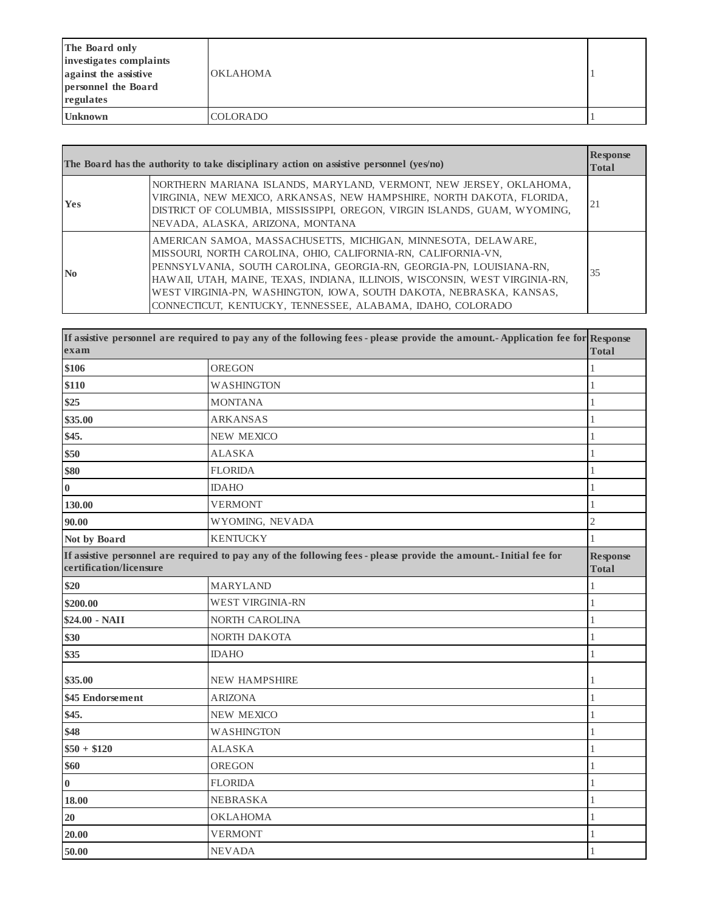| | | |
|---|---|---|
| **The Board only investigates complaints against the assistive personnel the Board regulates** | OKLAHOMA | 1 |
| **Unknown** | COLORADO | 1 |

| The Board has the authority to take disciplinary action on assistive personnel (yes/no) | | Response Total |
|---|---|---|
| **Yes** | NORTHERN MARIANA ISLANDS, MARYLAND, VERMONT, NEW JERSEY, OKLAHOMA, VIRGINIA, NEW MEXICO, ARKANSAS, NEW HAMPSHIRE, NORTH DAKOTA, FLORIDA, DISTRICT OF COLUMBIA, MISSISSIPPI, OREGON, VIRGIN ISLANDS, GUAM, WYOMING, NEVADA, ALASKA, ARIZONA, MONTANA | 21 |
| **No** | AMERICAN SAMOA, MASSACHUSETTS, MICHIGAN, MINNESOTA, DELAWARE, MISSOURI, NORTH CAROLINA, OHIO, CALIFORNIA-RN, CALIFORNIA-VN, PENNSYLVANIA, SOUTH CAROLINA, GEORGIA-RN, GEORGIA-PN, LOUISIANA-RN, HAWAII, UTAH, MAINE, TEXAS, INDIANA, ILLINOIS, WISCONSIN, WEST VIRGINIA-RN, WEST VIRGINIA-PN, WASHINGTON, IOWA, SOUTH DAKOTA, NEBRASKA, KANSAS, CONNECTICUT, KENTUCKY, TENNESSEE, ALABAMA, IDAHO, COLORADO | 35 |

| If assistive personnel are required to pay any of the following fees - please provide the amount.- Application fee for exam | | Response Total |
|---|---|---|
| **$106** | OREGON | 1 |
| **$110** | WASHINGTON | 1 |
| **$25** | MONTANA | 1 |
| **$35.00** | ARKANSAS | 1 |
| **$45.** | NEW MEXICO | 1 |
| **$50** | ALASKA | 1 |
| **$80** | FLORIDA | 1 |
| **0** | IDAHO | 1 |
| **130.00** | VERMONT | 1 |
| **90.00** | WYOMING, NEVADA | 2 |
| **Not by Board** | KENTUCKY | 1 |
| **If assistive personnel are required to pay any of the following fees - please provide the amount.- Initial fee for certification/licensure** | | **Response Total** |
| **$20** | MARYLAND | 1 |
| **$200.00** | WEST VIRGINIA-RN | 1 |
| **$24.00 - NAII** | NORTH CAROLINA | 1 |
| **$30** | NORTH DAKOTA | 1 |
| **$35** | IDAHO | 1 |
| **$35.00** | NEW HAMPSHIRE | 1 |
| **$45 Endorsement** | ARIZONA | 1 |
| **$45.** | NEW MEXICO | 1 |
| **$48** | WASHINGTON | 1 |
| **$50 + $120** | ALASKA | 1 |
| **$60** | OREGON | 1 |
| **0** | FLORIDA | 1 |
| **18.00** | NEBRASKA | 1 |
| **20** | OKLAHOMA | 1 |
| **20.00** | VERMONT | 1 |
| **50.00** | NEVADA | 1 |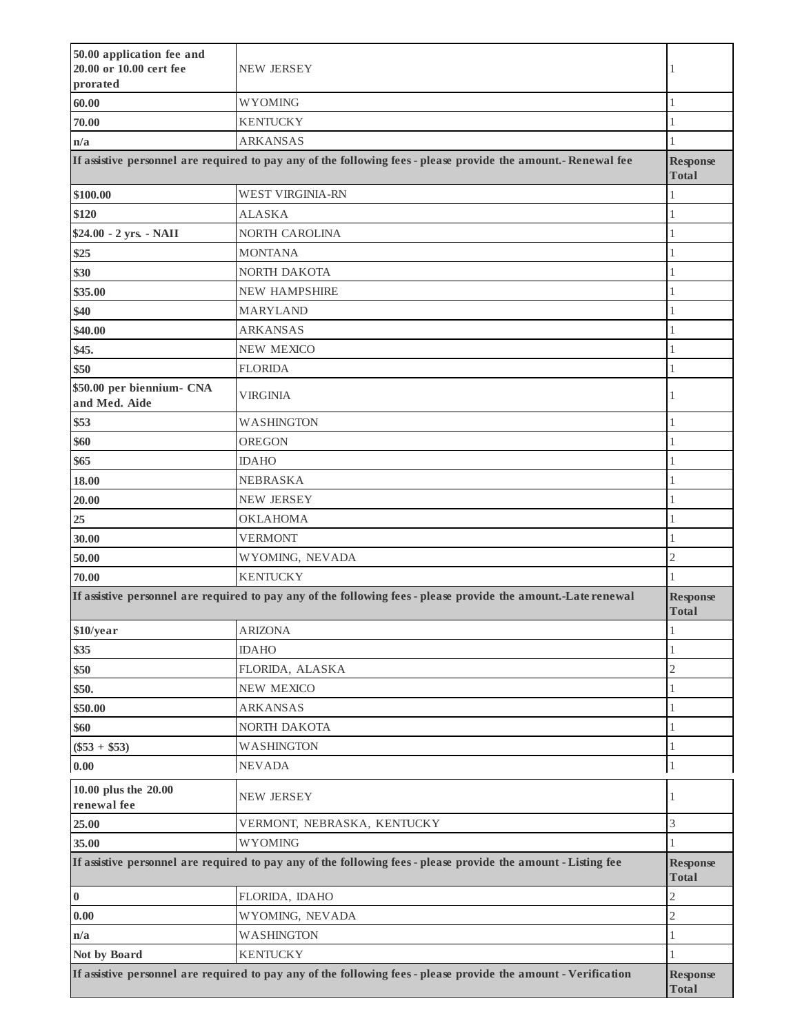| | | |
|---|---|---|
| **50.00 application fee and 20.00 or 10.00 cert fee prorated** | NEW JERSEY | 1 |
| **60.00** | WYOMING | 1 |
| **70.00** | KENTUCKY | 1 |
| **n/a** | ARKANSAS | 1 |
| **If assistive personnel are required to pay any of the following fees - please provide the amount.- Renewal fee** | | **Response Total** |
| **$100.00** | WEST VIRGINIA-RN | 1 |
| **$120** | ALASKA | 1 |
| **$24.00 - 2 yrs. - NAII** | NORTH CAROLINA | 1 |
| **$25** | MONTANA | 1 |
| **$30** | NORTH DAKOTA | 1 |
| **$35.00** | NEW HAMPSHIRE | 1 |
| **$40** | MARYLAND | 1 |
| **$40.00** | ARKANSAS | 1 |
| **$45.** | NEW MEXICO | 1 |
| **$50** | FLORIDA | 1 |
| **$50.00 per biennium- CNA and Med. Aide** | VIRGINIA | 1 |
| **$53** | WASHINGTON | 1 |
| **$60** | OREGON | 1 |
| **$65** | IDAHO | 1 |
| **18.00** | NEBRASKA | 1 |
| **20.00** | NEW JERSEY | 1 |
| **25** | OKLAHOMA | 1 |
| **30.00** | VERMONT | 1 |
| **50.00** | WYOMING, NEVADA | 2 |
| **70.00** | KENTUCKY | 1 |
| **If assistive personnel are required to pay any of the following fees - please provide the amount.-Late renewal** | | **Response Total** |
| **$10/year** | ARIZONA | 1 |
| **$35** | IDAHO | 1 |
| **$50** | FLORIDA, ALASKA | 2 |
| **$50.** | NEW MEXICO | 1 |
| **$50.00** | ARKANSAS | 1 |
| **$60** | NORTH DAKOTA | 1 |
| **($53 + $53)** | WASHINGTON | 1 |
| **0.00** | NEVADA | 1 |
| **10.00 plus the 20.00 renewal fee** | NEW JERSEY | 1 |
| **25.00** | VERMONT, NEBRASKA, KENTUCKY | 3 |
| **35.00** | WYOMING | 1 |
| **If assistive personnel are required to pay any of the following fees - please provide the amount - Listing fee** | | **Response Total** |
| **0** | FLORIDA, IDAHO | 2 |
| **0.00** | WYOMING, NEVADA | 2 |
| **n/a** | WASHINGTON | 1 |
| **Not by Board** | KENTUCKY | 1 |
| **If assistive personnel are required to pay any of the following fees - please provide the amount - Verification** | | **Response Total** |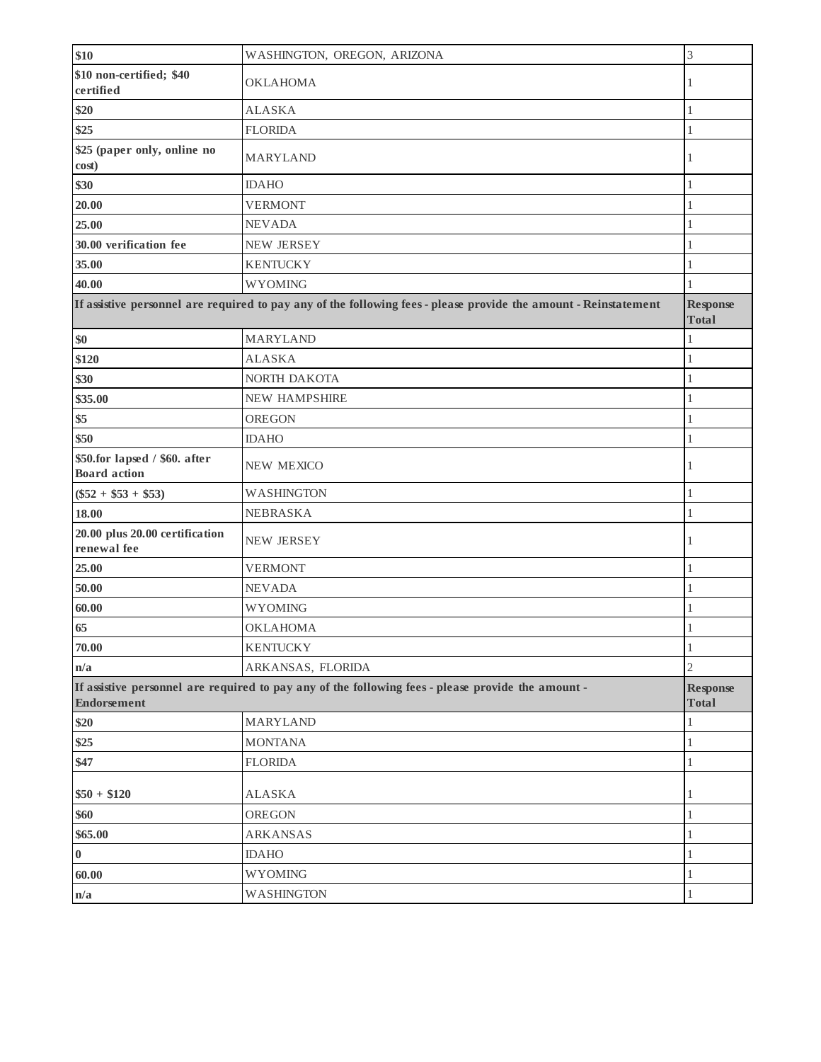| | | |
|---|---|---|
| **$10** | WASHINGTON, OREGON, ARIZONA | 3 |
| **$10 non-certified; $40 certified** | OKLAHOMA | 1 |
| **$20** | ALASKA | 1 |
| **$25** | FLORIDA | 1 |
| **$25 (paper only, online no cost)** | MARYLAND | 1 |
| **$30** | IDAHO | 1 |
| **20.00** | VERMONT | 1 |
| **25.00** | NEVADA | 1 |
| **30.00 verification fee** | NEW JERSEY | 1 |
| **35.00** | KENTUCKY | 1 |
| **40.00** | WYOMING | 1 |
| **If assistive personnel are required to pay any of the following fees - please provide the amount - Reinstatement** | | **Response Total** |
| **$0** | MARYLAND | 1 |
| **$120** | ALASKA | 1 |
| **$30** | NORTH DAKOTA | 1 |
| **$35.00** | NEW HAMPSHIRE | 1 |
| **$5** | OREGON | 1 |
| **$50** | IDAHO | 1 |
| **$50.for lapsed / $60. after Board action** | NEW MEXICO | 1 |
| **($52 + $53 + $53)** | WASHINGTON | 1 |
| **18.00** | NEBRASKA | 1 |
| **20.00 plus 20.00 certification renewal fee** | NEW JERSEY | 1 |
| **25.00** | VERMONT | 1 |
| **50.00** | NEVADA | 1 |
| **60.00** | WYOMING | 1 |
| **65** | OKLAHOMA | 1 |
| **70.00** | KENTUCKY | 1 |
| **n/a** | ARKANSAS, FLORIDA | 2 |
| **If assistive personnel are required to pay any of the following fees - please provide the amount - Endorsement** | | **Response Total** |
| **$20** | MARYLAND | 1 |
| **$25** | MONTANA | 1 |
| **$47** | FLORIDA | 1 |
| **$50 + $120** | ALASKA | 1 |
| **$60** | OREGON | 1 |
| **$65.00** | ARKANSAS | 1 |
| **0** | IDAHO | 1 |
| **60.00** | WYOMING | 1 |
| **n/a** | WASHINGTON | 1 |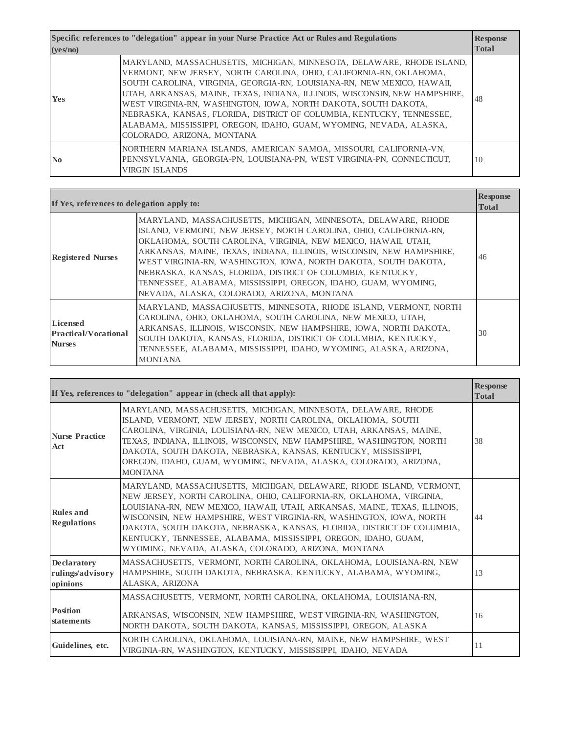| Specific references to "delegation" appear in your Nurse Practice Act or Rules and Regulations (yes/no) | | Response Total |
|---|---|---|
| Yes | MARYLAND, MASSACHUSETTS, MICHIGAN, MINNESOTA, DELAWARE, RHODE ISLAND, VERMONT, NEW JERSEY, NORTH CAROLINA, CALIFORNIA-RN, OKLAHOMA, SOUTH CAROLINA, VIRGINIA, GEORGIA-RN, LOUISIANA-RN, NEW MEXICO, HAWAII, UTAH, ARKANSAS, MAINE, TEXAS, INDIANA, ILLINOIS, WISCONSIN, NEW HAMPSHIRE, WEST VIRGINIA-RN, WASHINGTON, IOWA, NORTH DAKOTA, SOUTH DAKOTA, NEBRASKA, KANSAS, FLORIDA, DISTRICT OF COLUMBIA, KENTUCKY, TENNESSEE, ALABAMA, MISSISSIPPI, OREGON, IDAHO, GUAM, WYOMING, NEVADA, ALASKA, COLORADO, ARIZONA, MONTANA | 48 |
| No | NORTHERN MARIANA ISLANDS, AMERICAN SAMOA, MISSOURI, CALIFORNIA-VN, PENNSYLVANIA, GEORGIA-PN, LOUISIANA-PN, WEST VIRGINIA-PN, CONNECTICUT, VIRGIN ISLANDS | 10 |

| If Yes, references to delegation apply to: | | Response Total |
|---|---|---|
| Registered Nurses | MARYLAND, MASSACHUSETTS, MICHIGAN, MINNESOTA, DELAWARE, RHODE ISLAND, VERMONT, NEW JERSEY, NORTH CAROLINA, OHIO, CALIFORNIA-RN, OKLAHOMA, SOUTH CAROLINA, VIRGINIA, NEW MEXICO, HAWAII, UTAH, ARKANSAS, MAINE, TEXAS, INDIANA, ILLINOIS, WISCONSIN, NEW HAMPSHIRE, WEST VIRGINIA-RN, WASHINGTON, IOWA, NORTH DAKOTA, SOUTH DAKOTA, NEBRASKA, KANSAS, FLORIDA, DISTRICT OF COLUMBIA, KENTUCKY, TENNESSEE, ALABAMA, MISSISSIPPI, OREGON, IDAHO, GUAM, WYOMING, NEVADA, ALASKA, COLORADO, ARIZONA, MONTANA | 46 |
| Licensed Practical/Vocational Nurses | MARYLAND, MASSACHUSETTS, MINNESOTA, RHODE ISLAND, VERMONT, NORTH CAROLINA, OHIO, OKLAHOMA, SOUTH CAROLINA, NEW MEXICO, UTAH, ARKANSAS, ILLINOIS, WISCONSIN, NEW HAMPSHIRE, IOWA, NORTH DAKOTA, SOUTH DAKOTA, KANSAS, FLORIDA, DISTRICT OF COLUMBIA, KENTUCKY, TENNESSEE, ALABAMA, MISSISSIPPI, IDAHO, WYOMING, ALASKA, ARIZONA, MONTANA | 30 |

| If Yes, references to "delegation" appear in (check all that apply): | | Response Total |
|---|---|---|
| Nurse Practice Act | MARYLAND, MASSACHUSETTS, MICHIGAN, MINNESOTA, DELAWARE, RHODE ISLAND, VERMONT, NEW JERSEY, NORTH CAROLINA, OKLAHOMA, SOUTH CAROLINA, VIRGINIA, LOUISIANA-RN, NEW MEXICO, UTAH, ARKANSAS, MAINE, TEXAS, INDIANA, ILLINOIS, WISCONSIN, NEW HAMPSHIRE, WASHINGTON, NORTH DAKOTA, SOUTH DAKOTA, NEBRASKA, KANSAS, KENTUCKY, MISSISSIPPI, OREGON, IDAHO, GUAM, WYOMING, NEVADA, ALASKA, COLORADO, ARIZONA, MONTANA | 38 |
| Rules and Regulations | MARYLAND, MASSACHUSETTS, MICHIGAN, DELAWARE, RHODE ISLAND, VERMONT, NEW JERSEY, NORTH CAROLINA, OHIO, CALIFORNIA-RN, OKLAHOMA, VIRGINIA, LOUISIANA-RN, NEW MEXICO, HAWAII, UTAH, ARKANSAS, MAINE, TEXAS, ILLINOIS, WISCONSIN, NEW HAMPSHIRE, WEST VIRGINIA-RN, WASHINGTON, IOWA, NORTH DAKOTA, SOUTH DAKOTA, NEBRASKA, KANSAS, FLORIDA, DISTRICT OF COLUMBIA, KENTUCKY, TENNESSEE, ALABAMA, MISSISSIPPI, OREGON, IDAHO, GUAM, WYOMING, NEVADA, ALASKA, COLORADO, ARIZONA, MONTANA | 44 |
| Declaratory rulings/advisory opinions | MASSACHUSETTS, VERMONT, NORTH CAROLINA, OKLAHOMA, LOUISIANA-RN, NEW HAMPSHIRE, SOUTH DAKOTA, NEBRASKA, KENTUCKY, ALABAMA, WYOMING, ALASKA, ARIZONA | 13 |
| Position statements | MASSACHUSETTS, VERMONT, NORTH CAROLINA, OKLAHOMA, LOUISIANA-RN, ARKANSAS, WISCONSIN, NEW HAMPSHIRE, WEST VIRGINIA-RN, WASHINGTON, NORTH DAKOTA, SOUTH DAKOTA, KANSAS, MISSISSIPPI, OREGON, ALASKA | 16 |
| Guidelines, etc. | NORTH CAROLINA, OKLAHOMA, LOUISIANA-RN, MAINE, NEW HAMPSHIRE, WEST VIRGINIA-RN, WASHINGTON, KENTUCKY, MISSISSIPPI, IDAHO, NEVADA | 11 |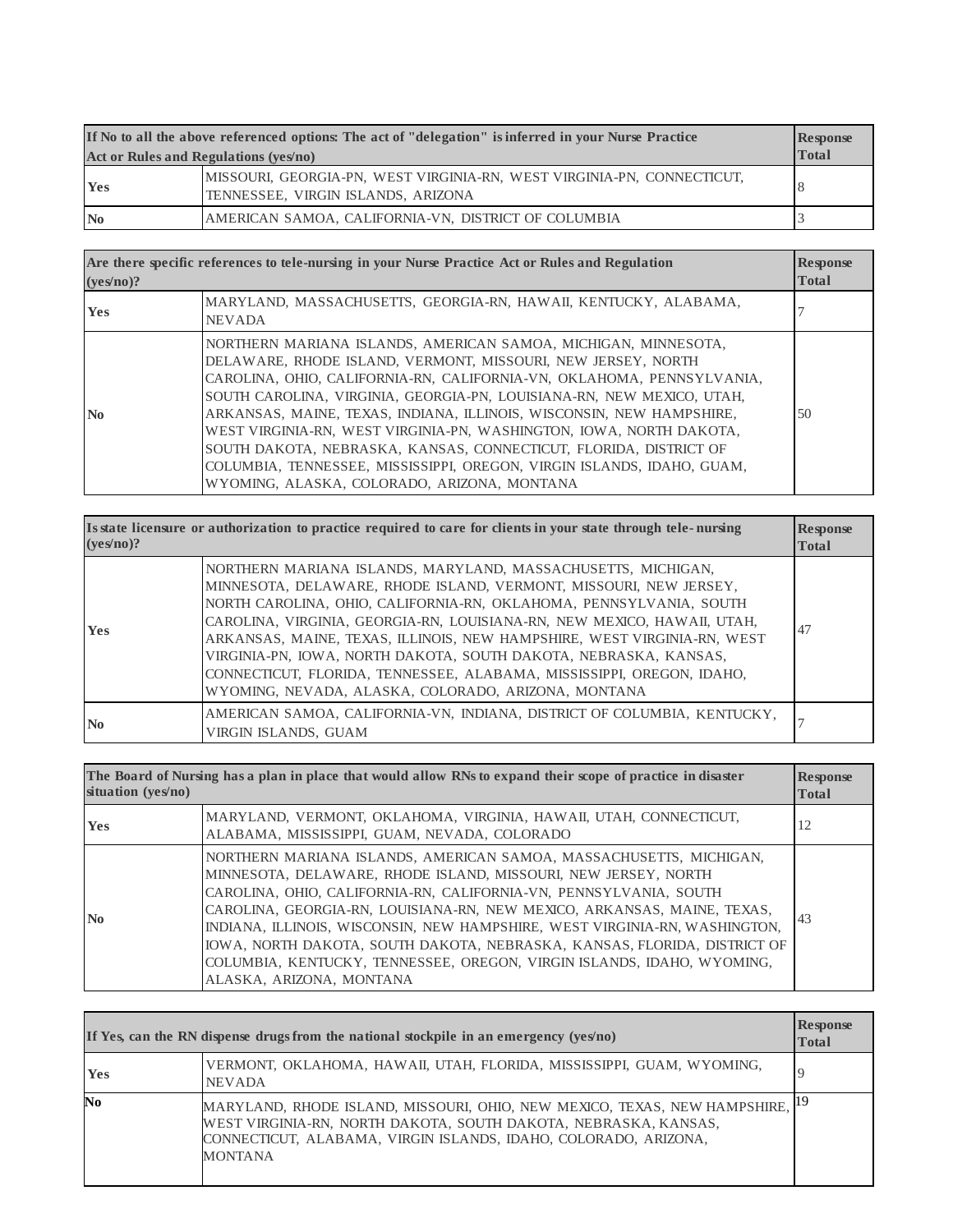| If No to all the above referenced options: The act of "delegation" is inferred in your Nurse Practice Act or Rules and Regulations (yes/no) | | Response Total |
|---|---|---|
| Yes | MISSOURI, GEORGIA-PN, WEST VIRGINIA-RN, WEST VIRGINIA-PN, CONNECTICUT, TENNESSEE, VIRGIN ISLANDS, ARIZONA | 8 |
| No | AMERICAN SAMOA, CALIFORNIA-VN, DISTRICT OF COLUMBIA | 3 |

| Are there specific references to tele-nursing in your Nurse Practice Act or Rules and Regulation (yes/no)? | | Response Total |
|---|---|---|
| Yes | MARYLAND, MASSACHUSETTS, GEORGIA-RN, HAWAII, KENTUCKY, ALABAMA, NEVADA | 7 |
| No | NORTHERN MARIANA ISLANDS, AMERICAN SAMOA, MICHIGAN, MINNESOTA, DELAWARE, RHODE ISLAND, VERMONT, MISSOURI, NEW JERSEY, NORTH CAROLINA, OHIO, CALIFORNIA-RN, CALIFORNIA-VN, OKLAHOMA, PENNSYLVANIA, SOUTH CAROLINA, VIRGINIA, GEORGIA-PN, LOUISIANA-RN, NEW MEXICO, UTAH, ARKANSAS, MAINE, TEXAS, INDIANA, ILLINOIS, WISCONSIN, NEW HAMPSHIRE, WEST VIRGINIA-RN, WEST VIRGINIA-PN, WASHINGTON, IOWA, NORTH DAKOTA, SOUTH DAKOTA, NEBRASKA, KANSAS, CONNECTICUT, FLORIDA, DISTRICT OF COLUMBIA, TENNESSEE, MISSISSIPPI, OREGON, VIRGIN ISLANDS, IDAHO, GUAM, WYOMING, ALASKA, COLORADO, ARIZONA, MONTANA | 50 |

| Is state licensure or authorization to practice required to care for clients in your state through tele- nursing (yes/no)? | | Response Total |
|---|---|---|
| Yes | NORTHERN MARIANA ISLANDS, MARYLAND, MASSACHUSETTS, MICHIGAN, MINNESOTA, DELAWARE, RHODE ISLAND, VERMONT, MISSOURI, NEW JERSEY, NORTH CAROLINA, OHIO, CALIFORNIA-RN, OKLAHOMA, PENNSYLVANIA, SOUTH CAROLINA, VIRGINIA, GEORGIA-RN, LOUISIANA-RN, NEW MEXICO, HAWAII, UTAH, ARKANSAS, MAINE, TEXAS, ILLINOIS, NEW HAMPSHIRE, WEST VIRGINIA-RN, WEST VIRGINIA-PN, IOWA, NORTH DAKOTA, SOUTH DAKOTA, NEBRASKA, KANSAS, CONNECTICUT, FLORIDA, TENNESSEE, ALABAMA, MISSISSIPPI, OREGON, IDAHO, WYOMING, NEVADA, ALASKA, COLORADO, ARIZONA, MONTANA | 47 |
| No | AMERICAN SAMOA, CALIFORNIA-VN, INDIANA, DISTRICT OF COLUMBIA, KENTUCKY, VIRGIN ISLANDS, GUAM | 7 |

| The Board of Nursing has a plan in place that would allow RNs to expand their scope of practice in disaster situation (yes/no) | | Response Total |
|---|---|---|
| Yes | MARYLAND, VERMONT, OKLAHOMA, VIRGINIA, HAWAII, UTAH, CONNECTICUT, ALABAMA, MISSISSIPPI, GUAM, NEVADA, COLORADO | 12 |
| No | NORTHERN MARIANA ISLANDS, AMERICAN SAMOA, MASSACHUSETTS, MICHIGAN, MINNESOTA, DELAWARE, RHODE ISLAND, MISSOURI, NEW JERSEY, NORTH CAROLINA, OHIO, CALIFORNIA-RN, CALIFORNIA-VN, PENNSYLVANIA, SOUTH CAROLINA, GEORGIA-RN, LOUISIANA-RN, NEW MEXICO, ARKANSAS, MAINE, TEXAS, INDIANA, ILLINOIS, WISCONSIN, NEW HAMPSHIRE, WEST VIRGINIA-RN, WASHINGTON, IOWA, NORTH DAKOTA, SOUTH DAKOTA, NEBRASKA, KANSAS, FLORIDA, DISTRICT OF COLUMBIA, KENTUCKY, TENNESSEE, OREGON, VIRGIN ISLANDS, IDAHO, WYOMING, ALASKA, ARIZONA, MONTANA | 43 |

| If Yes, can the RN dispense drugs from the national stockpile in an emergency (yes/no) | | Response Total |
|---|---|---|
| Yes | VERMONT, OKLAHOMA, HAWAII, UTAH, FLORIDA, MISSISSIPPI, GUAM, WYOMING, NEVADA | 9 |
| No | MARYLAND, RHODE ISLAND, MISSOURI, OHIO, NEW MEXICO, TEXAS, NEW HAMPSHIRE, WEST VIRGINIA-RN, NORTH DAKOTA, SOUTH DAKOTA, NEBRASKA, KANSAS, CONNECTICUT, ALABAMA, VIRGIN ISLANDS, IDAHO, COLORADO, ARIZONA, MONTANA | 19 |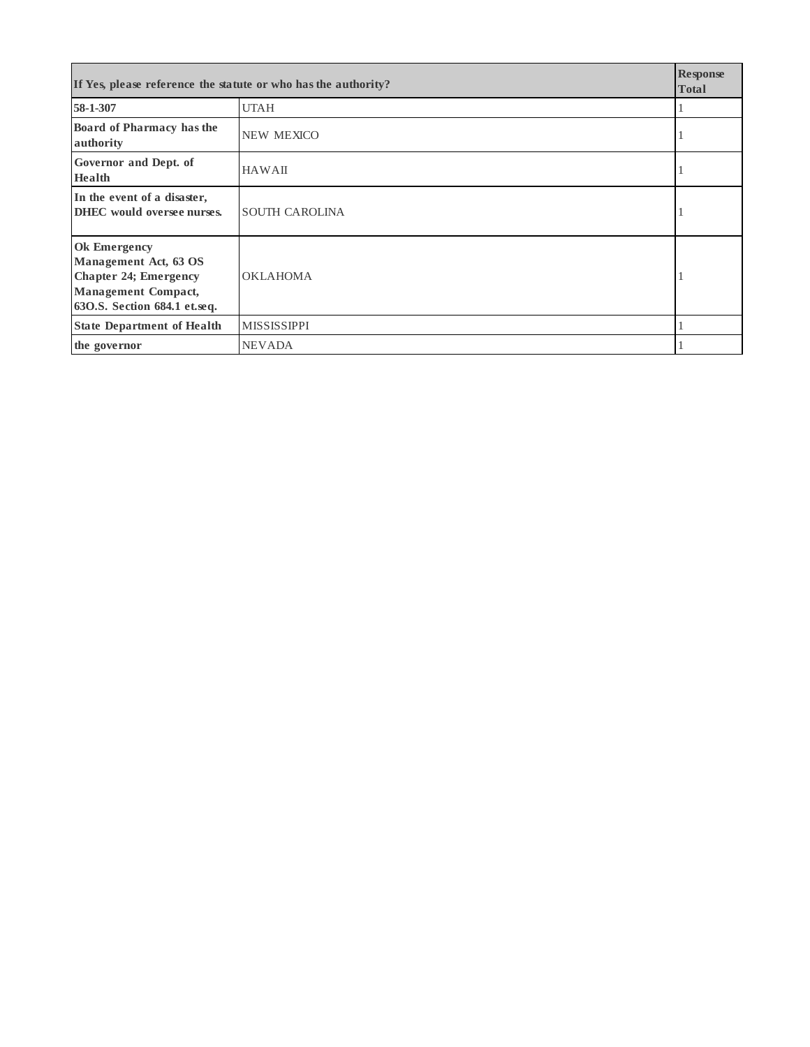| If Yes, please reference the statute or who has the authority? | | Response Total |
|---|---|---|
| **58-1-307** | UTAH | 1 |
| **Board of Pharmacy has the authority** | NEW MEXICO | 1 |
| **Governor and Dept. of Health** | HAWAII | 1 |
| **In the event of a disaster, DHEC would oversee nurses.** | SOUTH CAROLINA | 1 |
| **Ok Emergency Management Act, 63 OS Chapter 24; Emergency Management Compact, 63O.S. Section 684.1 et.seq.** | OKLAHOMA | 1 |
| **State Department of Health** | MISSISSIPPI | 1 |
| **the governor** | NEVADA | 1 |